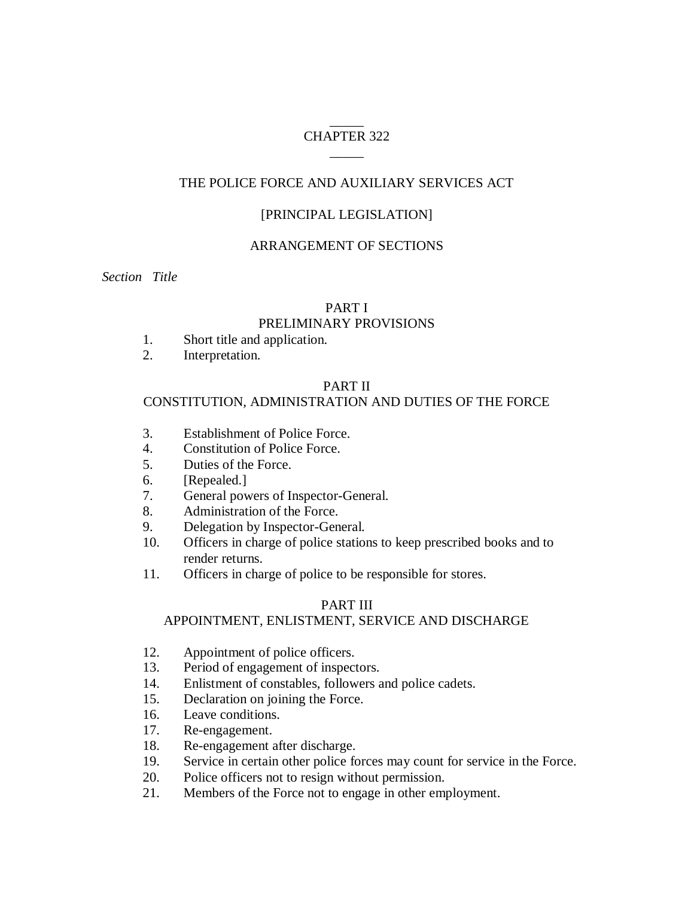# CHAPTER 322

## THE POLICE FORCE AND AUXILIARY SERVICES ACT

[PRINCIPAL LEGISLATION]

ARRANGEMENT OF SECTIONS

*Section Title*

### PART I
### PRELIMINARY PROVISIONS

1. Short title and application.
2. Interpretation.

### PART II
### CONSTITUTION, ADMINISTRATION AND DUTIES OF THE FORCE

3. Establishment of Police Force.
4. Constitution of Police Force.
5. Duties of the Force.
6. [Repealed.]
7. General powers of Inspector-General.
8. Administration of the Force.
9. Delegation by Inspector-General.
10. Officers in charge of police stations to keep prescribed books and to render returns.
11. Officers in charge of police to be responsible for stores.

### PART III
### APPOINTMENT, ENLISTMENT, SERVICE AND DISCHARGE

12. Appointment of police officers.
13. Period of engagement of inspectors.
14. Enlistment of constables, followers and police cadets.
15. Declaration on joining the Force.
16. Leave conditions.
17. Re-engagement.
18. Re-engagement after discharge.
19. Service in certain other police forces may count for service in the Force.
20. Police officers not to resign without permission.
21. Members of the Force not to engage in other employment.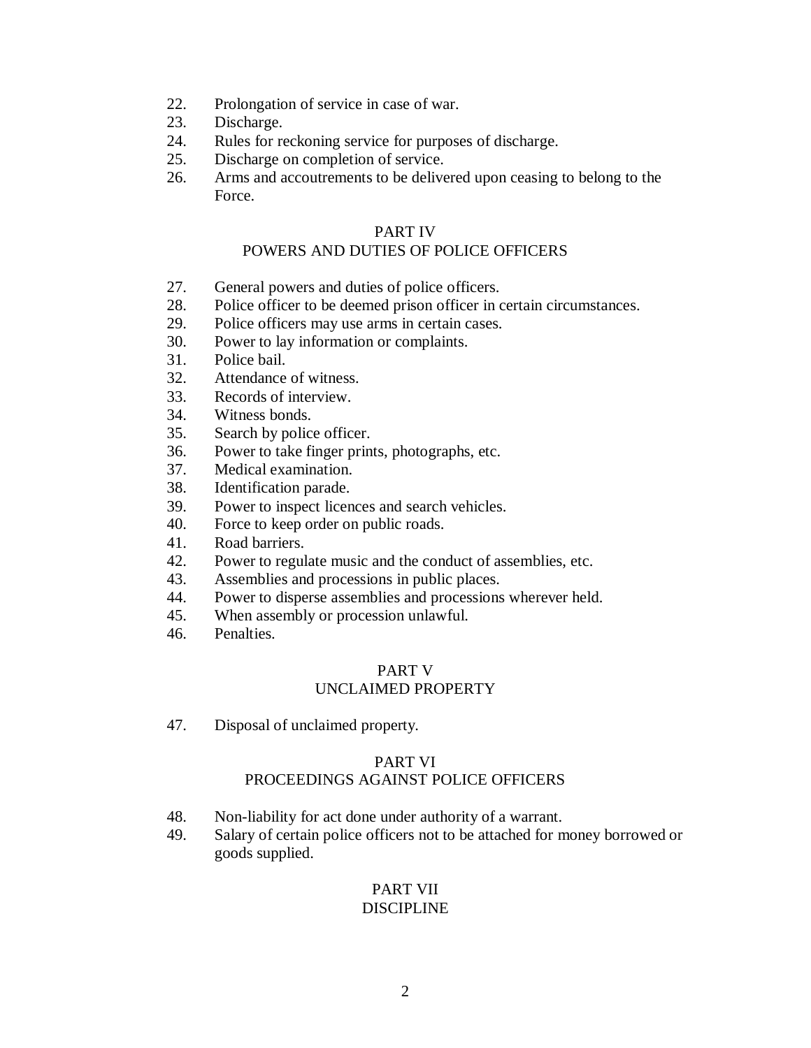22. Prolongation of service in case of war.
23. Discharge.
24. Rules for reckoning service for purposes of discharge.
25. Discharge on completion of service.
26. Arms and accoutrements to be delivered upon ceasing to belong to the Force.

## PART IV
## POWERS AND DUTIES OF POLICE OFFICERS

27. General powers and duties of police officers.
28. Police officer to be deemed prison officer in certain circumstances.
29. Police officers may use arms in certain cases.
30. Power to lay information or complaints.
31. Police bail.
32. Attendance of witness.
33. Records of interview.
34. Witness bonds.
35. Search by police officer.
36. Power to take finger prints, photographs, etc.
37. Medical examination.
38. Identification parade.
39. Power to inspect licences and search vehicles.
40. Force to keep order on public roads.
41. Road barriers.
42. Power to regulate music and the conduct of assemblies, etc.
43. Assemblies and processions in public places.
44. Power to disperse assemblies and processions wherever held.
45. When assembly or procession unlawful.
46. Penalties.

## PART V
## UNCLAIMED PROPERTY

47. Disposal of unclaimed property.

## PART VI
## PROCEEDINGS AGAINST POLICE OFFICERS

48. Non-liability for act done under authority of a warrant.
49. Salary of certain police officers not to be attached for money borrowed or goods supplied.

## PART VII
## DISCIPLINE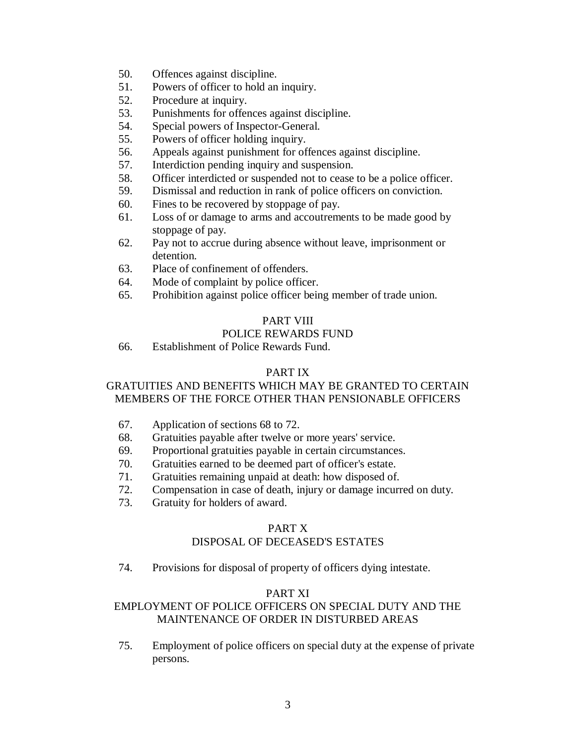50. Offences against discipline.
51. Powers of officer to hold an inquiry.
52. Procedure at inquiry.
53. Punishments for offences against discipline.
54. Special powers of Inspector-General.
55. Powers of officer holding inquiry.
56. Appeals against punishment for offences against discipline.
57. Interdiction pending inquiry and suspension.
58. Officer interdicted or suspended not to cease to be a police officer.
59. Dismissal and reduction in rank of police officers on conviction.
60. Fines to be recovered by stoppage of pay.
61. Loss of or damage to arms and accoutrements to be made good by stoppage of pay.
62. Pay not to accrue during absence without leave, imprisonment or detention.
63. Place of confinement of offenders.
64. Mode of complaint by police officer.
65. Prohibition against police officer being member of trade union.

## PART VIII

## POLICE REWARDS FUND

66. Establishment of Police Rewards Fund.

## PART IX

## GRATUITIES AND BENEFITS WHICH MAY BE GRANTED TO CERTAIN MEMBERS OF THE FORCE OTHER THAN PENSIONABLE OFFICERS

67. Application of sections 68 to 72.
68. Gratuities payable after twelve or more years' service.
69. Proportional gratuities payable in certain circumstances.
70. Gratuities earned to be deemed part of officer's estate.
71. Gratuities remaining unpaid at death: how disposed of.
72. Compensation in case of death, injury or damage incurred on duty.
73. Gratuity for holders of award.

## PART X

## DISPOSAL OF DECEASED'S ESTATES

74. Provisions for disposal of property of officers dying intestate.

## PART XI

## EMPLOYMENT OF POLICE OFFICERS ON SPECIAL DUTY AND THE MAINTENANCE OF ORDER IN DISTURBED AREAS

75. Employment of police officers on special duty at the expense of private persons.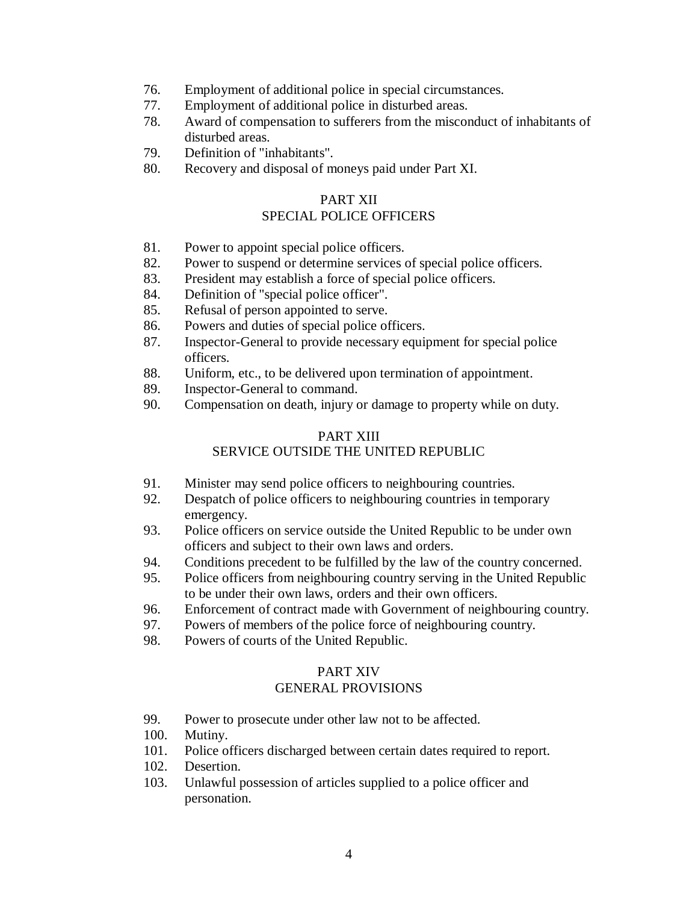76. Employment of additional police in special circumstances.
77. Employment of additional police in disturbed areas.
78. Award of compensation to sufferers from the misconduct of inhabitants of disturbed areas.
79. Definition of "inhabitants".
80. Recovery and disposal of moneys paid under Part XI.

## PART XII
## SPECIAL POLICE OFFICERS

81. Power to appoint special police officers.
82. Power to suspend or determine services of special police officers.
83. President may establish a force of special police officers.
84. Definition of "special police officer".
85. Refusal of person appointed to serve.
86. Powers and duties of special police officers.
87. Inspector-General to provide necessary equipment for special police officers.
88. Uniform, etc., to be delivered upon termination of appointment.
89. Inspector-General to command.
90. Compensation on death, injury or damage to property while on duty.

## PART XIII
## SERVICE OUTSIDE THE UNITED REPUBLIC

91. Minister may send police officers to neighbouring countries.
92. Despatch of police officers to neighbouring countries in temporary emergency.
93. Police officers on service outside the United Republic to be under own officers and subject to their own laws and orders.
94. Conditions precedent to be fulfilled by the law of the country concerned.
95. Police officers from neighbouring country serving in the United Republic to be under their own laws, orders and their own officers.
96. Enforcement of contract made with Government of neighbouring country.
97. Powers of members of the police force of neighbouring country.
98. Powers of courts of the United Republic.

## PART XIV
## GENERAL PROVISIONS

99. Power to prosecute under other law not to be affected.
100. Mutiny.
101. Police officers discharged between certain dates required to report.
102. Desertion.
103. Unlawful possession of articles supplied to a police officer and personation.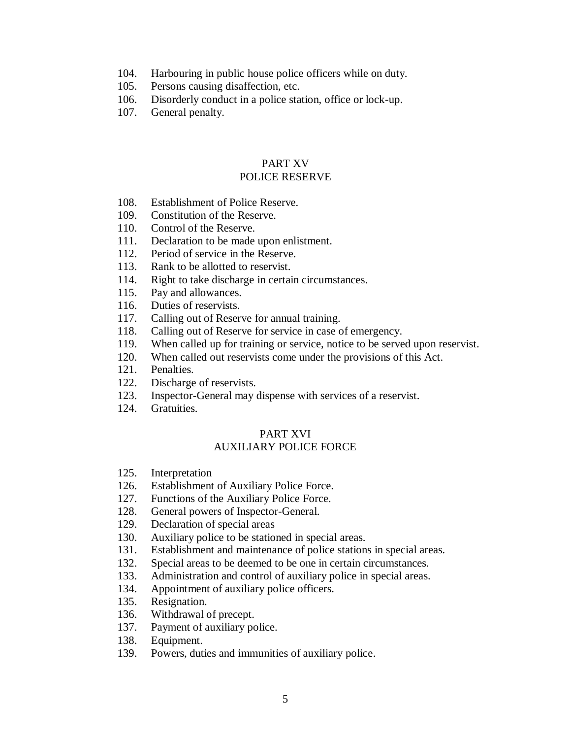104. Harbouring in public house police officers while on duty.
105. Persons causing disaffection, etc.
106. Disorderly conduct in a police station, office or lock-up.
107. General penalty.

## PART XV
## POLICE RESERVE

108. Establishment of Police Reserve.
109. Constitution of the Reserve.
110. Control of the Reserve.
111. Declaration to be made upon enlistment.
112. Period of service in the Reserve.
113. Rank to be allotted to reservist.
114. Right to take discharge in certain circumstances.
115. Pay and allowances.
116. Duties of reservists.
117. Calling out of Reserve for annual training.
118. Calling out of Reserve for service in case of emergency.
119. When called up for training or service, notice to be served upon reservist.
120. When called out reservists come under the provisions of this Act.
121. Penalties.
122. Discharge of reservists.
123. Inspector-General may dispense with services of a reservist.
124. Gratuities.

## PART XVI
## AUXILIARY POLICE FORCE

125. Interpretation
126. Establishment of Auxiliary Police Force.
127. Functions of the Auxiliary Police Force.
128. General powers of Inspector-General.
129. Declaration of special areas
130. Auxiliary police to be stationed in special areas.
131. Establishment and maintenance of police stations in special areas.
132. Special areas to be deemed to be one in certain circumstances.
133. Administration and control of auxiliary police in special areas.
134. Appointment of auxiliary police officers.
135. Resignation.
136. Withdrawal of precept.
137. Payment of auxiliary police.
138. Equipment.
139. Powers, duties and immunities of auxiliary police.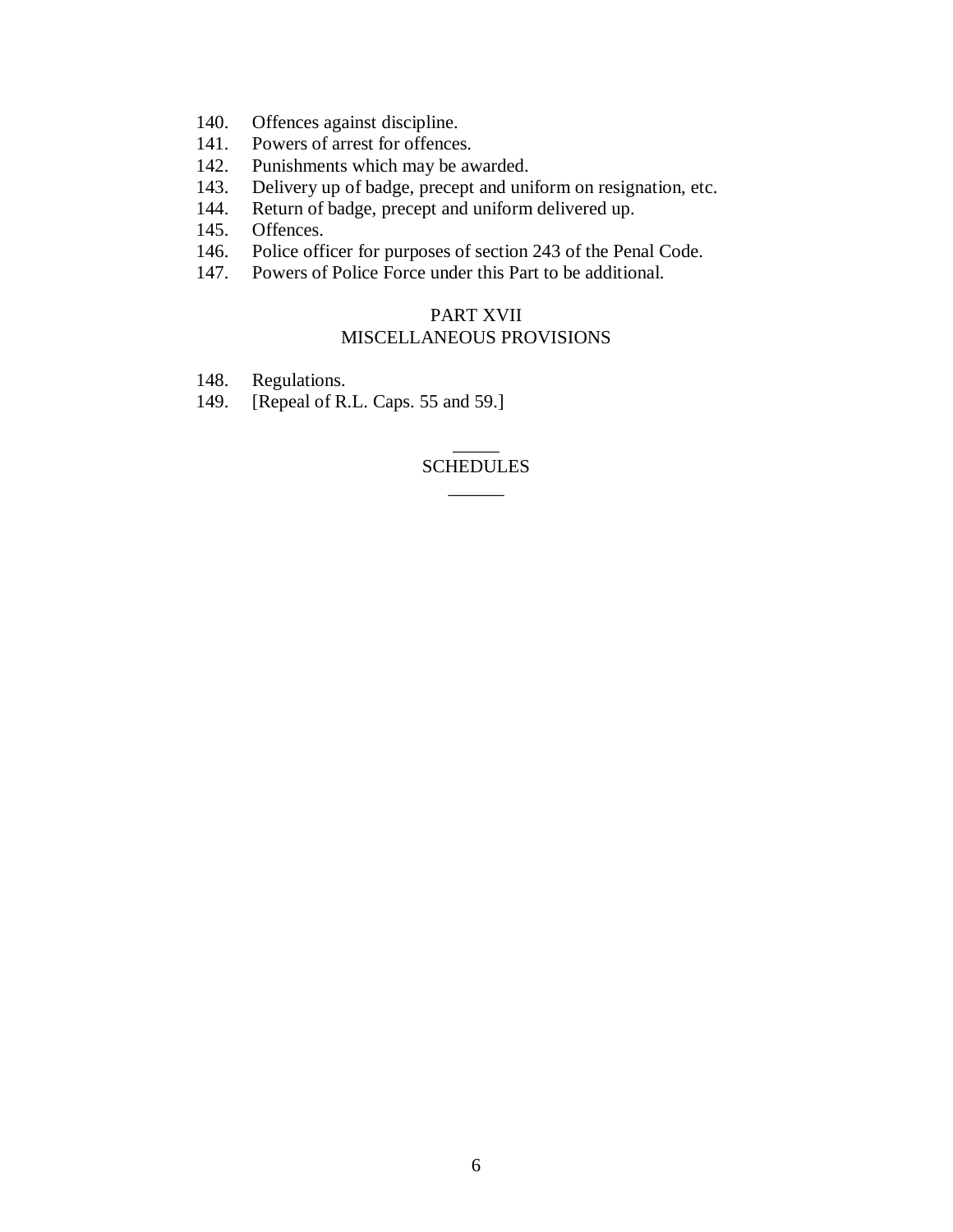140. Offences against discipline.
141. Powers of arrest for offences.
142. Punishments which may be awarded.
143. Delivery up of badge, precept and uniform on resignation, etc.
144. Return of badge, precept and uniform delivered up.
145. Offences.
146. Police officer for purposes of section 243 of the Penal Code.
147. Powers of Police Force under this Part to be additional.

PART XVII
MISCELLANEOUS PROVISIONS

148. Regulations.
149. [Repeal of R.L. Caps. 55 and 59.]

SCHEDULES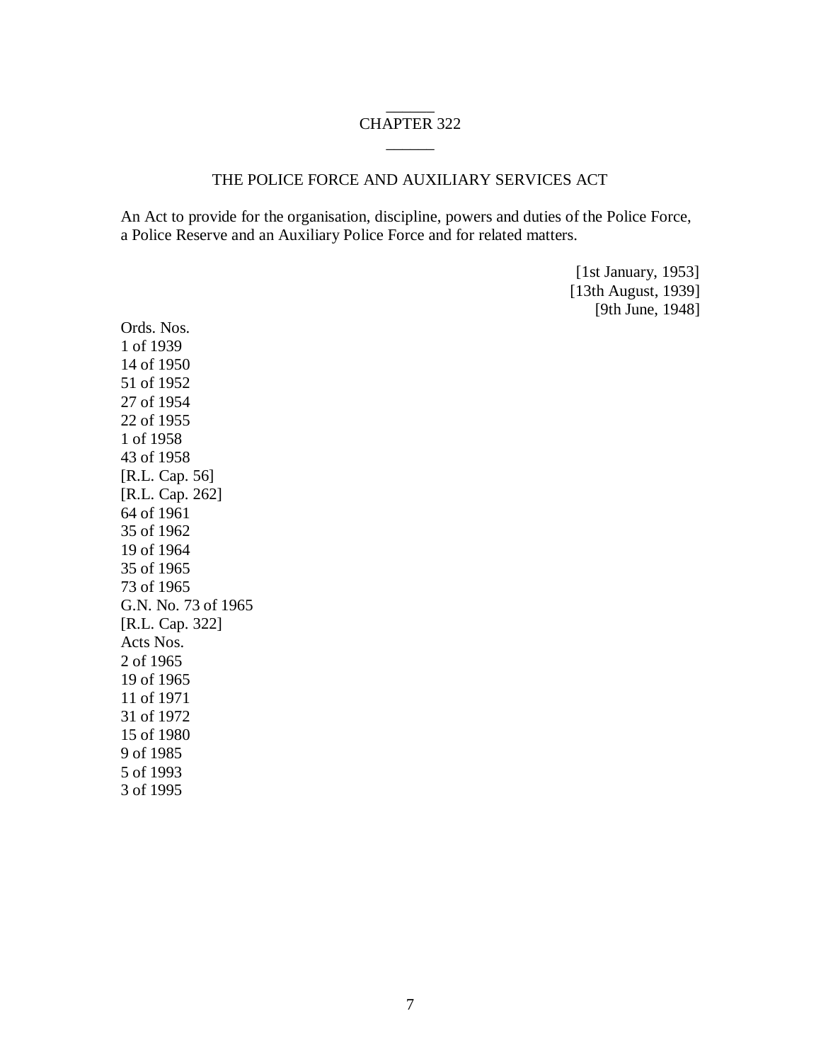# CHAPTER 322

## THE POLICE FORCE AND AUXILIARY SERVICES ACT

An Act to provide for the organisation, discipline, powers and duties of the Police Force, a Police Reserve and an Auxiliary Police Force and for related matters.

[1st January, 1953]
[13th August, 1939]
[9th June, 1948]

Ords. Nos.
1 of 1939
14 of 1950
51 of 1952
27 of 1954
22 of 1955
1 of 1958
43 of 1958
[R.L. Cap. 56]
[R.L. Cap. 262]
64 of 1961
35 of 1962
19 of 1964
35 of 1965
73 of 1965
G.N. No. 73 of 1965
[R.L. Cap. 322]
Acts Nos.
2 of 1965
19 of 1965
11 of 1971
31 of 1972
15 of 1980
9 of 1985
5 of 1993
3 of 1995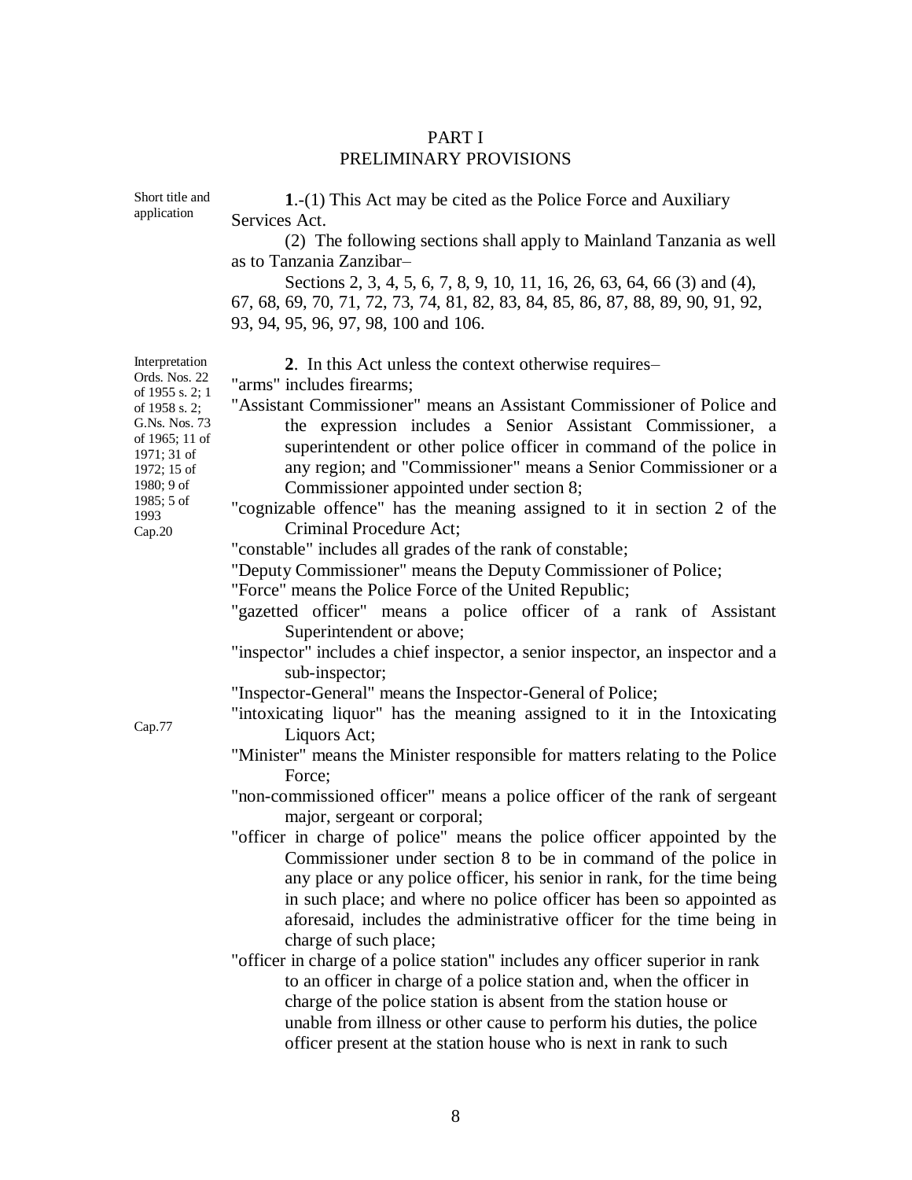# PART I
## PRELIMINARY PROVISIONS

Short title and application

**1**.-(1) This Act may be cited as the Police Force and Auxiliary Services Act.

(2) The following sections shall apply to Mainland Tanzania as well as to Tanzania Zanzibar–

Sections 2, 3, 4, 5, 6, 7, 8, 9, 10, 11, 16, 26, 63, 64, 66 (3) and (4), 67, 68, 69, 70, 71, 72, 73, 74, 81, 82, 83, 84, 85, 86, 87, 88, 89, 90, 91, 92, 93, 94, 95, 96, 97, 98, 100 and 106.

Interpretation Ords. Nos. 22 of 1955 s. 2; 1 of 1958 s. 2; G.Ns. Nos. 73 of 1965; 11 of 1971; 31 of 1972; 15 of 1980; 9 of 1985; 5 of 1993

**2**. In this Act unless the context otherwise requires–

"arms" includes firearms;

"Assistant Commissioner" means an Assistant Commissioner of Police and the expression includes a Senior Assistant Commissioner, a superintendent or other police officer in command of the police in any region; and "Commissioner" means a Senior Commissioner or a Commissioner appointed under section 8;

Cap.20

"cognizable offence" has the meaning assigned to it in section 2 of the Criminal Procedure Act;

"constable" includes all grades of the rank of constable;

"Deputy Commissioner" means the Deputy Commissioner of Police;

"Force" means the Police Force of the United Republic;

"gazetted officer" means a police officer of a rank of Assistant Superintendent or above;

"inspector" includes a chief inspector, a senior inspector, an inspector and a sub-inspector;

"Inspector-General" means the Inspector-General of Police;

Cap.77

"intoxicating liquor" has the meaning assigned to it in the Intoxicating Liquors Act;

"Minister" means the Minister responsible for matters relating to the Police Force;

"non-commissioned officer" means a police officer of the rank of sergeant major, sergeant or corporal;

"officer in charge of police" means the police officer appointed by the Commissioner under section 8 to be in command of the police in any place or any police officer, his senior in rank, for the time being in such place; and where no police officer has been so appointed as aforesaid, includes the administrative officer for the time being in charge of such place;

"officer in charge of a police station" includes any officer superior in rank to an officer in charge of a police station and, when the officer in charge of the police station is absent from the station house or unable from illness or other cause to perform his duties, the police officer present at the station house who is next in rank to such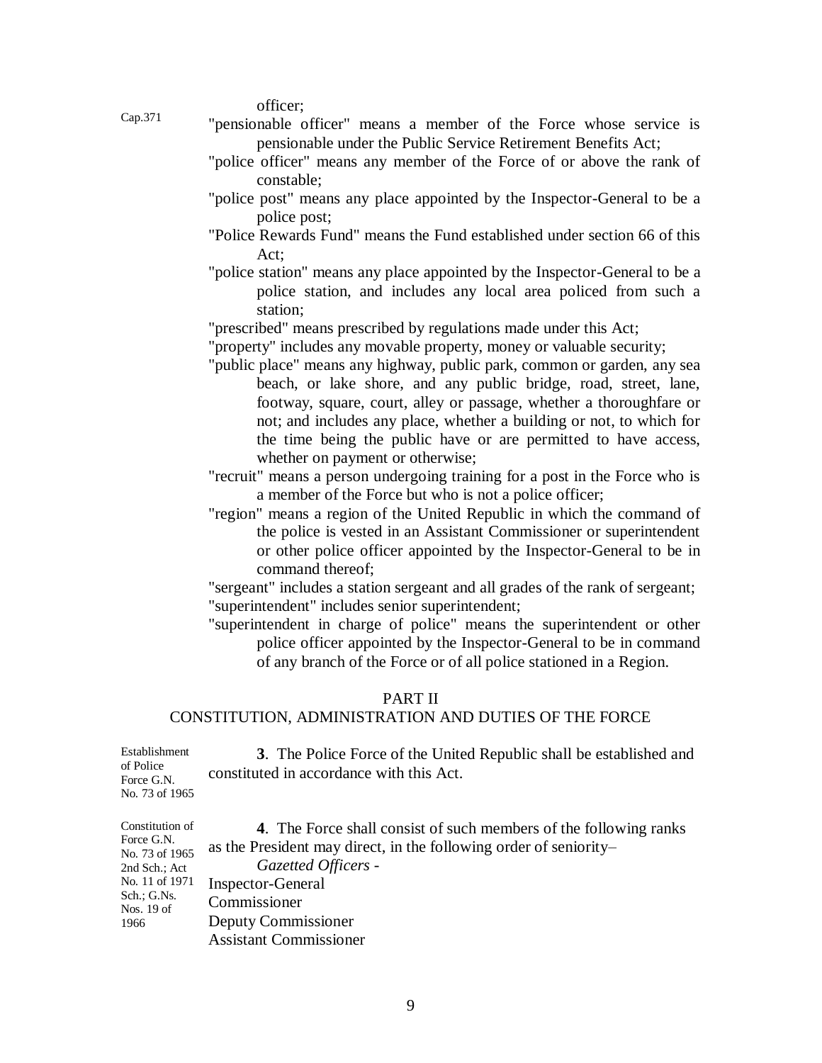officer;

Cap.371

"pensionable officer" means a member of the Force whose service is pensionable under the Public Service Retirement Benefits Act;

"police officer" means any member of the Force of or above the rank of constable;

"police post" means any place appointed by the Inspector-General to be a police post;

"Police Rewards Fund" means the Fund established under section 66 of this Act;

"police station" means any place appointed by the Inspector-General to be a police station, and includes any local area policed from such a station;

"prescribed" means prescribed by regulations made under this Act;

"property" includes any movable property, money or valuable security;

"public place" means any highway, public park, common or garden, any sea beach, or lake shore, and any public bridge, road, street, lane, footway, square, court, alley or passage, whether a thoroughfare or not; and includes any place, whether a building or not, to which for the time being the public have or are permitted to have access, whether on payment or otherwise;

"recruit" means a person undergoing training for a post in the Force who is a member of the Force but who is not a police officer;

"region" means a region of the United Republic in which the command of the police is vested in an Assistant Commissioner or superintendent or other police officer appointed by the Inspector-General to be in command thereof;

"sergeant" includes a station sergeant and all grades of the rank of sergeant;

"superintendent" includes senior superintendent;

"superintendent in charge of police" means the superintendent or other police officer appointed by the Inspector-General to be in command of any branch of the Force or of all police stationed in a Region.

## PART II
## CONSTITUTION, ADMINISTRATION AND DUTIES OF THE FORCE

Establishment of Police Force G.N. No. 73 of 1965

**3**. The Police Force of the United Republic shall be established and constituted in accordance with this Act.

Constitution of Force G.N. No. 73 of 1965 2nd Sch.; Act No. 11 of 1971 Sch.; G.Ns. Nos. 19 of 1966

**4**. The Force shall consist of such members of the following ranks as the President may direct, in the following order of seniority–

*Gazetted Officers* -

Inspector-General

Commissioner

Deputy Commissioner

Assistant Commissioner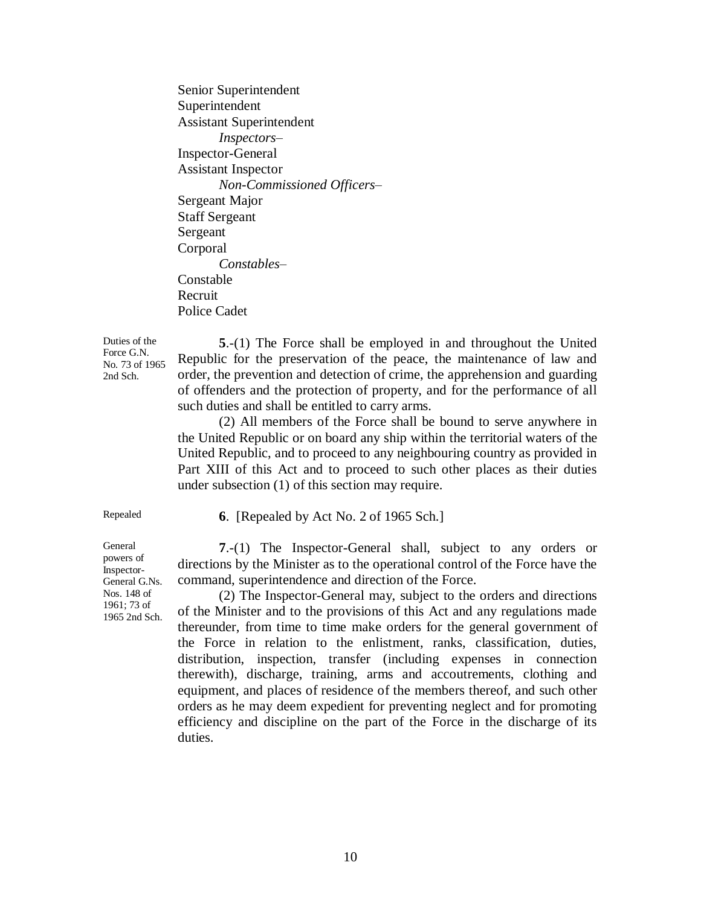Senior Superintendent
Superintendent
Assistant Superintendent

*Inspectors*–

Inspector-General
Assistant Inspector

*Non-Commissioned Officers*–

Sergeant Major
Staff Sergeant
Sergeant
Corporal

*Constables*–

Constable
Recruit
Police Cadet

Duties of the Force G.N. No. 73 of 1965 2nd Sch.

**5**.-(1) The Force shall be employed in and throughout the United Republic for the preservation of the peace, the maintenance of law and order, the prevention and detection of crime, the apprehension and guarding of offenders and the protection of property, and for the performance of all such duties and shall be entitled to carry arms.

(2) All members of the Force shall be bound to serve anywhere in the United Republic or on board any ship within the territorial waters of the United Republic, and to proceed to any neighbouring country as provided in Part XIII of this Act and to proceed to such other places as their duties under subsection (1) of this section may require.

Repealed

**6**. [Repealed by Act No. 2 of 1965 Sch.]

General powers of Inspector-General G.Ns. Nos. 148 of 1961; 73 of 1965 2nd Sch.

**7**.-(1) The Inspector-General shall, subject to any orders or directions by the Minister as to the operational control of the Force have the command, superintendence and direction of the Force.

(2) The Inspector-General may, subject to the orders and directions of the Minister and to the provisions of this Act and any regulations made thereunder, from time to time make orders for the general government of the Force in relation to the enlistment, ranks, classification, duties, distribution, inspection, transfer (including expenses in connection therewith), discharge, training, arms and accoutrements, clothing and equipment, and places of residence of the members thereof, and such other orders as he may deem expedient for preventing neglect and for promoting efficiency and discipline on the part of the Force in the discharge of its duties.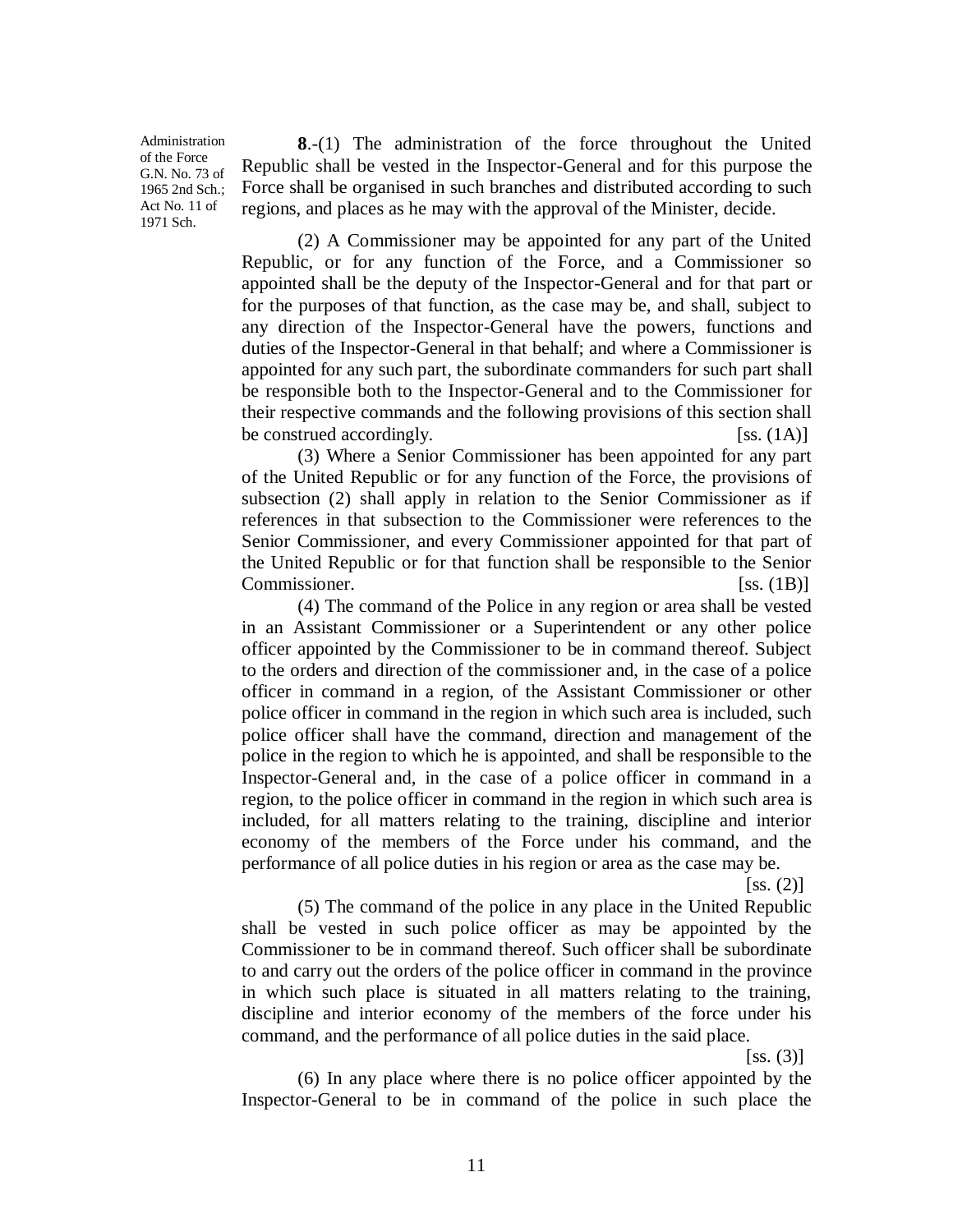Administration of the Force G.N. No. 73 of 1965 2nd Sch.; Act No. 11 of 1971 Sch.

**8**.-(1) The administration of the force throughout the United Republic shall be vested in the Inspector-General and for this purpose the Force shall be organised in such branches and distributed according to such regions, and places as he may with the approval of the Minister, decide.

(2) A Commissioner may be appointed for any part of the United Republic, or for any function of the Force, and a Commissioner so appointed shall be the deputy of the Inspector-General and for that part or for the purposes of that function, as the case may be, and shall, subject to any direction of the Inspector-General have the powers, functions and duties of the Inspector-General in that behalf; and where a Commissioner is appointed for any such part, the subordinate commanders for such part shall be responsible both to the Inspector-General and to the Commissioner for their respective commands and the following provisions of this section shall be construed accordingly. [ss. (1A)]

(3) Where a Senior Commissioner has been appointed for any part of the United Republic or for any function of the Force, the provisions of subsection (2) shall apply in relation to the Senior Commissioner as if references in that subsection to the Commissioner were references to the Senior Commissioner, and every Commissioner appointed for that part of the United Republic or for that function shall be responsible to the Senior Commissioner. [ss. (1B)]

(4) The command of the Police in any region or area shall be vested in an Assistant Commissioner or a Superintendent or any other police officer appointed by the Commissioner to be in command thereof. Subject to the orders and direction of the commissioner and, in the case of a police officer in command in a region, of the Assistant Commissioner or other police officer in command in the region in which such area is included, such police officer shall have the command, direction and management of the police in the region to which he is appointed, and shall be responsible to the Inspector-General and, in the case of a police officer in command in a region, to the police officer in command in the region in which such area is included, for all matters relating to the training, discipline and interior economy of the members of the Force under his command, and the performance of all police duties in his region or area as the case may be. [ss. (2)]

(5) The command of the police in any place in the United Republic shall be vested in such police officer as may be appointed by the Commissioner to be in command thereof. Such officer shall be subordinate to and carry out the orders of the police officer in command in the province in which such place is situated in all matters relating to the training, discipline and interior economy of the members of the force under his command, and the performance of all police duties in the said place. [ss. (3)]

(6) In any place where there is no police officer appointed by the Inspector-General to be in command of the police in such place the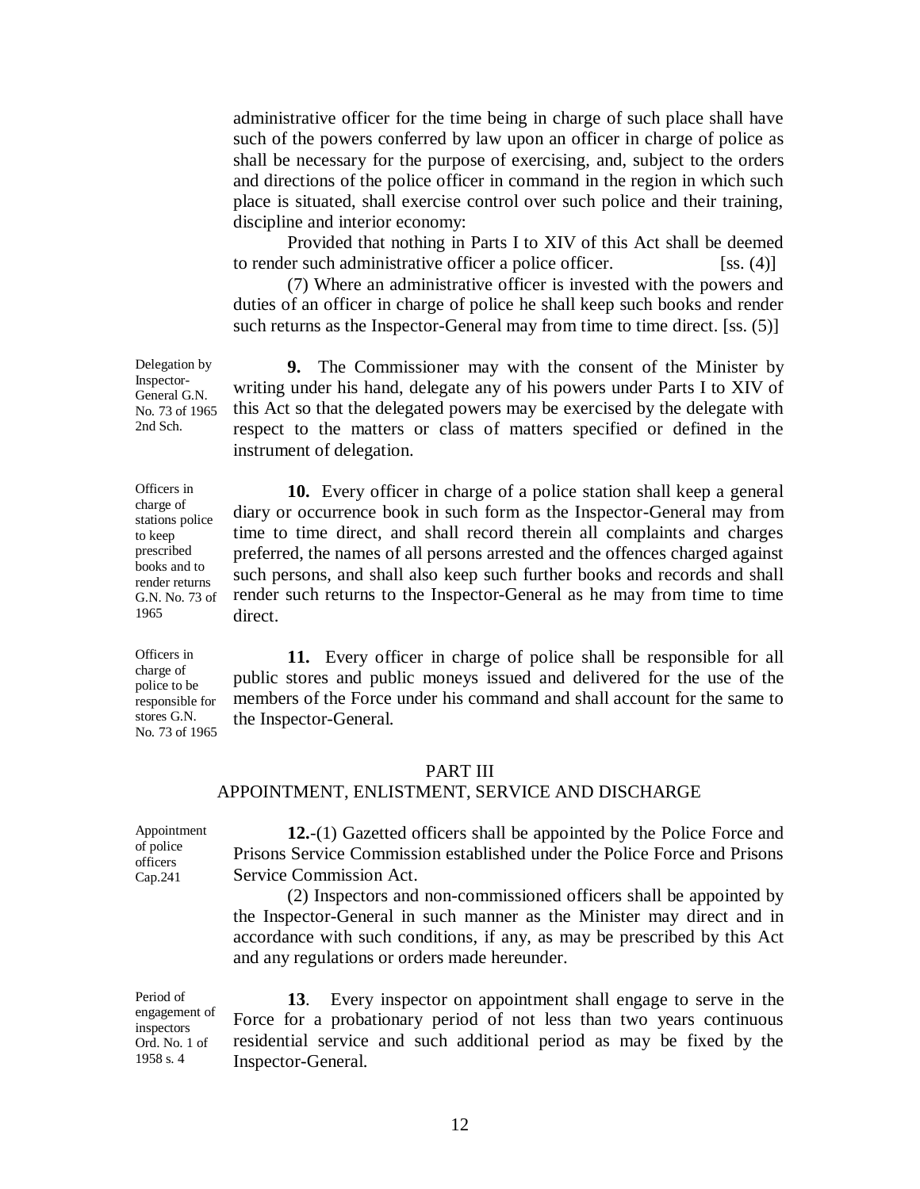administrative officer for the time being in charge of such place shall have such of the powers conferred by law upon an officer in charge of police as shall be necessary for the purpose of exercising, and, subject to the orders and directions of the police officer in command in the region in which such place is situated, shall exercise control over such police and their training, discipline and interior economy:

Provided that nothing in Parts I to XIV of this Act shall be deemed to render such administrative officer a police officer. [ss. (4)]

(7) Where an administrative officer is invested with the powers and duties of an officer in charge of police he shall keep such books and render such returns as the Inspector-General may from time to time direct. [ss. (5)]

Delegation by Inspector-General G.N. No. 73 of 1965 2nd Sch.

**9.** The Commissioner may with the consent of the Minister by writing under his hand, delegate any of his powers under Parts I to XIV of this Act so that the delegated powers may be exercised by the delegate with respect to the matters or class of matters specified or defined in the instrument of delegation.

Officers in charge of stations police to keep prescribed books and to render returns G.N. No. 73 of 1965

**10.** Every officer in charge of a police station shall keep a general diary or occurrence book in such form as the Inspector-General may from time to time direct, and shall record therein all complaints and charges preferred, the names of all persons arrested and the offences charged against such persons, and shall also keep such further books and records and shall render such returns to the Inspector-General as he may from time to time direct.

Officers in charge of police to be responsible for stores G.N. No. 73 of 1965

**11.** Every officer in charge of police shall be responsible for all public stores and public moneys issued and delivered for the use of the members of the Force under his command and shall account for the same to the Inspector-General.

## PART III
## APPOINTMENT, ENLISTMENT, SERVICE AND DISCHARGE

Appointment of police officers Cap.241

**12.**-(1) Gazetted officers shall be appointed by the Police Force and Prisons Service Commission established under the Police Force and Prisons Service Commission Act.

(2) Inspectors and non-commissioned officers shall be appointed by the Inspector-General in such manner as the Minister may direct and in accordance with such conditions, if any, as may be prescribed by this Act and any regulations or orders made hereunder.

Period of engagement of inspectors Ord. No. 1 of 1958 s. 4

**13**. Every inspector on appointment shall engage to serve in the Force for a probationary period of not less than two years continuous residential service and such additional period as may be fixed by the Inspector-General.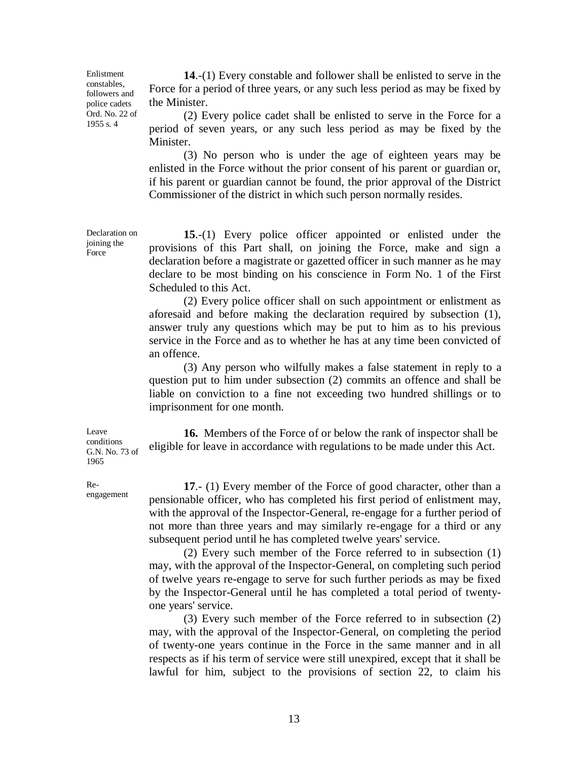Enlistment constables, followers and police cadets Ord. No. 22 of 1955 s. 4

**14**.-(1) Every constable and follower shall be enlisted to serve in the Force for a period of three years, or any such less period as may be fixed by the Minister.

(2) Every police cadet shall be enlisted to serve in the Force for a period of seven years, or any such less period as may be fixed by the Minister.

(3) No person who is under the age of eighteen years may be enlisted in the Force without the prior consent of his parent or guardian or, if his parent or guardian cannot be found, the prior approval of the District Commissioner of the district in which such person normally resides.

Declaration on joining the Force

**15**.-(1) Every police officer appointed or enlisted under the provisions of this Part shall, on joining the Force, make and sign a declaration before a magistrate or gazetted officer in such manner as he may declare to be most binding on his conscience in Form No. 1 of the First Scheduled to this Act.

(2) Every police officer shall on such appointment or enlistment as aforesaid and before making the declaration required by subsection (1), answer truly any questions which may be put to him as to his previous service in the Force and as to whether he has at any time been convicted of an offence.

(3) Any person who wilfully makes a false statement in reply to a question put to him under subsection (2) commits an offence and shall be liable on conviction to a fine not exceeding two hundred shillings or to imprisonment for one month.

Leave conditions G.N. No. 73 of 1965

**16.** Members of the Force of or below the rank of inspector shall be eligible for leave in accordance with regulations to be made under this Act.

Re-engagement

**17**.- (1) Every member of the Force of good character, other than a pensionable officer, who has completed his first period of enlistment may, with the approval of the Inspector-General, re-engage for a further period of not more than three years and may similarly re-engage for a third or any subsequent period until he has completed twelve years' service.

(2) Every such member of the Force referred to in subsection (1) may, with the approval of the Inspector-General, on completing such period of twelve years re-engage to serve for such further periods as may be fixed by the Inspector-General until he has completed a total period of twenty-one years' service.

(3) Every such member of the Force referred to in subsection (2) may, with the approval of the Inspector-General, on completing the period of twenty-one years continue in the Force in the same manner and in all respects as if his term of service were still unexpired, except that it shall be lawful for him, subject to the provisions of section 22, to claim his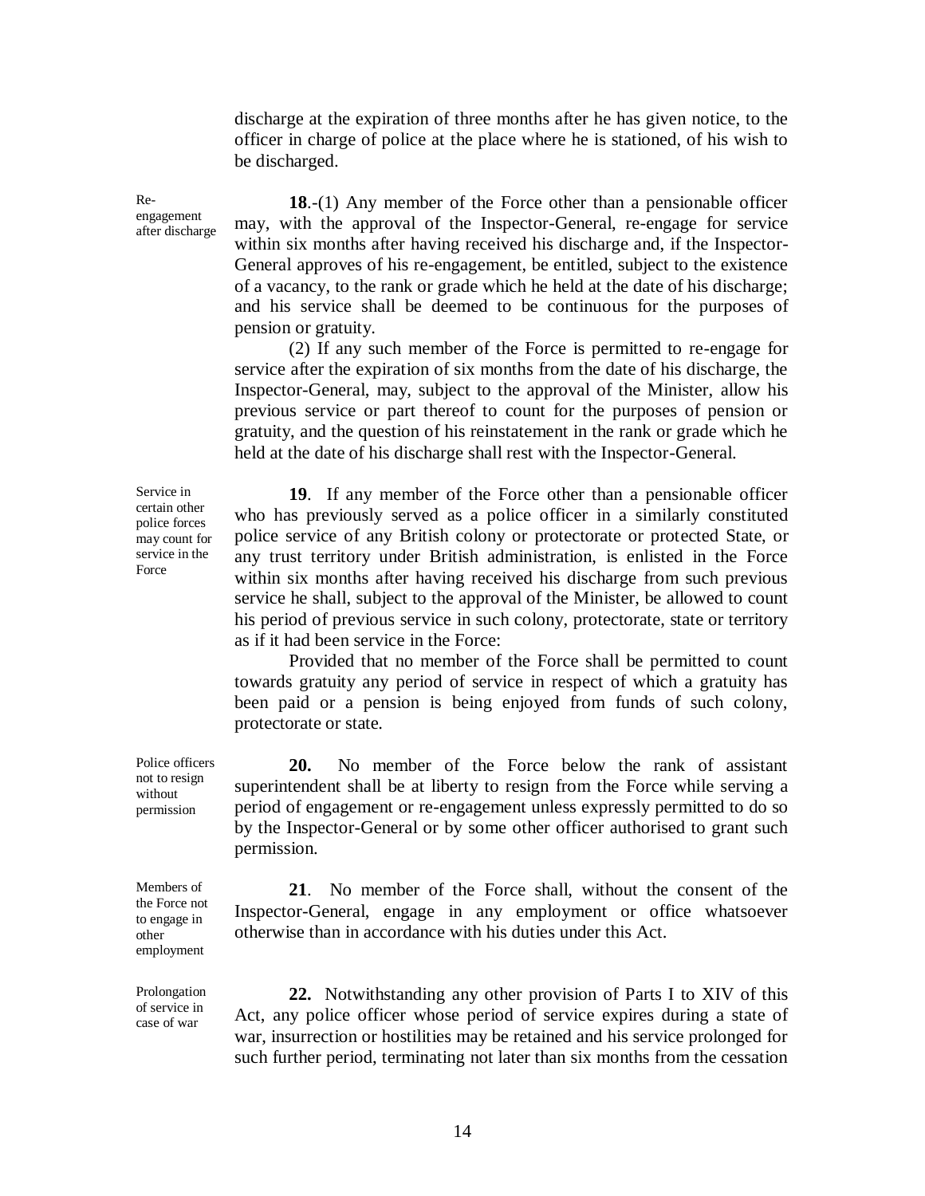discharge at the expiration of three months after he has given notice, to the officer in charge of police at the place where he is stationed, of his wish to be discharged.

*Re-engagement after discharge*

**18**.-(1) Any member of the Force other than a pensionable officer may, with the approval of the Inspector-General, re-engage for service within six months after having received his discharge and, if the Inspector-General approves of his re-engagement, be entitled, subject to the existence of a vacancy, to the rank or grade which he held at the date of his discharge; and his service shall be deemed to be continuous for the purposes of pension or gratuity.

(2) If any such member of the Force is permitted to re-engage for service after the expiration of six months from the date of his discharge, the Inspector-General, may, subject to the approval of the Minister, allow his previous service or part thereof to count for the purposes of pension or gratuity, and the question of his reinstatement in the rank or grade which he held at the date of his discharge shall rest with the Inspector-General.

*Service in certain other police forces may count for service in the Force*

**19**. If any member of the Force other than a pensionable officer who has previously served as a police officer in a similarly constituted police service of any British colony or protectorate or protected State, or any trust territory under British administration, is enlisted in the Force within six months after having received his discharge from such previous service he shall, subject to the approval of the Minister, be allowed to count his period of previous service in such colony, protectorate, state or territory as if it had been service in the Force:

Provided that no member of the Force shall be permitted to count towards gratuity any period of service in respect of which a gratuity has been paid or a pension is being enjoyed from funds of such colony, protectorate or state.

*Police officers not to resign without permission*

**20.** No member of the Force below the rank of assistant superintendent shall be at liberty to resign from the Force while serving a period of engagement or re-engagement unless expressly permitted to do so by the Inspector-General or by some other officer authorised to grant such permission.

*Members of the Force not to engage in other employment*

**21**. No member of the Force shall, without the consent of the Inspector-General, engage in any employment or office whatsoever otherwise than in accordance with his duties under this Act.

*Prolongation of service in case of war*

**22.** Notwithstanding any other provision of Parts I to XIV of this Act, any police officer whose period of service expires during a state of war, insurrection or hostilities may be retained and his service prolonged for such further period, terminating not later than six months from the cessation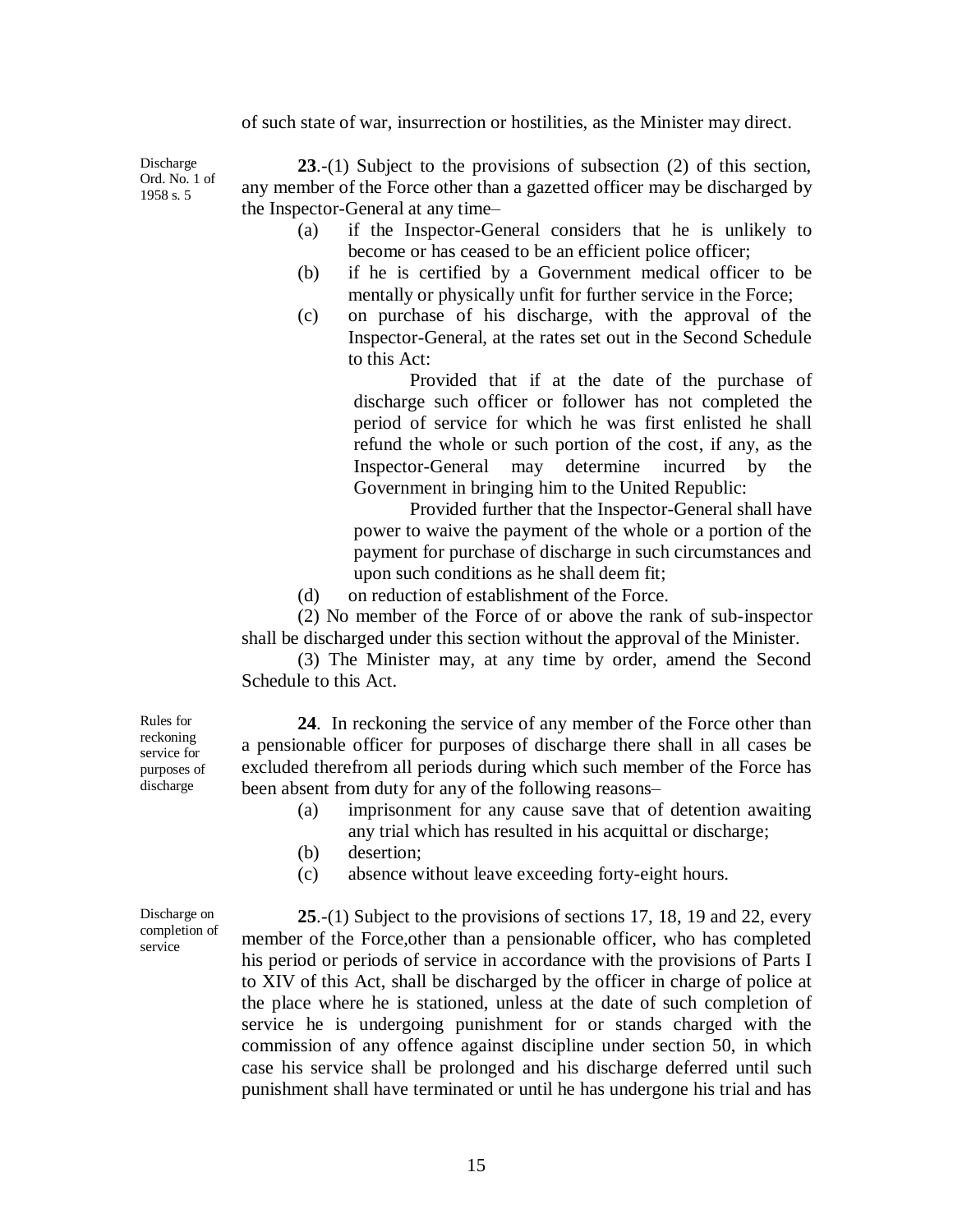of such state of war, insurrection or hostilities, as the Minister may direct.

Discharge Ord. No. 1 of 1958 s. 5

**23**.-(1) Subject to the provisions of subsection (2) of this section, any member of the Force other than a gazetted officer may be discharged by the Inspector-General at any time–

(a) if the Inspector-General considers that he is unlikely to become or has ceased to be an efficient police officer;

(b) if he is certified by a Government medical officer to be mentally or physically unfit for further service in the Force;

(c) on purchase of his discharge, with the approval of the Inspector-General, at the rates set out in the Second Schedule to this Act:

Provided that if at the date of the purchase of discharge such officer or follower has not completed the period of service for which he was first enlisted he shall refund the whole or such portion of the cost, if any, as the Inspector-General may determine incurred by the Government in bringing him to the United Republic:

Provided further that the Inspector-General shall have power to waive the payment of the whole or a portion of the payment for purchase of discharge in such circumstances and upon such conditions as he shall deem fit;

(d) on reduction of establishment of the Force.

(2) No member of the Force of or above the rank of sub-inspector shall be discharged under this section without the approval of the Minister.

(3) The Minister may, at any time by order, amend the Second Schedule to this Act.

Rules for reckoning service for purposes of discharge

**24**. In reckoning the service of any member of the Force other than a pensionable officer for purposes of discharge there shall in all cases be excluded therefrom all periods during which such member of the Force has been absent from duty for any of the following reasons–

(a) imprisonment for any cause save that of detention awaiting any trial which has resulted in his acquittal or discharge;

(b) desertion;

(c) absence without leave exceeding forty-eight hours.

Discharge on completion of service

**25**.-(1) Subject to the provisions of sections 17, 18, 19 and 22, every member of the Force,other than a pensionable officer, who has completed his period or periods of service in accordance with the provisions of Parts I to XIV of this Act, shall be discharged by the officer in charge of police at the place where he is stationed, unless at the date of such completion of service he is undergoing punishment for or stands charged with the commission of any offence against discipline under section 50, in which case his service shall be prolonged and his discharge deferred until such punishment shall have terminated or until he has undergone his trial and has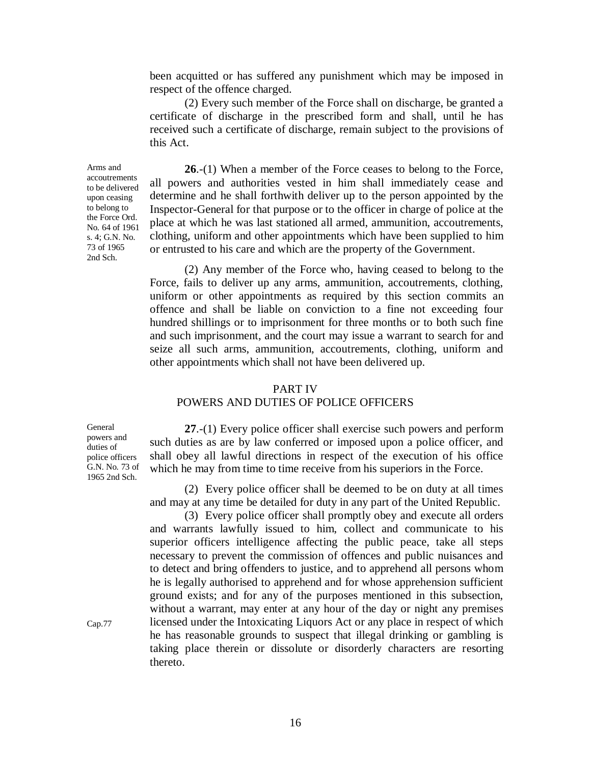been acquitted or has suffered any punishment which may be imposed in respect of the offence charged.

(2) Every such member of the Force shall on discharge, be granted a certificate of discharge in the prescribed form and shall, until he has received such a certificate of discharge, remain subject to the provisions of this Act.

Arms and accoutrements to be delivered upon ceasing to belong to the Force Ord. No. 64 of 1961 s. 4; G.N. No. 73 of 1965 2nd Sch.

**26**.-(1) When a member of the Force ceases to belong to the Force, all powers and authorities vested in him shall immediately cease and determine and he shall forthwith deliver up to the person appointed by the Inspector-General for that purpose or to the officer in charge of police at the place at which he was last stationed all armed, ammunition, accoutrements, clothing, uniform and other appointments which have been supplied to him or entrusted to his care and which are the property of the Government.

(2) Any member of the Force who, having ceased to belong to the Force, fails to deliver up any arms, ammunition, accoutrements, clothing, uniform or other appointments as required by this section commits an offence and shall be liable on conviction to a fine not exceeding four hundred shillings or to imprisonment for three months or to both such fine and such imprisonment, and the court may issue a warrant to search for and seize all such arms, ammunition, accoutrements, clothing, uniform and other appointments which shall not have been delivered up.

## PART IV
## POWERS AND DUTIES OF POLICE OFFICERS

General powers and duties of police officers G.N. No. 73 of 1965 2nd Sch.

**27**.-(1) Every police officer shall exercise such powers and perform such duties as are by law conferred or imposed upon a police officer, and shall obey all lawful directions in respect of the execution of his office which he may from time to time receive from his superiors in the Force.

(2) Every police officer shall be deemed to be on duty at all times and may at any time be detailed for duty in any part of the United Republic.

(3) Every police officer shall promptly obey and execute all orders and warrants lawfully issued to him, collect and communicate to his superior officers intelligence affecting the public peace, take all steps necessary to prevent the commission of offences and public nuisances and to detect and bring offenders to justice, and to apprehend all persons whom he is legally authorised to apprehend and for whose apprehension sufficient ground exists; and for any of the purposes mentioned in this subsection, without a warrant, may enter at any hour of the day or night any premises licensed under the Intoxicating Liquors Act or any place in respect of which he has reasonable grounds to suspect that illegal drinking or gambling is taking place therein or dissolute or disorderly characters are resorting thereto.

Cap.77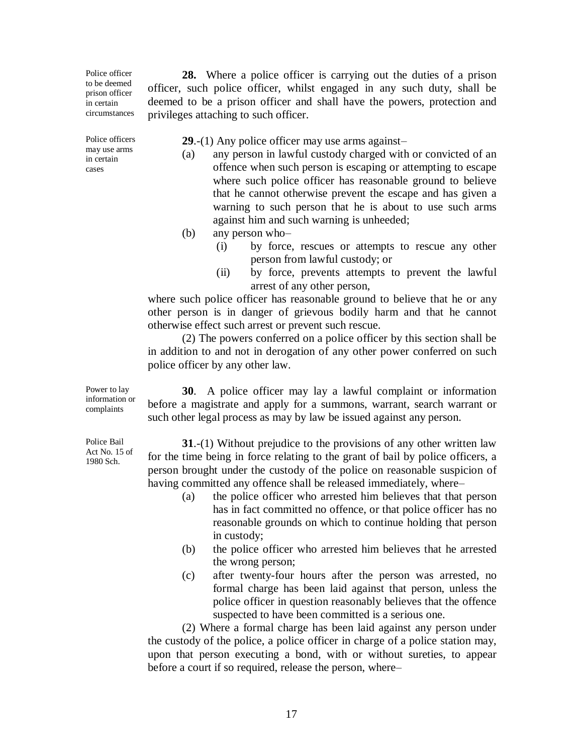Police officer to be deemed prison officer in certain circumstances

**28.** Where a police officer is carrying out the duties of a prison officer, such police officer, whilst engaged in any such duty, shall be deemed to be a prison officer and shall have the powers, protection and privileges attaching to such officer.

Police officers may use arms in certain cases

**29**.-(1) Any police officer may use arms against–

(a) any person in lawful custody charged with or convicted of an offence when such person is escaping or attempting to escape where such police officer has reasonable ground to believe that he cannot otherwise prevent the escape and has given a warning to such person that he is about to use such arms against him and such warning is unheeded;

(b) any person who–

(i) by force, rescues or attempts to rescue any other person from lawful custody; or

(ii) by force, prevents attempts to prevent the lawful arrest of any other person,

where such police officer has reasonable ground to believe that he or any other person is in danger of grievous bodily harm and that he cannot otherwise effect such arrest or prevent such rescue.

(2) The powers conferred on a police officer by this section shall be in addition to and not in derogation of any other power conferred on such police officer by any other law.

Power to lay information or complaints

**30**. A police officer may lay a lawful complaint or information before a magistrate and apply for a summons, warrant, search warrant or such other legal process as may by law be issued against any person.

Police Bail Act No. 15 of 1980 Sch.

**31**.-(1) Without prejudice to the provisions of any other written law for the time being in force relating to the grant of bail by police officers, a person brought under the custody of the police on reasonable suspicion of having committed any offence shall be released immediately, where–

(a) the police officer who arrested him believes that that person has in fact committed no offence, or that police officer has no reasonable grounds on which to continue holding that person in custody;

(b) the police officer who arrested him believes that he arrested the wrong person;

(c) after twenty-four hours after the person was arrested, no formal charge has been laid against that person, unless the police officer in question reasonably believes that the offence suspected to have been committed is a serious one.

(2) Where a formal charge has been laid against any person under the custody of the police, a police officer in charge of a police station may, upon that person executing a bond, with or without sureties, to appear before a court if so required, release the person, where–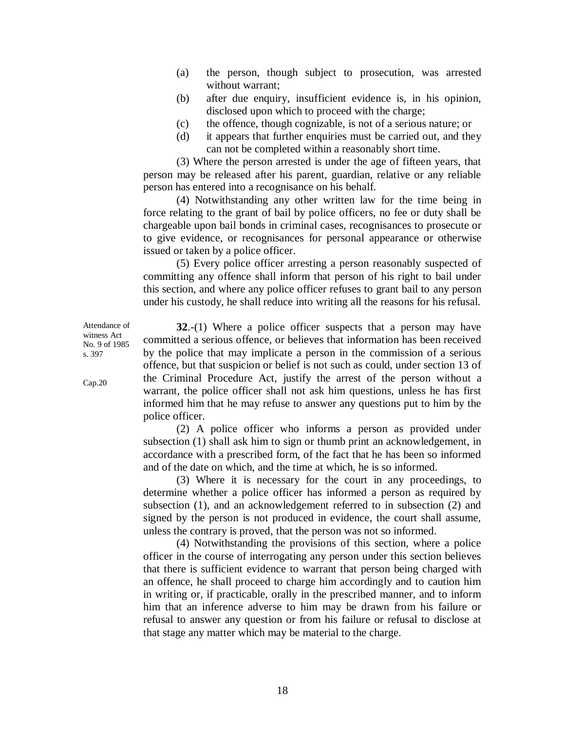(a) the person, though subject to prosecution, was arrested without warrant;

(b) after due enquiry, insufficient evidence is, in his opinion, disclosed upon which to proceed with the charge;

(c) the offence, though cognizable, is not of a serious nature; or

(d) it appears that further enquiries must be carried out, and they can not be completed within a reasonably short time.

(3) Where the person arrested is under the age of fifteen years, that person may be released after his parent, guardian, relative or any reliable person has entered into a recognisance on his behalf.

(4) Notwithstanding any other written law for the time being in force relating to the grant of bail by police officers, no fee or duty shall be chargeable upon bail bonds in criminal cases, recognisances to prosecute or to give evidence, or recognisances for personal appearance or otherwise issued or taken by a police officer.

(5) Every police officer arresting a person reasonably suspected of committing any offence shall inform that person of his right to bail under this section, and where any police officer refuses to grant bail to any person under his custody, he shall reduce into writing all the reasons for his refusal.

Attendance of witness Act No. 9 of 1985 s. 397

Cap.20

**32**.-(1) Where a police officer suspects that a person may have committed a serious offence, or believes that information has been received by the police that may implicate a person in the commission of a serious offence, but that suspicion or belief is not such as could, under section 13 of the Criminal Procedure Act, justify the arrest of the person without a warrant, the police officer shall not ask him questions, unless he has first informed him that he may refuse to answer any questions put to him by the police officer.

(2) A police officer who informs a person as provided under subsection (1) shall ask him to sign or thumb print an acknowledgement, in accordance with a prescribed form, of the fact that he has been so informed and of the date on which, and the time at which, he is so informed.

(3) Where it is necessary for the court in any proceedings, to determine whether a police officer has informed a person as required by subsection (1), and an acknowledgement referred to in subsection (2) and signed by the person is not produced in evidence, the court shall assume, unless the contrary is proved, that the person was not so informed.

(4) Notwithstanding the provisions of this section, where a police officer in the course of interrogating any person under this section believes that there is sufficient evidence to warrant that person being charged with an offence, he shall proceed to charge him accordingly and to caution him in writing or, if practicable, orally in the prescribed manner, and to inform him that an inference adverse to him may be drawn from his failure or refusal to answer any question or from his failure or refusal to disclose at that stage any matter which may be material to the charge.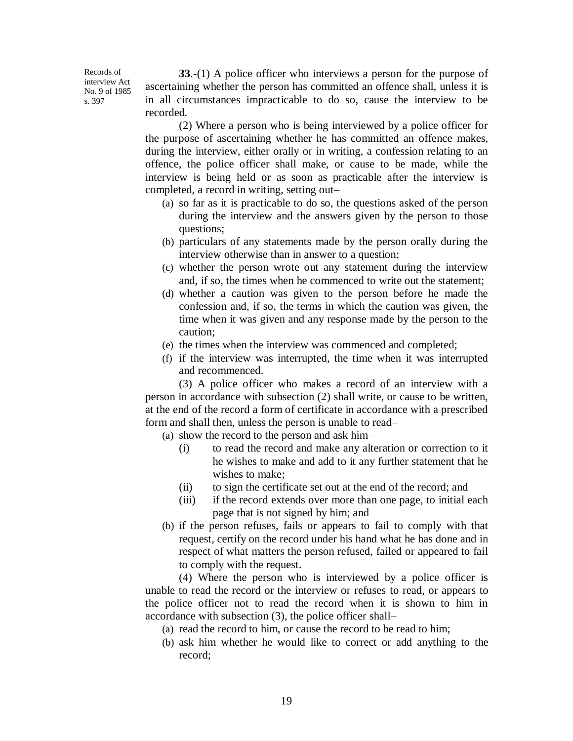Records of interview Act No. 9 of 1985 s. 397

**33**.-(1) A police officer who interviews a person for the purpose of ascertaining whether the person has committed an offence shall, unless it is in all circumstances impracticable to do so, cause the interview to be recorded.

(2) Where a person who is being interviewed by a police officer for the purpose of ascertaining whether he has committed an offence makes, during the interview, either orally or in writing, a confession relating to an offence, the police officer shall make, or cause to be made, while the interview is being held or as soon as practicable after the interview is completed, a record in writing, setting out–

(a) so far as it is practicable to do so, the questions asked of the person during the interview and the answers given by the person to those questions;

(b) particulars of any statements made by the person orally during the interview otherwise than in answer to a question;

(c) whether the person wrote out any statement during the interview and, if so, the times when he commenced to write out the statement;

(d) whether a caution was given to the person before he made the confession and, if so, the terms in which the caution was given, the time when it was given and any response made by the person to the caution;

(e) the times when the interview was commenced and completed;

(f) if the interview was interrupted, the time when it was interrupted and recommenced.

(3) A police officer who makes a record of an interview with a person in accordance with subsection (2) shall write, or cause to be written, at the end of the record a form of certificate in accordance with a prescribed form and shall then, unless the person is unable to read–

(a) show the record to the person and ask him–

(i) to read the record and make any alteration or correction to it he wishes to make and add to it any further statement that he wishes to make;

(ii) to sign the certificate set out at the end of the record; and

(iii) if the record extends over more than one page, to initial each page that is not signed by him; and

(b) if the person refuses, fails or appears to fail to comply with that request, certify on the record under his hand what he has done and in respect of what matters the person refused, failed or appeared to fail to comply with the request.

(4) Where the person who is interviewed by a police officer is unable to read the record or the interview or refuses to read, or appears to the police officer not to read the record when it is shown to him in accordance with subsection (3), the police officer shall–

(a) read the record to him, or cause the record to be read to him;

(b) ask him whether he would like to correct or add anything to the record;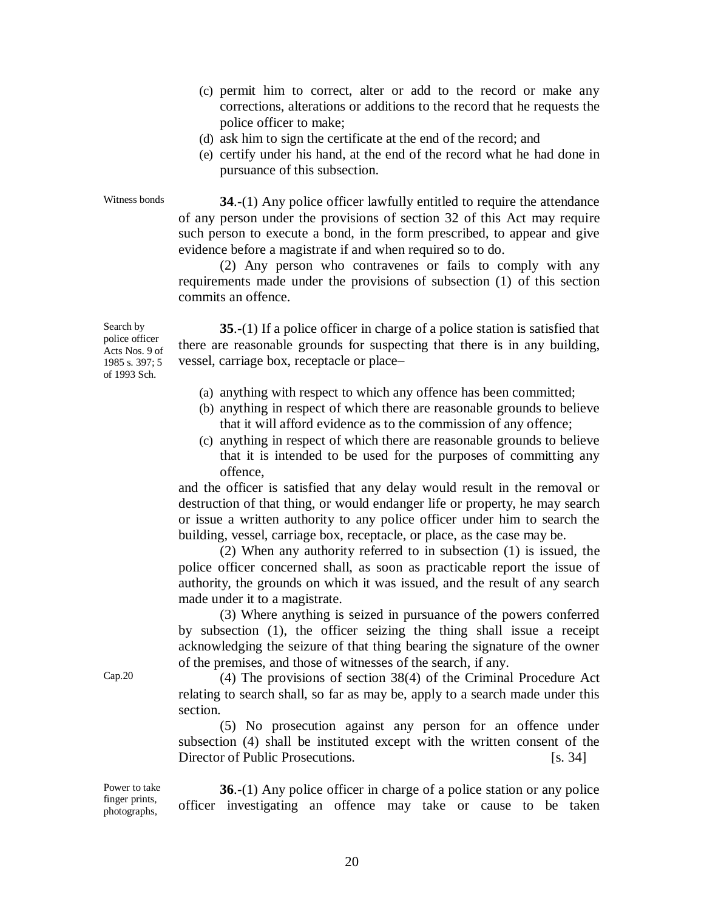(c) permit him to correct, alter or add to the record or make any corrections, alterations or additions to the record that he requests the police officer to make;

(d) ask him to sign the certificate at the end of the record; and

(e) certify under his hand, at the end of the record what he had done in pursuance of this subsection.

Witness bonds

**34**.-(1) Any police officer lawfully entitled to require the attendance of any person under the provisions of section 32 of this Act may require such person to execute a bond, in the form prescribed, to appear and give evidence before a magistrate if and when required so to do.

(2) Any person who contravenes or fails to comply with any requirements made under the provisions of subsection (1) of this section commits an offence.

Search by police officer Acts Nos. 9 of 1985 s. 397; 5 of 1993 Sch.

**35**.-(1) If a police officer in charge of a police station is satisfied that there are reasonable grounds for suspecting that there is in any building, vessel, carriage box, receptacle or place–

(a) anything with respect to which any offence has been committed;

(b) anything in respect of which there are reasonable grounds to believe that it will afford evidence as to the commission of any offence;

(c) anything in respect of which there are reasonable grounds to believe that it is intended to be used for the purposes of committing any offence,

and the officer is satisfied that any delay would result in the removal or destruction of that thing, or would endanger life or property, he may search or issue a written authority to any police officer under him to search the building, vessel, carriage box, receptacle, or place, as the case may be.

(2) When any authority referred to in subsection (1) is issued, the police officer concerned shall, as soon as practicable report the issue of authority, the grounds on which it was issued, and the result of any search made under it to a magistrate.

(3) Where anything is seized in pursuance of the powers conferred by subsection (1), the officer seizing the thing shall issue a receipt acknowledging the seizure of that thing bearing the signature of the owner of the premises, and those of witnesses of the search, if any.

Cap.20

(4) The provisions of section 38(4) of the Criminal Procedure Act relating to search shall, so far as may be, apply to a search made under this section.

(5) No prosecution against any person for an offence under subsection (4) shall be instituted except with the written consent of the Director of Public Prosecutions. [s. 34]

Power to take finger prints, photographs,

**36**.-(1) Any police officer in charge of a police station or any police officer investigating an offence may take or cause to be taken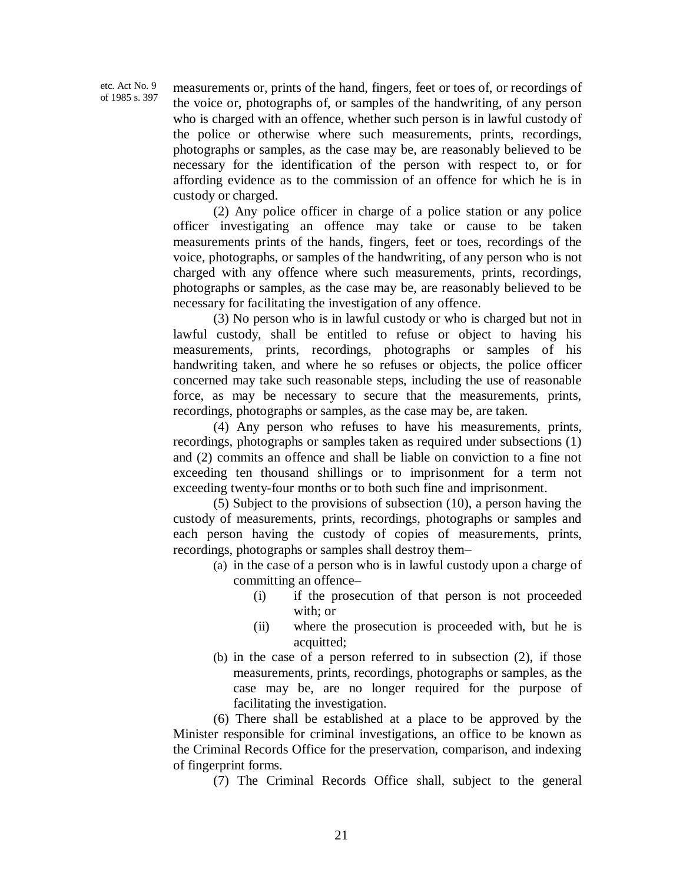etc. Act No. 9 of 1985 s. 397

measurements or, prints of the hand, fingers, feet or toes of, or recordings of the voice or, photographs of, or samples of the handwriting, of any person who is charged with an offence, whether such person is in lawful custody of the police or otherwise where such measurements, prints, recordings, photographs or samples, as the case may be, are reasonably believed to be necessary for the identification of the person with respect to, or for affording evidence as to the commission of an offence for which he is in custody or charged.

(2) Any police officer in charge of a police station or any police officer investigating an offence may take or cause to be taken measurements prints of the hands, fingers, feet or toes, recordings of the voice, photographs, or samples of the handwriting, of any person who is not charged with any offence where such measurements, prints, recordings, photographs or samples, as the case may be, are reasonably believed to be necessary for facilitating the investigation of any offence.

(3) No person who is in lawful custody or who is charged but not in lawful custody, shall be entitled to refuse or object to having his measurements, prints, recordings, photographs or samples of his handwriting taken, and where he so refuses or objects, the police officer concerned may take such reasonable steps, including the use of reasonable force, as may be necessary to secure that the measurements, prints, recordings, photographs or samples, as the case may be, are taken.

(4) Any person who refuses to have his measurements, prints, recordings, photographs or samples taken as required under subsections (1) and (2) commits an offence and shall be liable on conviction to a fine not exceeding ten thousand shillings or to imprisonment for a term not exceeding twenty-four months or to both such fine and imprisonment.

(5) Subject to the provisions of subsection (10), a person having the custody of measurements, prints, recordings, photographs or samples and each person having the custody of copies of measurements, prints, recordings, photographs or samples shall destroy them–

(a) in the case of a person who is in lawful custody upon a charge of committing an offence–

(i) if the prosecution of that person is not proceeded with; or

(ii) where the prosecution is proceeded with, but he is acquitted;

(b) in the case of a person referred to in subsection (2), if those measurements, prints, recordings, photographs or samples, as the case may be, are no longer required for the purpose of facilitating the investigation.

(6) There shall be established at a place to be approved by the Minister responsible for criminal investigations, an office to be known as the Criminal Records Office for the preservation, comparison, and indexing of fingerprint forms.

(7) The Criminal Records Office shall, subject to the general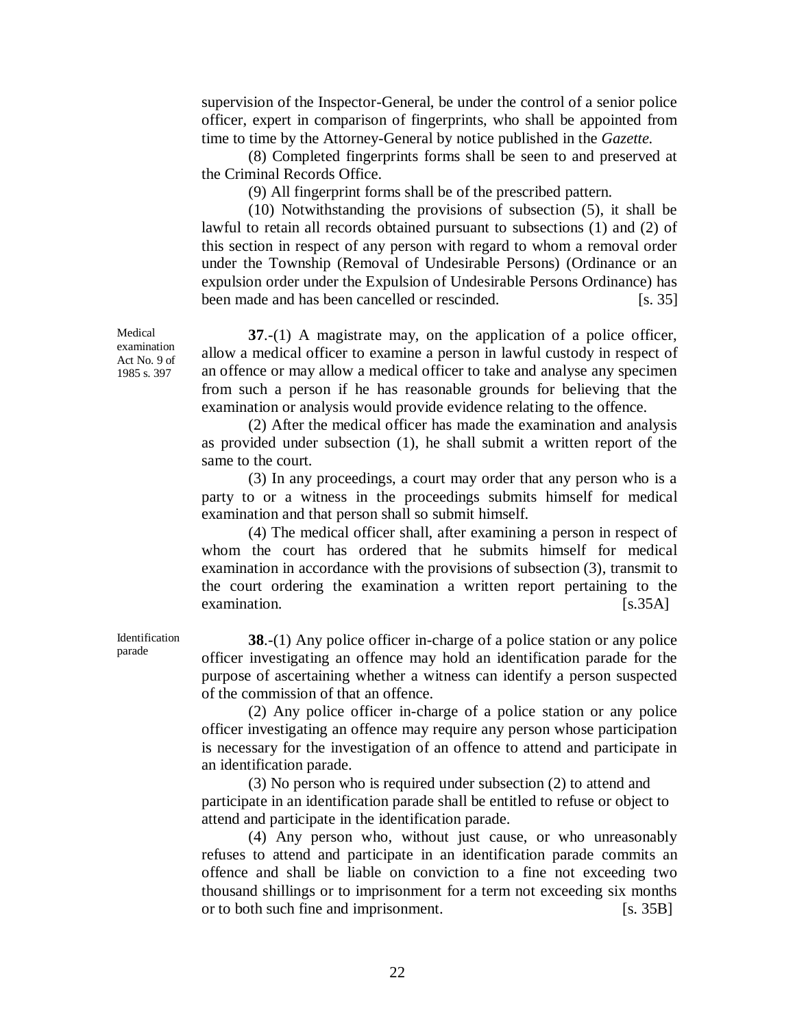supervision of the Inspector-General, be under the control of a senior police officer, expert in comparison of fingerprints, who shall be appointed from time to time by the Attorney-General by notice published in the *Gazette.*

(8) Completed fingerprints forms shall be seen to and preserved at the Criminal Records Office.

(9) All fingerprint forms shall be of the prescribed pattern.

(10) Notwithstanding the provisions of subsection (5), it shall be lawful to retain all records obtained pursuant to subsections (1) and (2) of this section in respect of any person with regard to whom a removal order under the Township (Removal of Undesirable Persons) (Ordinance or an expulsion order under the Expulsion of Undesirable Persons Ordinance) has been made and has been cancelled or rescinded. [s. 35]

Medical examination Act No. 9 of 1985 s. 397

**37**.-(1) A magistrate may, on the application of a police officer, allow a medical officer to examine a person in lawful custody in respect of an offence or may allow a medical officer to take and analyse any specimen from such a person if he has reasonable grounds for believing that the examination or analysis would provide evidence relating to the offence.

(2) After the medical officer has made the examination and analysis as provided under subsection (1), he shall submit a written report of the same to the court.

(3) In any proceedings, a court may order that any person who is a party to or a witness in the proceedings submits himself for medical examination and that person shall so submit himself.

(4) The medical officer shall, after examining a person in respect of whom the court has ordered that he submits himself for medical examination in accordance with the provisions of subsection (3), transmit to the court ordering the examination a written report pertaining to the examination. [s.35A]

Identification parade

**38**.-(1) Any police officer in-charge of a police station or any police officer investigating an offence may hold an identification parade for the purpose of ascertaining whether a witness can identify a person suspected of the commission of that an offence.

(2) Any police officer in-charge of a police station or any police officer investigating an offence may require any person whose participation is necessary for the investigation of an offence to attend and participate in an identification parade.

(3) No person who is required under subsection (2) to attend and participate in an identification parade shall be entitled to refuse or object to attend and participate in the identification parade.

(4) Any person who, without just cause, or who unreasonably refuses to attend and participate in an identification parade commits an offence and shall be liable on conviction to a fine not exceeding two thousand shillings or to imprisonment for a term not exceeding six months or to both such fine and imprisonment. [s. 35B]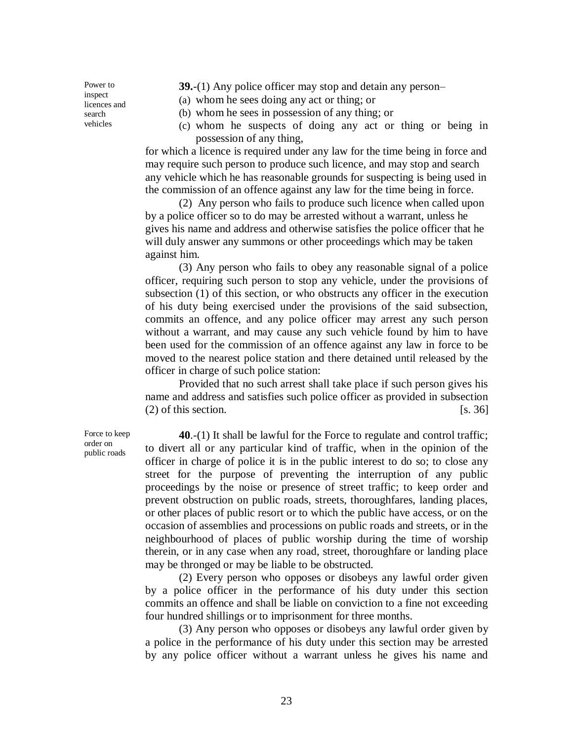Power to inspect licences and search vehicles

**39.**-(1) Any police officer may stop and detain any person–

(a) whom he sees doing any act or thing; or

(b) whom he sees in possession of any thing; or

(c) whom he suspects of doing any act or thing or being in possession of any thing,

for which a licence is required under any law for the time being in force and may require such person to produce such licence, and may stop and search any vehicle which he has reasonable grounds for suspecting is being used in the commission of an offence against any law for the time being in force.

(2) Any person who fails to produce such licence when called upon by a police officer so to do may be arrested without a warrant, unless he gives his name and address and otherwise satisfies the police officer that he will duly answer any summons or other proceedings which may be taken against him.

(3) Any person who fails to obey any reasonable signal of a police officer, requiring such person to stop any vehicle, under the provisions of subsection (1) of this section, or who obstructs any officer in the execution of his duty being exercised under the provisions of the said subsection, commits an offence, and any police officer may arrest any such person without a warrant, and may cause any such vehicle found by him to have been used for the commission of an offence against any law in force to be moved to the nearest police station and there detained until released by the officer in charge of such police station:

Provided that no such arrest shall take place if such person gives his name and address and satisfies such police officer as provided in subsection (2) of this section. [s. 36]

Force to keep order on public roads

**40**.-(1) It shall be lawful for the Force to regulate and control traffic; to divert all or any particular kind of traffic, when in the opinion of the officer in charge of police it is in the public interest to do so; to close any street for the purpose of preventing the interruption of any public proceedings by the noise or presence of street traffic; to keep order and prevent obstruction on public roads, streets, thoroughfares, landing places, or other places of public resort or to which the public have access, or on the occasion of assemblies and processions on public roads and streets, or in the neighbourhood of places of public worship during the time of worship therein, or in any case when any road, street, thoroughfare or landing place may be thronged or may be liable to be obstructed.

(2) Every person who opposes or disobeys any lawful order given by a police officer in the performance of his duty under this section commits an offence and shall be liable on conviction to a fine not exceeding four hundred shillings or to imprisonment for three months.

(3) Any person who opposes or disobeys any lawful order given by a police in the performance of his duty under this section may be arrested by any police officer without a warrant unless he gives his name and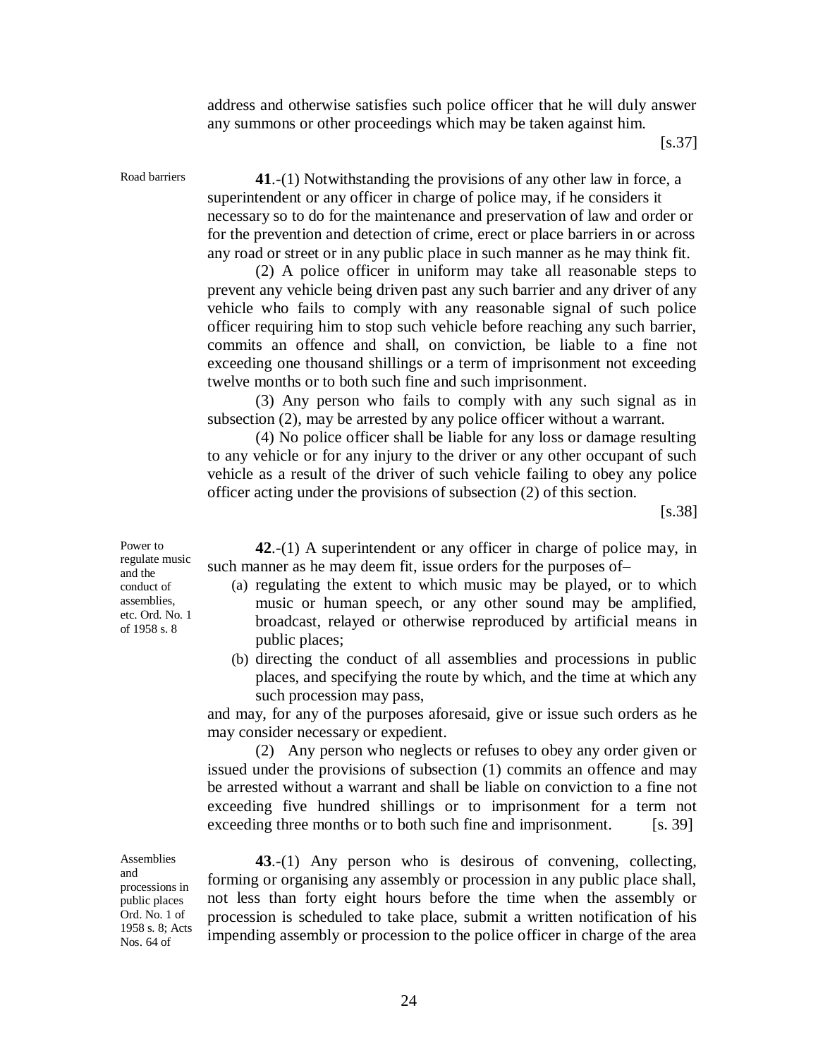address and otherwise satisfies such police officer that he will duly answer any summons or other proceedings which may be taken against him.

[s.37]

Road barriers

**41**.-(1) Notwithstanding the provisions of any other law in force, a superintendent or any officer in charge of police may, if he considers it necessary so to do for the maintenance and preservation of law and order or for the prevention and detection of crime, erect or place barriers in or across any road or street or in any public place in such manner as he may think fit.

(2) A police officer in uniform may take all reasonable steps to prevent any vehicle being driven past any such barrier and any driver of any vehicle who fails to comply with any reasonable signal of such police officer requiring him to stop such vehicle before reaching any such barrier, commits an offence and shall, on conviction, be liable to a fine not exceeding one thousand shillings or a term of imprisonment not exceeding twelve months or to both such fine and such imprisonment.

(3) Any person who fails to comply with any such signal as in subsection (2), may be arrested by any police officer without a warrant.

(4) No police officer shall be liable for any loss or damage resulting to any vehicle or for any injury to the driver or any other occupant of such vehicle as a result of the driver of such vehicle failing to obey any police officer acting under the provisions of subsection (2) of this section.

[s.38]

Power to regulate music and the conduct of assemblies, etc. Ord. No. 1 of 1958 s. 8

**42**.-(1) A superintendent or any officer in charge of police may, in such manner as he may deem fit, issue orders for the purposes of–

(a) regulating the extent to which music may be played, or to which music or human speech, or any other sound may be amplified, broadcast, relayed or otherwise reproduced by artificial means in public places;

(b) directing the conduct of all assemblies and processions in public places, and specifying the route by which, and the time at which any such procession may pass,

and may, for any of the purposes aforesaid, give or issue such orders as he may consider necessary or expedient.

(2) Any person who neglects or refuses to obey any order given or issued under the provisions of subsection (1) commits an offence and may be arrested without a warrant and shall be liable on conviction to a fine not exceeding five hundred shillings or to imprisonment for a term not exceeding three months or to both such fine and imprisonment. [s. 39]

Assemblies and processions in public places Ord. No. 1 of 1958 s. 8; Acts Nos. 64 of

**43**.-(1) Any person who is desirous of convening, collecting, forming or organising any assembly or procession in any public place shall, not less than forty eight hours before the time when the assembly or procession is scheduled to take place, submit a written notification of his impending assembly or procession to the police officer in charge of the area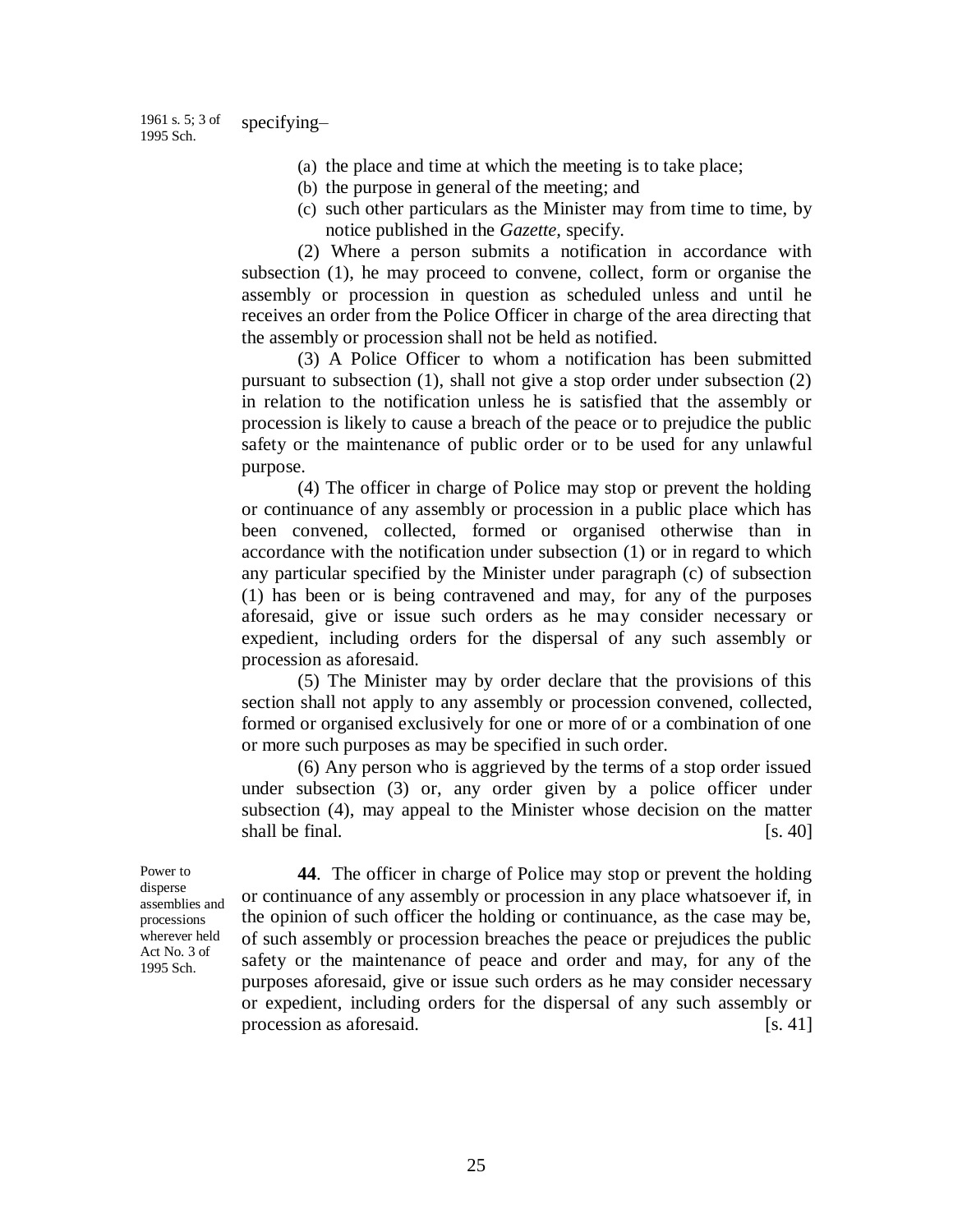1961 s. 5; 3 of 1995 Sch.

specifying–

(a) the place and time at which the meeting is to take place;

(b) the purpose in general of the meeting; and

(c) such other particulars as the Minister may from time to time, by notice published in the *Gazette*, specify.

(2) Where a person submits a notification in accordance with subsection (1), he may proceed to convene, collect, form or organise the assembly or procession in question as scheduled unless and until he receives an order from the Police Officer in charge of the area directing that the assembly or procession shall not be held as notified.

(3) A Police Officer to whom a notification has been submitted pursuant to subsection (1), shall not give a stop order under subsection (2) in relation to the notification unless he is satisfied that the assembly or procession is likely to cause a breach of the peace or to prejudice the public safety or the maintenance of public order or to be used for any unlawful purpose.

(4) The officer in charge of Police may stop or prevent the holding or continuance of any assembly or procession in a public place which has been convened, collected, formed or organised otherwise than in accordance with the notification under subsection (1) or in regard to which any particular specified by the Minister under paragraph (c) of subsection (1) has been or is being contravened and may, for any of the purposes aforesaid, give or issue such orders as he may consider necessary or expedient, including orders for the dispersal of any such assembly or procession as aforesaid.

(5) The Minister may by order declare that the provisions of this section shall not apply to any assembly or procession convened, collected, formed or organised exclusively for one or more of or a combination of one or more such purposes as may be specified in such order.

(6) Any person who is aggrieved by the terms of a stop order issued under subsection (3) or, any order given by a police officer under subsection (4), may appeal to the Minister whose decision on the matter shall be final. [s. 40]

Power to disperse assemblies and processions wherever held Act No. 3 of 1995 Sch.

**44**. The officer in charge of Police may stop or prevent the holding or continuance of any assembly or procession in any place whatsoever if, in the opinion of such officer the holding or continuance, as the case may be, of such assembly or procession breaches the peace or prejudices the public safety or the maintenance of peace and order and may, for any of the purposes aforesaid, give or issue such orders as he may consider necessary or expedient, including orders for the dispersal of any such assembly or procession as aforesaid. [s. 41]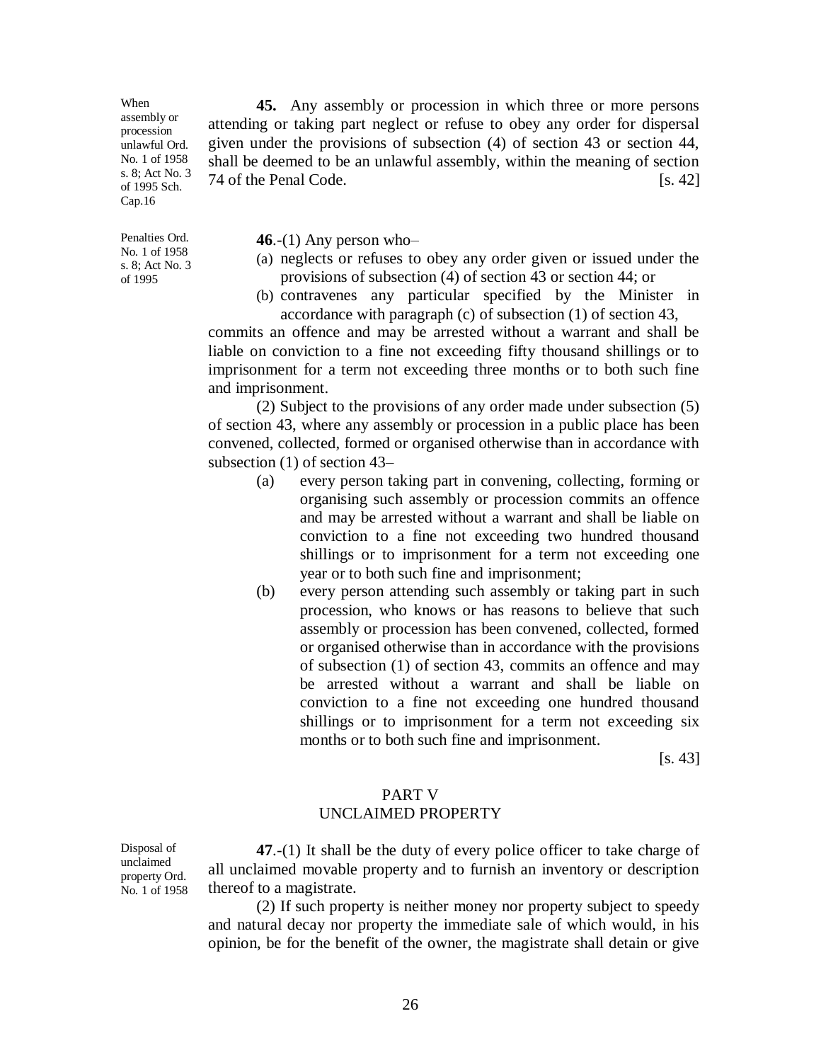When assembly or procession unlawful Ord. No. 1 of 1958 s. 8; Act No. 3 of 1995 Sch. Cap.16

**45.** Any assembly or procession in which three or more persons attending or taking part neglect or refuse to obey any order for dispersal given under the provisions of subsection (4) of section 43 or section 44, shall be deemed to be an unlawful assembly, within the meaning of section 74 of the Penal Code. [s. 42]

Penalties Ord. No. 1 of 1958 s. 8; Act No. 3 of 1995

**46**.-(1) Any person who–

(a) neglects or refuses to obey any order given or issued under the provisions of subsection (4) of section 43 or section 44; or

(b) contravenes any particular specified by the Minister in accordance with paragraph (c) of subsection (1) of section 43,

commits an offence and may be arrested without a warrant and shall be liable on conviction to a fine not exceeding fifty thousand shillings or to imprisonment for a term not exceeding three months or to both such fine and imprisonment.

(2) Subject to the provisions of any order made under subsection (5) of section 43, where any assembly or procession in a public place has been convened, collected, formed or organised otherwise than in accordance with subsection (1) of section 43–

(a) every person taking part in convening, collecting, forming or organising such assembly or procession commits an offence and may be arrested without a warrant and shall be liable on conviction to a fine not exceeding two hundred thousand shillings or to imprisonment for a term not exceeding one year or to both such fine and imprisonment;

(b) every person attending such assembly or taking part in such procession, who knows or has reasons to believe that such assembly or procession has been convened, collected, formed or organised otherwise than in accordance with the provisions of subsection (1) of section 43, commits an offence and may be arrested without a warrant and shall be liable on conviction to a fine not exceeding one hundred thousand shillings or to imprisonment for a term not exceeding six months or to both such fine and imprisonment.

[s. 43]

## PART V
## UNCLAIMED PROPERTY

Disposal of unclaimed property Ord. No. 1 of 1958

**47**.-(1) It shall be the duty of every police officer to take charge of all unclaimed movable property and to furnish an inventory or description thereof to a magistrate.

(2) If such property is neither money nor property subject to speedy and natural decay nor property the immediate sale of which would, in his opinion, be for the benefit of the owner, the magistrate shall detain or give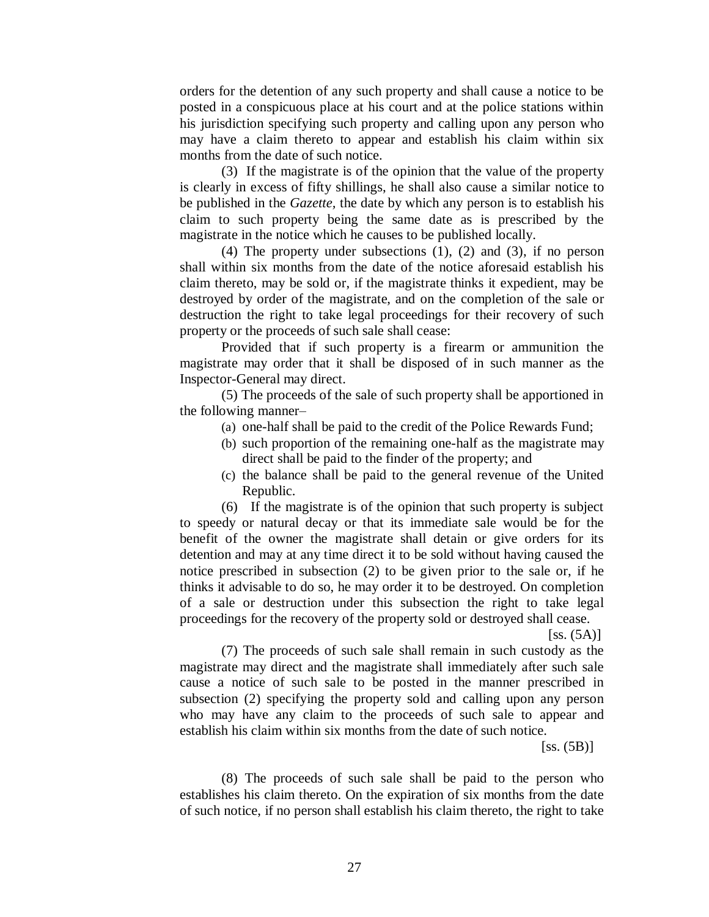orders for the detention of any such property and shall cause a notice to be posted in a conspicuous place at his court and at the police stations within his jurisdiction specifying such property and calling upon any person who may have a claim thereto to appear and establish his claim within six months from the date of such notice.

(3) If the magistrate is of the opinion that the value of the property is clearly in excess of fifty shillings, he shall also cause a similar notice to be published in the *Gazette*, the date by which any person is to establish his claim to such property being the same date as is prescribed by the magistrate in the notice which he causes to be published locally.

(4) The property under subsections (1), (2) and (3), if no person shall within six months from the date of the notice aforesaid establish his claim thereto, may be sold or, if the magistrate thinks it expedient, may be destroyed by order of the magistrate, and on the completion of the sale or destruction the right to take legal proceedings for their recovery of such property or the proceeds of such sale shall cease:

Provided that if such property is a firearm or ammunition the magistrate may order that it shall be disposed of in such manner as the Inspector-General may direct.

(5) The proceeds of the sale of such property shall be apportioned in the following manner–

(a) one-half shall be paid to the credit of the Police Rewards Fund;
(b) such proportion of the remaining one-half as the magistrate may direct shall be paid to the finder of the property; and
(c) the balance shall be paid to the general revenue of the United Republic.

(6) If the magistrate is of the opinion that such property is subject to speedy or natural decay or that its immediate sale would be for the benefit of the owner the magistrate shall detain or give orders for its detention and may at any time direct it to be sold without having caused the notice prescribed in subsection (2) to be given prior to the sale or, if he thinks it advisable to do so, he may order it to be destroyed. On completion of a sale or destruction under this subsection the right to take legal proceedings for the recovery of the property sold or destroyed shall cease.

[ss. (5A)]

(7) The proceeds of such sale shall remain in such custody as the magistrate may direct and the magistrate shall immediately after such sale cause a notice of such sale to be posted in the manner prescribed in subsection (2) specifying the property sold and calling upon any person who may have any claim to the proceeds of such sale to appear and establish his claim within six months from the date of such notice.

[ss. (5B)]

(8) The proceeds of such sale shall be paid to the person who establishes his claim thereto. On the expiration of six months from the date of such notice, if no person shall establish his claim thereto, the right to take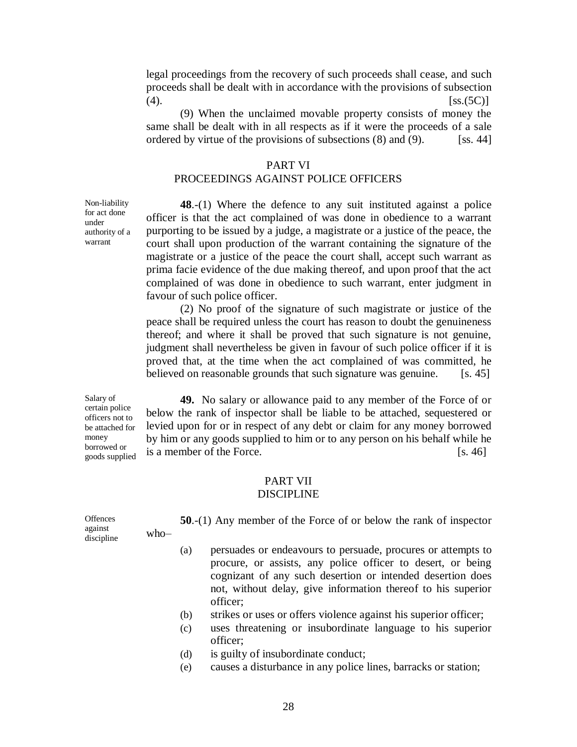legal proceedings from the recovery of such proceeds shall cease, and such proceeds shall be dealt with in accordance with the provisions of subsection (4). [ss.(5C)]

(9) When the unclaimed movable property consists of money the same shall be dealt with in all respects as if it were the proceeds of a sale ordered by virtue of the provisions of subsections (8) and (9). [ss. 44]

## PART VI
## PROCEEDINGS AGAINST POLICE OFFICERS

*Non-liability for act done under authority of a warrant*

**48**.-(1) Where the defence to any suit instituted against a police officer is that the act complained of was done in obedience to a warrant purporting to be issued by a judge, a magistrate or a justice of the peace, the court shall upon production of the warrant containing the signature of the magistrate or a justice of the peace the court shall, accept such warrant as prima facie evidence of the due making thereof, and upon proof that the act complained of was done in obedience to such warrant, enter judgment in favour of such police officer.

(2) No proof of the signature of such magistrate or justice of the peace shall be required unless the court has reason to doubt the genuineness thereof; and where it shall be proved that such signature is not genuine, judgment shall nevertheless be given in favour of such police officer if it is proved that, at the time when the act complained of was committed, he believed on reasonable grounds that such signature was genuine. [s. 45]

*Salary of certain police officers not to be attached for money borrowed or goods supplied*

**49.** No salary or allowance paid to any member of the Force of or below the rank of inspector shall be liable to be attached, sequestered or levied upon for or in respect of any debt or claim for any money borrowed by him or any goods supplied to him or to any person on his behalf while he is a member of the Force. [s. 46]

## PART VII
## DISCIPLINE

*Offences against discipline*

**50**.-(1) Any member of the Force of or below the rank of inspector who–

(a) persuades or endeavours to persuade, procures or attempts to procure, or assists, any police officer to desert, or being cognizant of any such desertion or intended desertion does not, without delay, give information thereof to his superior officer;

(b) strikes or uses or offers violence against his superior officer;

(c) uses threatening or insubordinate language to his superior officer;

(d) is guilty of insubordinate conduct;

(e) causes a disturbance in any police lines, barracks or station;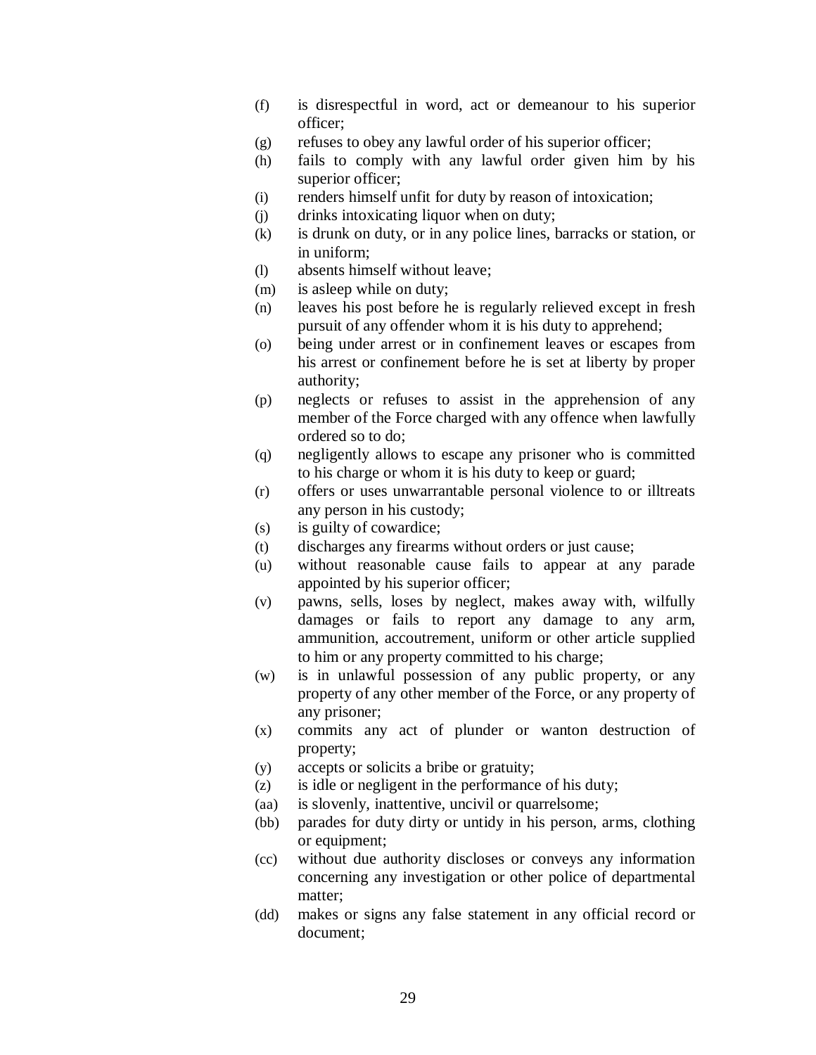(f) is disrespectful in word, act or demeanour to his superior officer;

(g) refuses to obey any lawful order of his superior officer;

(h) fails to comply with any lawful order given him by his superior officer;

(i) renders himself unfit for duty by reason of intoxication;

(j) drinks intoxicating liquor when on duty;

(k) is drunk on duty, or in any police lines, barracks or station, or in uniform;

(l) absents himself without leave;

(m) is asleep while on duty;

(n) leaves his post before he is regularly relieved except in fresh pursuit of any offender whom it is his duty to apprehend;

(o) being under arrest or in confinement leaves or escapes from his arrest or confinement before he is set at liberty by proper authority;

(p) neglects or refuses to assist in the apprehension of any member of the Force charged with any offence when lawfully ordered so to do;

(q) negligently allows to escape any prisoner who is committed to his charge or whom it is his duty to keep or guard;

(r) offers or uses unwarrantable personal violence to or illtreats any person in his custody;

(s) is guilty of cowardice;

(t) discharges any firearms without orders or just cause;

(u) without reasonable cause fails to appear at any parade appointed by his superior officer;

(v) pawns, sells, loses by neglect, makes away with, wilfully damages or fails to report any damage to any arm, ammunition, accoutrement, uniform or other article supplied to him or any property committed to his charge;

(w) is in unlawful possession of any public property, or any property of any other member of the Force, or any property of any prisoner;

(x) commits any act of plunder or wanton destruction of property;

(y) accepts or solicits a bribe or gratuity;

(z) is idle or negligent in the performance of his duty;

(aa) is slovenly, inattentive, uncivil or quarrelsome;

(bb) parades for duty dirty or untidy in his person, arms, clothing or equipment;

(cc) without due authority discloses or conveys any information concerning any investigation or other police of departmental matter;

(dd) makes or signs any false statement in any official record or document;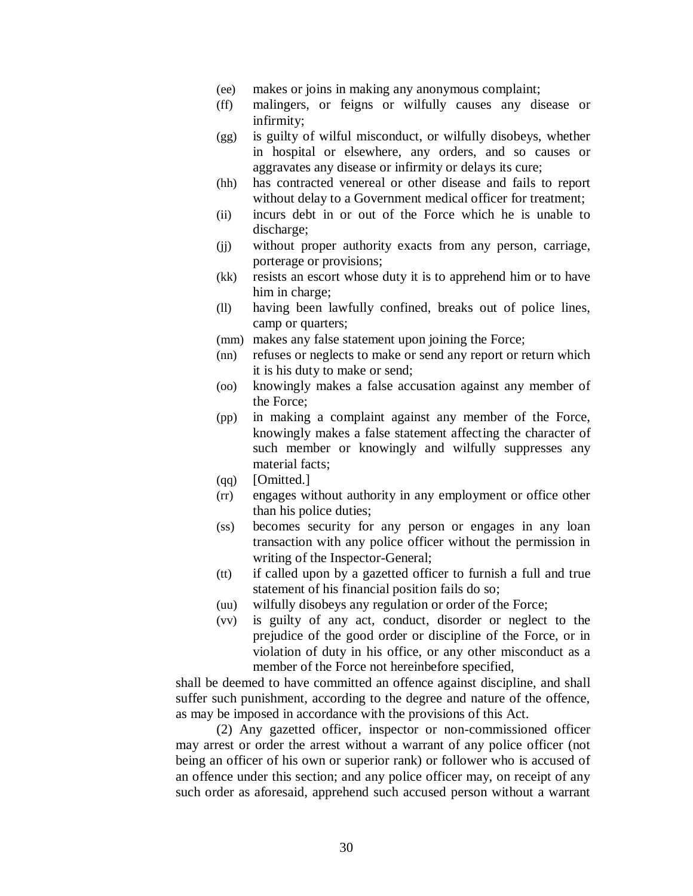(ee) makes or joins in making any anonymous complaint;

(ff) malingers, or feigns or wilfully causes any disease or infirmity;

(gg) is guilty of wilful misconduct, or wilfully disobeys, whether in hospital or elsewhere, any orders, and so causes or aggravates any disease or infirmity or delays its cure;

(hh) has contracted venereal or other disease and fails to report without delay to a Government medical officer for treatment;

(ii) incurs debt in or out of the Force which he is unable to discharge;

(jj) without proper authority exacts from any person, carriage, porterage or provisions;

(kk) resists an escort whose duty it is to apprehend him or to have him in charge;

(ll) having been lawfully confined, breaks out of police lines, camp or quarters;

(mm) makes any false statement upon joining the Force;

(nn) refuses or neglects to make or send any report or return which it is his duty to make or send;

(oo) knowingly makes a false accusation against any member of the Force;

(pp) in making a complaint against any member of the Force, knowingly makes a false statement affecting the character of such member or knowingly and wilfully suppresses any material facts;

(qq) [Omitted.]

(rr) engages without authority in any employment or office other than his police duties;

(ss) becomes security for any person or engages in any loan transaction with any police officer without the permission in writing of the Inspector-General;

(tt) if called upon by a gazetted officer to furnish a full and true statement of his financial position fails do so;

(uu) wilfully disobeys any regulation or order of the Force;

(vv) is guilty of any act, conduct, disorder or neglect to the prejudice of the good order or discipline of the Force, or in violation of duty in his office, or any other misconduct as a member of the Force not hereinbefore specified,

shall be deemed to have committed an offence against discipline, and shall suffer such punishment, according to the degree and nature of the offence, as may be imposed in accordance with the provisions of this Act.

(2) Any gazetted officer, inspector or non-commissioned officer may arrest or order the arrest without a warrant of any police officer (not being an officer of his own or superior rank) or follower who is accused of an offence under this section; and any police officer may, on receipt of any such order as aforesaid, apprehend such accused person without a warrant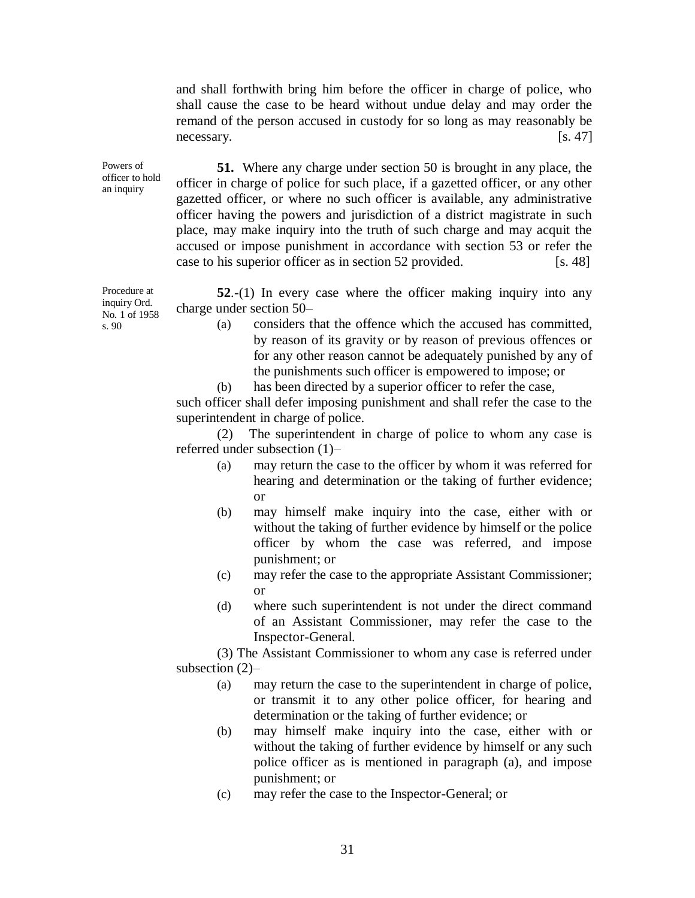and shall forthwith bring him before the officer in charge of police, who shall cause the case to be heard without undue delay and may order the remand of the person accused in custody for so long as may reasonably be necessary. [s. 47]

*Powers of officer to hold an inquiry*

**51.** Where any charge under section 50 is brought in any place, the officer in charge of police for such place, if a gazetted officer, or any other gazetted officer, or where no such officer is available, any administrative officer having the powers and jurisdiction of a district magistrate in such place, may make inquiry into the truth of such charge and may acquit the accused or impose punishment in accordance with section 53 or refer the case to his superior officer as in section 52 provided. [s. 48]

*Procedure at inquiry Ord. No. 1 of 1958 s. 90*

**52**.-(1) In every case where the officer making inquiry into any charge under section 50–

(a) considers that the offence which the accused has committed, by reason of its gravity or by reason of previous offences or for any other reason cannot be adequately punished by any of the punishments such officer is empowered to impose; or

(b) has been directed by a superior officer to refer the case,

such officer shall defer imposing punishment and shall refer the case to the superintendent in charge of police.

(2) The superintendent in charge of police to whom any case is referred under subsection (1)–

(a) may return the case to the officer by whom it was referred for hearing and determination or the taking of further evidence; or

(b) may himself make inquiry into the case, either with or without the taking of further evidence by himself or the police officer by whom the case was referred, and impose punishment; or

(c) may refer the case to the appropriate Assistant Commissioner; or

(d) where such superintendent is not under the direct command of an Assistant Commissioner, may refer the case to the Inspector-General.

(3) The Assistant Commissioner to whom any case is referred under subsection (2)–

(a) may return the case to the superintendent in charge of police, or transmit it to any other police officer, for hearing and determination or the taking of further evidence; or

(b) may himself make inquiry into the case, either with or without the taking of further evidence by himself or any such police officer as is mentioned in paragraph (a), and impose punishment; or

(c) may refer the case to the Inspector-General; or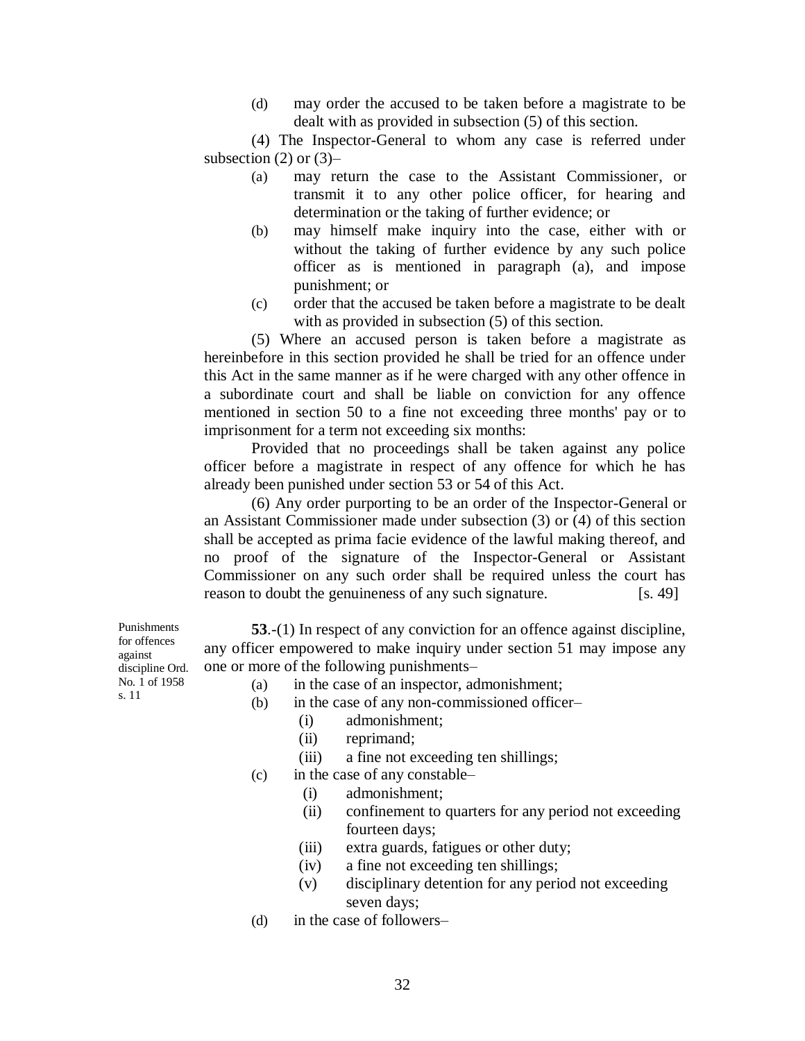(d) may order the accused to be taken before a magistrate to be dealt with as provided in subsection (5) of this section.

(4) The Inspector-General to whom any case is referred under subsection (2) or (3)–

(a) may return the case to the Assistant Commissioner, or transmit it to any other police officer, for hearing and determination or the taking of further evidence; or

(b) may himself make inquiry into the case, either with or without the taking of further evidence by any such police officer as is mentioned in paragraph (a), and impose punishment; or

(c) order that the accused be taken before a magistrate to be dealt with as provided in subsection (5) of this section.

(5) Where an accused person is taken before a magistrate as hereinbefore in this section provided he shall be tried for an offence under this Act in the same manner as if he were charged with any other offence in a subordinate court and shall be liable on conviction for any offence mentioned in section 50 to a fine not exceeding three months' pay or to imprisonment for a term not exceeding six months:

Provided that no proceedings shall be taken against any police officer before a magistrate in respect of any offence for which he has already been punished under section 53 or 54 of this Act.

(6) Any order purporting to be an order of the Inspector-General or an Assistant Commissioner made under subsection (3) or (4) of this section shall be accepted as prima facie evidence of the lawful making thereof, and no proof of the signature of the Inspector-General or Assistant Commissioner on any such order shall be required unless the court has reason to doubt the genuineness of any such signature. [s. 49]

Punishments for offences against discipline Ord. No. 1 of 1958 s. 11

**53**.-(1) In respect of any conviction for an offence against discipline, any officer empowered to make inquiry under section 51 may impose any one or more of the following punishments–

(a) in the case of an inspector, admonishment;

(b) in the case of any non-commissioned officer–

  (i) admonishment;

  (ii) reprimand;

  (iii) a fine not exceeding ten shillings;

(c) in the case of any constable–

  (i) admonishment;

  (ii) confinement to quarters for any period not exceeding fourteen days;

  (iii) extra guards, fatigues or other duty;

  (iv) a fine not exceeding ten shillings;

  (v) disciplinary detention for any period not exceeding seven days;

(d) in the case of followers–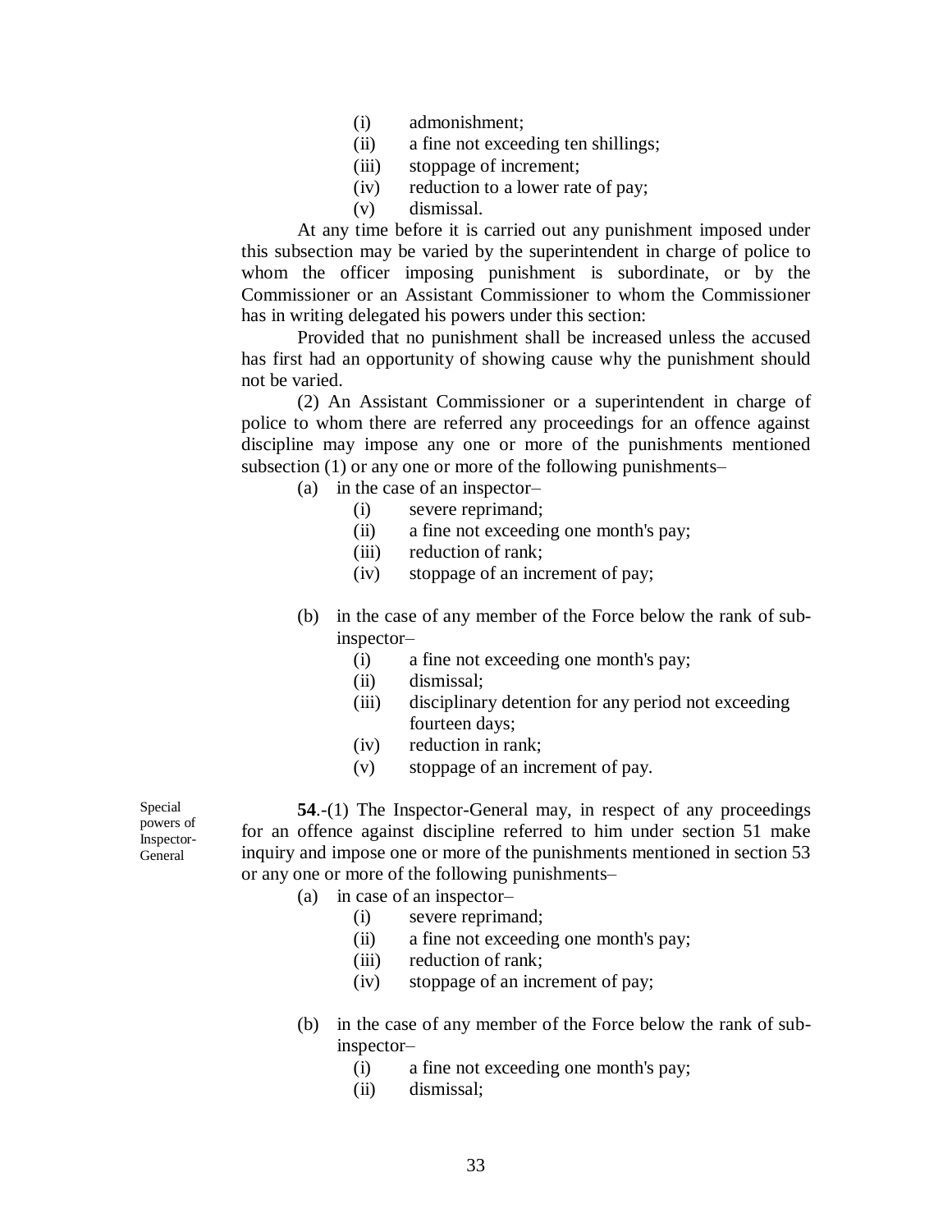(i) admonishment;
(ii) a fine not exceeding ten shillings;
(iii) stoppage of increment;
(iv) reduction to a lower rate of pay;
(v) dismissal.

At any time before it is carried out any punishment imposed under this subsection may be varied by the superintendent in charge of police to whom the officer imposing punishment is subordinate, or by the Commissioner or an Assistant Commissioner to whom the Commissioner has in writing delegated his powers under this section:

Provided that no punishment shall be increased unless the accused has first had an opportunity of showing cause why the punishment should not be varied.

(2) An Assistant Commissioner or a superintendent in charge of police to whom there are referred any proceedings for an offence against discipline may impose any one or more of the punishments mentioned subsection (1) or any one or more of the following punishments–

(a) in the case of an inspector–
  (i) severe reprimand;
  (ii) a fine not exceeding one month's pay;
  (iii) reduction of rank;
  (iv) stoppage of an increment of pay;

(b) in the case of any member of the Force below the rank of sub-inspector–
  (i) a fine not exceeding one month's pay;
  (ii) dismissal;
  (iii) disciplinary detention for any period not exceeding fourteen days;
  (iv) reduction in rank;
  (v) stoppage of an increment of pay.

*Special powers of Inspector-General*

**54**.-(1) The Inspector-General may, in respect of any proceedings for an offence against discipline referred to him under section 51 make inquiry and impose one or more of the punishments mentioned in section 53 or any one or more of the following punishments–

(a) in case of an inspector–
  (i) severe reprimand;
  (ii) a fine not exceeding one month's pay;
  (iii) reduction of rank;
  (iv) stoppage of an increment of pay;

(b) in the case of any member of the Force below the rank of sub-inspector–
  (i) a fine not exceeding one month's pay;
  (ii) dismissal;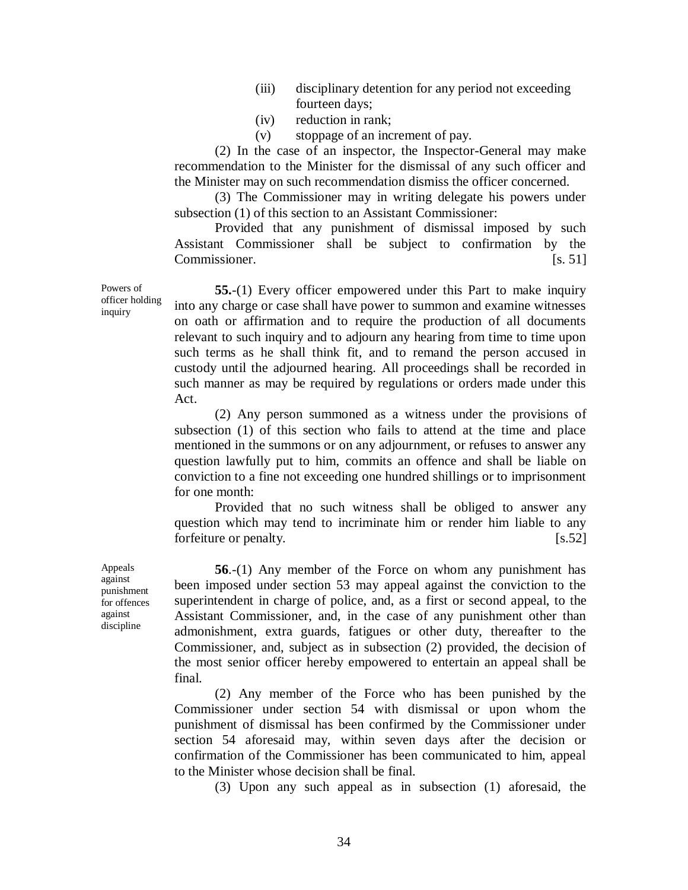(iii) disciplinary detention for any period not exceeding fourteen days;

(iv) reduction in rank;

(v) stoppage of an increment of pay.

(2) In the case of an inspector, the Inspector-General may make recommendation to the Minister for the dismissal of any such officer and the Minister may on such recommendation dismiss the officer concerned.

(3) The Commissioner may in writing delegate his powers under subsection (1) of this section to an Assistant Commissioner:

Provided that any punishment of dismissal imposed by such Assistant Commissioner shall be subject to confirmation by the Commissioner. [s. 51]

Powers of officer holding inquiry

**55.**-(1) Every officer empowered under this Part to make inquiry into any charge or case shall have power to summon and examine witnesses on oath or affirmation and to require the production of all documents relevant to such inquiry and to adjourn any hearing from time to time upon such terms as he shall think fit, and to remand the person accused in custody until the adjourned hearing. All proceedings shall be recorded in such manner as may be required by regulations or orders made under this Act.

(2) Any person summoned as a witness under the provisions of subsection (1) of this section who fails to attend at the time and place mentioned in the summons or on any adjournment, or refuses to answer any question lawfully put to him, commits an offence and shall be liable on conviction to a fine not exceeding one hundred shillings or to imprisonment for one month:

Provided that no such witness shall be obliged to answer any question which may tend to incriminate him or render him liable to any forfeiture or penalty. [s.52]

Appeals against punishment for offences against discipline

**56**.-(1) Any member of the Force on whom any punishment has been imposed under section 53 may appeal against the conviction to the superintendent in charge of police, and, as a first or second appeal, to the Assistant Commissioner, and, in the case of any punishment other than admonishment, extra guards, fatigues or other duty, thereafter to the Commissioner, and, subject as in subsection (2) provided, the decision of the most senior officer hereby empowered to entertain an appeal shall be final.

(2) Any member of the Force who has been punished by the Commissioner under section 54 with dismissal or upon whom the punishment of dismissal has been confirmed by the Commissioner under section 54 aforesaid may, within seven days after the decision or confirmation of the Commissioner has been communicated to him, appeal to the Minister whose decision shall be final.

(3) Upon any such appeal as in subsection (1) aforesaid, the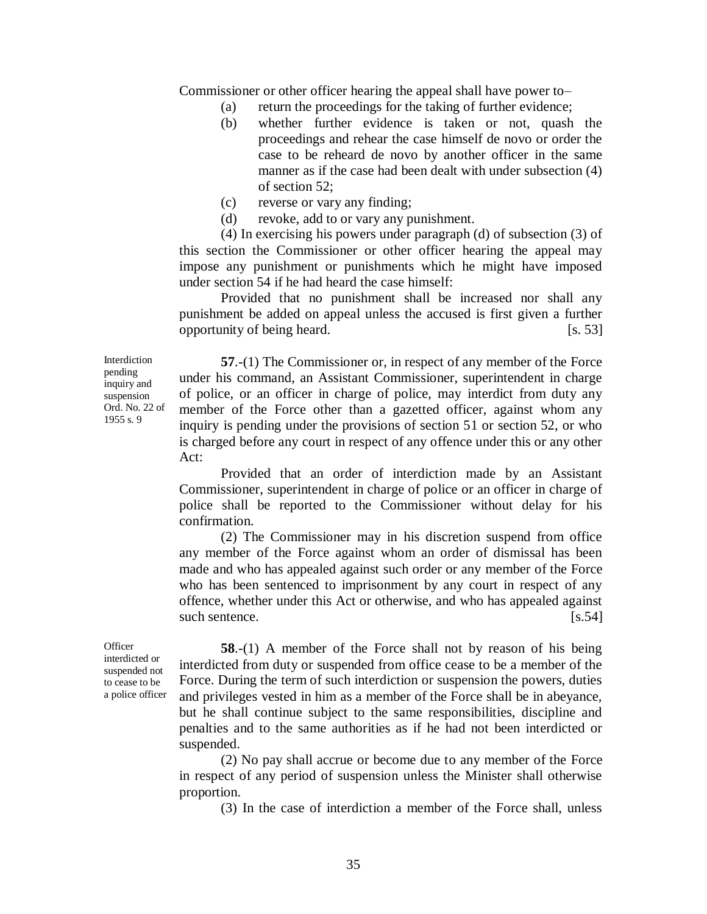Commissioner or other officer hearing the appeal shall have power to–

(a) return the proceedings for the taking of further evidence;

(b) whether further evidence is taken or not, quash the proceedings and rehear the case himself de novo or order the case to be reheard de novo by another officer in the same manner as if the case had been dealt with under subsection (4) of section 52;

(c) reverse or vary any finding;

(d) revoke, add to or vary any punishment.

(4) In exercising his powers under paragraph (d) of subsection (3) of this section the Commissioner or other officer hearing the appeal may impose any punishment or punishments which he might have imposed under section 54 if he had heard the case himself:

Provided that no punishment shall be increased nor shall any punishment be added on appeal unless the accused is first given a further opportunity of being heard. [s. 53]

*Interdiction pending inquiry and suspension Ord. No. 22 of 1955 s. 9*

**57**.-(1) The Commissioner or, in respect of any member of the Force under his command, an Assistant Commissioner, superintendent in charge of police, or an officer in charge of police, may interdict from duty any member of the Force other than a gazetted officer, against whom any inquiry is pending under the provisions of section 51 or section 52, or who is charged before any court in respect of any offence under this or any other Act:

Provided that an order of interdiction made by an Assistant Commissioner, superintendent in charge of police or an officer in charge of police shall be reported to the Commissioner without delay for his confirmation.

(2) The Commissioner may in his discretion suspend from office any member of the Force against whom an order of dismissal has been made and who has appealed against such order or any member of the Force who has been sentenced to imprisonment by any court in respect of any offence, whether under this Act or otherwise, and who has appealed against such sentence. [s.54]

*Officer interdicted or suspended not to cease to be a police officer*

**58**.-(1) A member of the Force shall not by reason of his being interdicted from duty or suspended from office cease to be a member of the Force. During the term of such interdiction or suspension the powers, duties and privileges vested in him as a member of the Force shall be in abeyance, but he shall continue subject to the same responsibilities, discipline and penalties and to the same authorities as if he had not been interdicted or suspended.

(2) No pay shall accrue or become due to any member of the Force in respect of any period of suspension unless the Minister shall otherwise proportion.

(3) In the case of interdiction a member of the Force shall, unless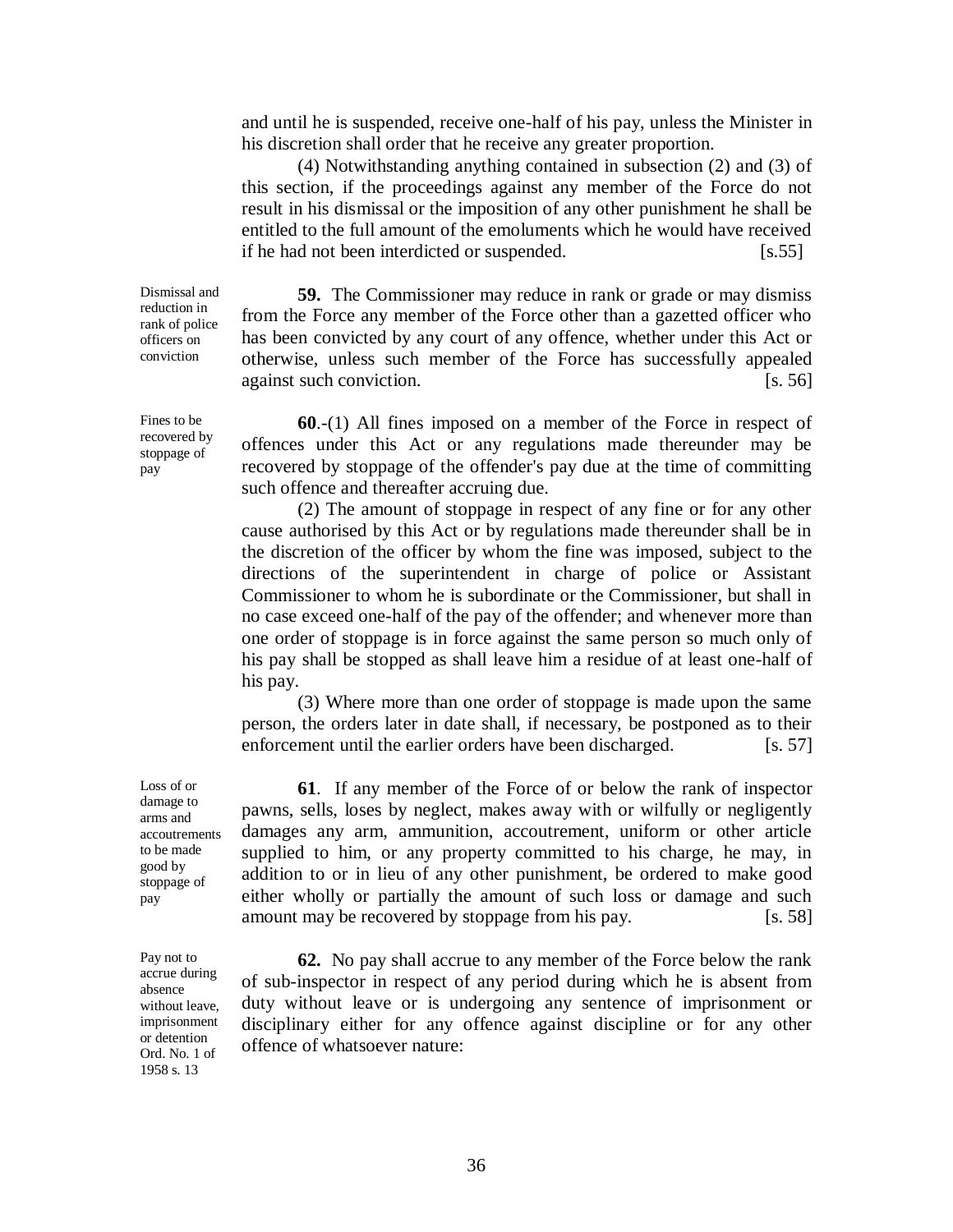and until he is suspended, receive one-half of his pay, unless the Minister in his discretion shall order that he receive any greater proportion.

(4) Notwithstanding anything contained in subsection (2) and (3) of this section, if the proceedings against any member of the Force do not result in his dismissal or the imposition of any other punishment he shall be entitled to the full amount of the emoluments which he would have received if he had not been interdicted or suspended. [s.55]

*Dismissal and reduction in rank of police officers on conviction*

**59.** The Commissioner may reduce in rank or grade or may dismiss from the Force any member of the Force other than a gazetted officer who has been convicted by any court of any offence, whether under this Act or otherwise, unless such member of the Force has successfully appealed against such conviction. [s. 56]

*Fines to be recovered by stoppage of pay*

**60**.-(1) All fines imposed on a member of the Force in respect of offences under this Act or any regulations made thereunder may be recovered by stoppage of the offender's pay due at the time of committing such offence and thereafter accruing due.

(2) The amount of stoppage in respect of any fine or for any other cause authorised by this Act or by regulations made thereunder shall be in the discretion of the officer by whom the fine was imposed, subject to the directions of the superintendent in charge of police or Assistant Commissioner to whom he is subordinate or the Commissioner, but shall in no case exceed one-half of the pay of the offender; and whenever more than one order of stoppage is in force against the same person so much only of his pay shall be stopped as shall leave him a residue of at least one-half of his pay.

(3) Where more than one order of stoppage is made upon the same person, the orders later in date shall, if necessary, be postponed as to their enforcement until the earlier orders have been discharged. [s. 57]

*Loss of or damage to arms and accoutrements to be made good by stoppage of pay*

**61**. If any member of the Force of or below the rank of inspector pawns, sells, loses by neglect, makes away with or wilfully or negligently damages any arm, ammunition, accoutrement, uniform or other article supplied to him, or any property committed to his charge, he may, in addition to or in lieu of any other punishment, be ordered to make good either wholly or partially the amount of such loss or damage and such amount may be recovered by stoppage from his pay. [s. 58]

*Pay not to accrue during absence without leave, imprisonment or detention Ord. No. 1 of 1958 s. 13*

**62.** No pay shall accrue to any member of the Force below the rank of sub-inspector in respect of any period during which he is absent from duty without leave or is undergoing any sentence of imprisonment or disciplinary either for any offence against discipline or for any other offence of whatsoever nature: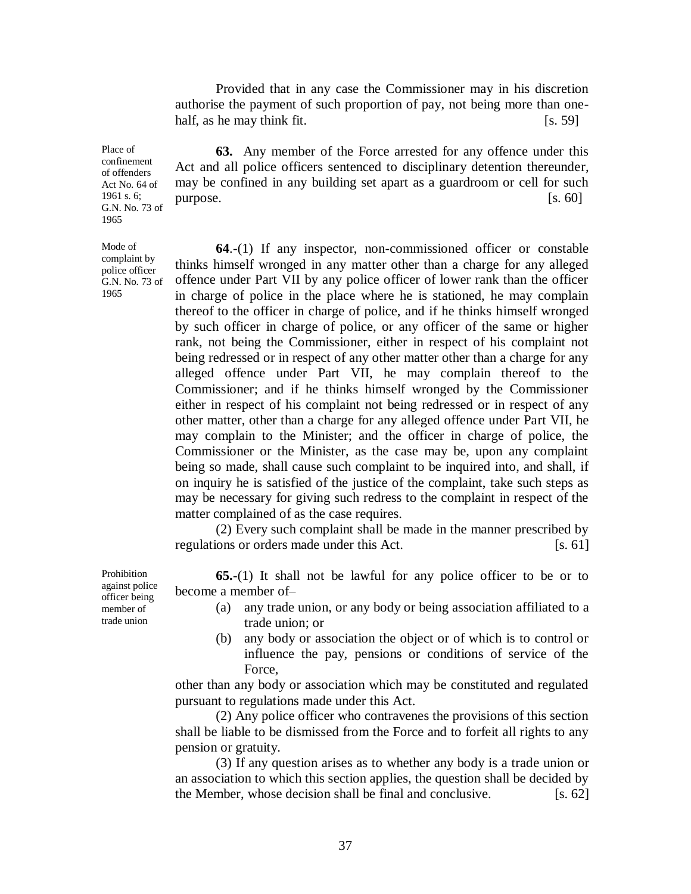Provided that in any case the Commissioner may in his discretion authorise the payment of such proportion of pay, not being more than one-half, as he may think fit. [s. 59]

Place of confinement of offenders Act No. 64 of 1961 s. 6; G.N. No. 73 of 1965

**63.** Any member of the Force arrested for any offence under this Act and all police officers sentenced to disciplinary detention thereunder, may be confined in any building set apart as a guardroom or cell for such purpose. [s. 60]

Mode of complaint by police officer G.N. No. 73 of 1965

**64**.-(1) If any inspector, non-commissioned officer or constable thinks himself wronged in any matter other than a charge for any alleged offence under Part VII by any police officer of lower rank than the officer in charge of police in the place where he is stationed, he may complain thereof to the officer in charge of police, and if he thinks himself wronged by such officer in charge of police, or any officer of the same or higher rank, not being the Commissioner, either in respect of his complaint not being redressed or in respect of any other matter other than a charge for any alleged offence under Part VII, he may complain thereof to the Commissioner; and if he thinks himself wronged by the Commissioner either in respect of his complaint not being redressed or in respect of any other matter, other than a charge for any alleged offence under Part VII, he may complain to the Minister; and the officer in charge of police, the Commissioner or the Minister, as the case may be, upon any complaint being so made, shall cause such complaint to be inquired into, and shall, if on inquiry he is satisfied of the justice of the complaint, take such steps as may be necessary for giving such redress to the complaint in respect of the matter complained of as the case requires.

(2) Every such complaint shall be made in the manner prescribed by regulations or orders made under this Act. [s. 61]

Prohibition against police officer being member of trade union

**65.**-(1) It shall not be lawful for any police officer to be or to become a member of–

(a) any trade union, or any body or being association affiliated to a trade union; or

(b) any body or association the object or of which is to control or influence the pay, pensions or conditions of service of the Force,

other than any body or association which may be constituted and regulated pursuant to regulations made under this Act.

(2) Any police officer who contravenes the provisions of this section shall be liable to be dismissed from the Force and to forfeit all rights to any pension or gratuity.

(3) If any question arises as to whether any body is a trade union or an association to which this section applies, the question shall be decided by the Member, whose decision shall be final and conclusive. [s. 62]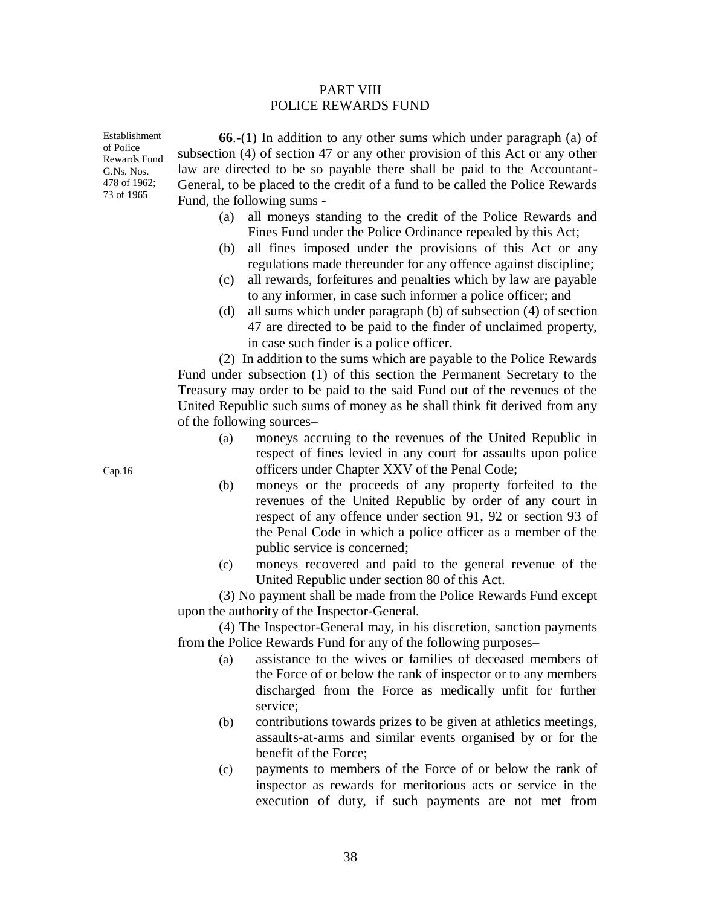## PART VIII
## POLICE REWARDS FUND

Establishment of Police Rewards Fund G.Ns. Nos. 478 of 1962; 73 of 1965

**66**.-(1) In addition to any other sums which under paragraph (a) of subsection (4) of section 47 or any other provision of this Act or any other law are directed to be so payable there shall be paid to the Accountant-General, to be placed to the credit of a fund to be called the Police Rewards Fund, the following sums -

(a) all moneys standing to the credit of the Police Rewards and Fines Fund under the Police Ordinance repealed by this Act;

(b) all fines imposed under the provisions of this Act or any regulations made thereunder for any offence against discipline;

(c) all rewards, forfeitures and penalties which by law are payable to any informer, in case such informer a police officer; and

(d) all sums which under paragraph (b) of subsection (4) of section 47 are directed to be paid to the finder of unclaimed property, in case such finder is a police officer.

(2) In addition to the sums which are payable to the Police Rewards Fund under subsection (1) of this section the Permanent Secretary to the Treasury may order to be paid to the said Fund out of the revenues of the United Republic such sums of money as he shall think fit derived from any of the following sources–

Cap.16

(a) moneys accruing to the revenues of the United Republic in respect of fines levied in any court for assaults upon police officers under Chapter XXV of the Penal Code;

(b) moneys or the proceeds of any property forfeited to the revenues of the United Republic by order of any court in respect of any offence under section 91, 92 or section 93 of the Penal Code in which a police officer as a member of the public service is concerned;

(c) moneys recovered and paid to the general revenue of the United Republic under section 80 of this Act.

(3) No payment shall be made from the Police Rewards Fund except upon the authority of the Inspector-General.

(4) The Inspector-General may, in his discretion, sanction payments from the Police Rewards Fund for any of the following purposes–

(a) assistance to the wives or families of deceased members of the Force of or below the rank of inspector or to any members discharged from the Force as medically unfit for further service;

(b) contributions towards prizes to be given at athletics meetings, assaults-at-arms and similar events organised by or for the benefit of the Force;

(c) payments to members of the Force of or below the rank of inspector as rewards for meritorious acts or service in the execution of duty, if such payments are not met from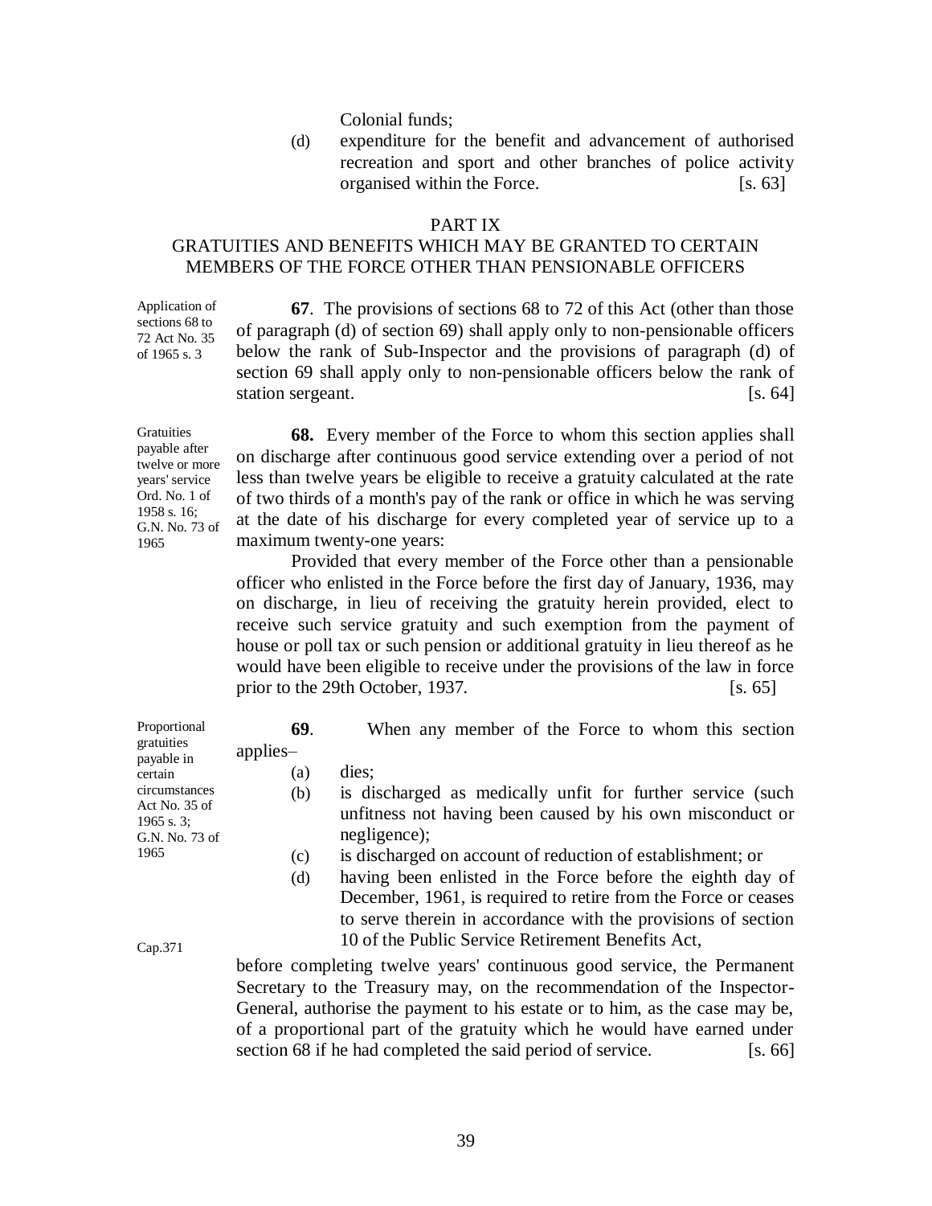Colonial funds;

(d) expenditure for the benefit and advancement of authorised recreation and sport and other branches of police activity organised within the Force. [s. 63]

## PART IX

## GRATUITIES AND BENEFITS WHICH MAY BE GRANTED TO CERTAIN MEMBERS OF THE FORCE OTHER THAN PENSIONABLE OFFICERS

Application of sections 68 to 72 Act No. 35 of 1965 s. 3

**67**. The provisions of sections 68 to 72 of this Act (other than those of paragraph (d) of section 69) shall apply only to non-pensionable officers below the rank of Sub-Inspector and the provisions of paragraph (d) of section 69 shall apply only to non-pensionable officers below the rank of station sergeant. [s. 64]

Gratuities payable after twelve or more years' service Ord. No. 1 of 1958 s. 16; G.N. No. 73 of 1965

**68.** Every member of the Force to whom this section applies shall on discharge after continuous good service extending over a period of not less than twelve years be eligible to receive a gratuity calculated at the rate of two thirds of a month's pay of the rank or office in which he was serving at the date of his discharge for every completed year of service up to a maximum twenty-one years:

Provided that every member of the Force other than a pensionable officer who enlisted in the Force before the first day of January, 1936, may on discharge, in lieu of receiving the gratuity herein provided, elect to receive such service gratuity and such exemption from the payment of house or poll tax or such pension or additional gratuity in lieu thereof as he would have been eligible to receive under the provisions of the law in force prior to the 29th October, 1937. [s. 65]

Proportional gratuities payable in certain circumstances Act No. 35 of 1965 s. 3; G.N. No. 73 of 1965

**69**. When any member of the Force to whom this section applies–

(a) dies;

(b) is discharged as medically unfit for further service (such unfitness not having been caused by his own misconduct or negligence);

(c) is discharged on account of reduction of establishment; or

(d) having been enlisted in the Force before the eighth day of December, 1961, is required to retire from the Force or ceases to serve therein in accordance with the provisions of section 10 of the Public Service Retirement Benefits Act,

Cap.371

before completing twelve years' continuous good service, the Permanent Secretary to the Treasury may, on the recommendation of the Inspector-General, authorise the payment to his estate or to him, as the case may be, of a proportional part of the gratuity which he would have earned under section 68 if he had completed the said period of service. [s. 66]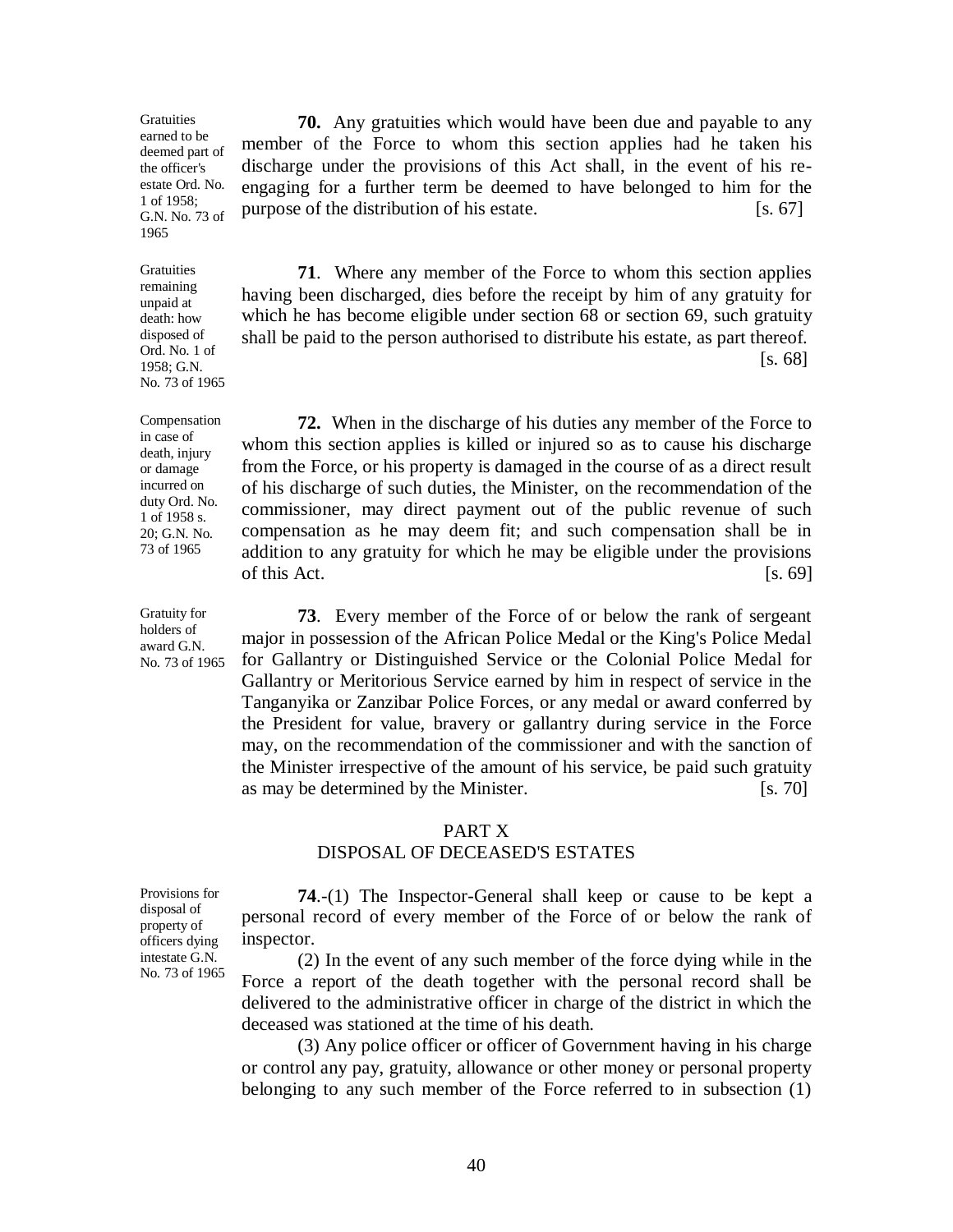Gratuities earned to be deemed part of the officer's estate Ord. No. 1 of 1958; G.N. No. 73 of 1965

**70.** Any gratuities which would have been due and payable to any member of the Force to whom this section applies had he taken his discharge under the provisions of this Act shall, in the event of his re-engaging for a further term be deemed to have belonged to him for the purpose of the distribution of his estate. [s. 67]

Gratuities remaining unpaid at death: how disposed of Ord. No. 1 of 1958; G.N. No. 73 of 1965

**71**. Where any member of the Force to whom this section applies having been discharged, dies before the receipt by him of any gratuity for which he has become eligible under section 68 or section 69, such gratuity shall be paid to the person authorised to distribute his estate, as part thereof. [s. 68]

Compensation in case of death, injury or damage incurred on duty Ord. No. 1 of 1958 s. 20; G.N. No. 73 of 1965

**72.** When in the discharge of his duties any member of the Force to whom this section applies is killed or injured so as to cause his discharge from the Force, or his property is damaged in the course of as a direct result of his discharge of such duties, the Minister, on the recommendation of the commissioner, may direct payment out of the public revenue of such compensation as he may deem fit; and such compensation shall be in addition to any gratuity for which he may be eligible under the provisions of this Act. [s. 69]

Gratuity for holders of award G.N. No. 73 of 1965

**73**. Every member of the Force of or below the rank of sergeant major in possession of the African Police Medal or the King's Police Medal for Gallantry or Distinguished Service or the Colonial Police Medal for Gallantry or Meritorious Service earned by him in respect of service in the Tanganyika or Zanzibar Police Forces, or any medal or award conferred by the President for value, bravery or gallantry during service in the Force may, on the recommendation of the commissioner and with the sanction of the Minister irrespective of the amount of his service, be paid such gratuity as may be determined by the Minister. [s. 70]

## PART X
## DISPOSAL OF DECEASED'S ESTATES

Provisions for disposal of property of officers dying intestate G.N. No. 73 of 1965

**74**.-(1) The Inspector-General shall keep or cause to be kept a personal record of every member of the Force of or below the rank of inspector.

(2) In the event of any such member of the force dying while in the Force a report of the death together with the personal record shall be delivered to the administrative officer in charge of the district in which the deceased was stationed at the time of his death.

(3) Any police officer or officer of Government having in his charge or control any pay, gratuity, allowance or other money or personal property belonging to any such member of the Force referred to in subsection (1)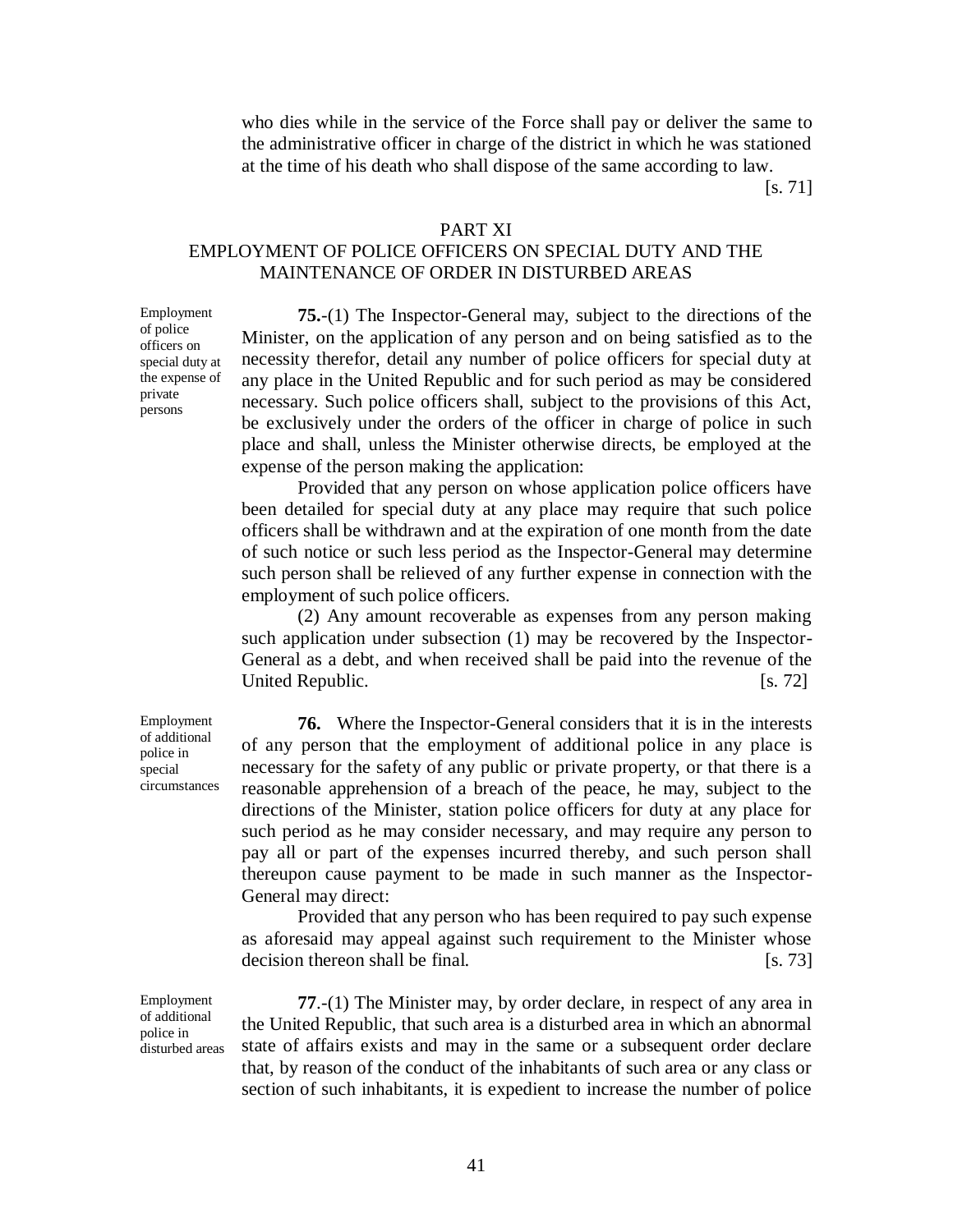who dies while in the service of the Force shall pay or deliver the same to the administrative officer in charge of the district in which he was stationed at the time of his death who shall dispose of the same according to law.

[s. 71]

## PART XI
## EMPLOYMENT OF POLICE OFFICERS ON SPECIAL DUTY AND THE MAINTENANCE OF ORDER IN DISTURBED AREAS

*Employment of police officers on special duty at the expense of private persons*

**75.**-(1) The Inspector-General may, subject to the directions of the Minister, on the application of any person and on being satisfied as to the necessity therefor, detail any number of police officers for special duty at any place in the United Republic and for such period as may be considered necessary. Such police officers shall, subject to the provisions of this Act, be exclusively under the orders of the officer in charge of police in such place and shall, unless the Minister otherwise directs, be employed at the expense of the person making the application:

Provided that any person on whose application police officers have been detailed for special duty at any place may require that such police officers shall be withdrawn and at the expiration of one month from the date of such notice or such less period as the Inspector-General may determine such person shall be relieved of any further expense in connection with the employment of such police officers.

(2) Any amount recoverable as expenses from any person making such application under subsection (1) may be recovered by the Inspector-General as a debt, and when received shall be paid into the revenue of the United Republic. [s. 72]

*Employment of additional police in special circumstances*

**76.** Where the Inspector-General considers that it is in the interests of any person that the employment of additional police in any place is necessary for the safety of any public or private property, or that there is a reasonable apprehension of a breach of the peace, he may, subject to the directions of the Minister, station police officers for duty at any place for such period as he may consider necessary, and may require any person to pay all or part of the expenses incurred thereby, and such person shall thereupon cause payment to be made in such manner as the Inspector-General may direct:

Provided that any person who has been required to pay such expense as aforesaid may appeal against such requirement to the Minister whose decision thereon shall be final. [s. 73]

*Employment of additional police in disturbed areas*

**77**.-(1) The Minister may, by order declare, in respect of any area in the United Republic, that such area is a disturbed area in which an abnormal state of affairs exists and may in the same or a subsequent order declare that, by reason of the conduct of the inhabitants of such area or any class or section of such inhabitants, it is expedient to increase the number of police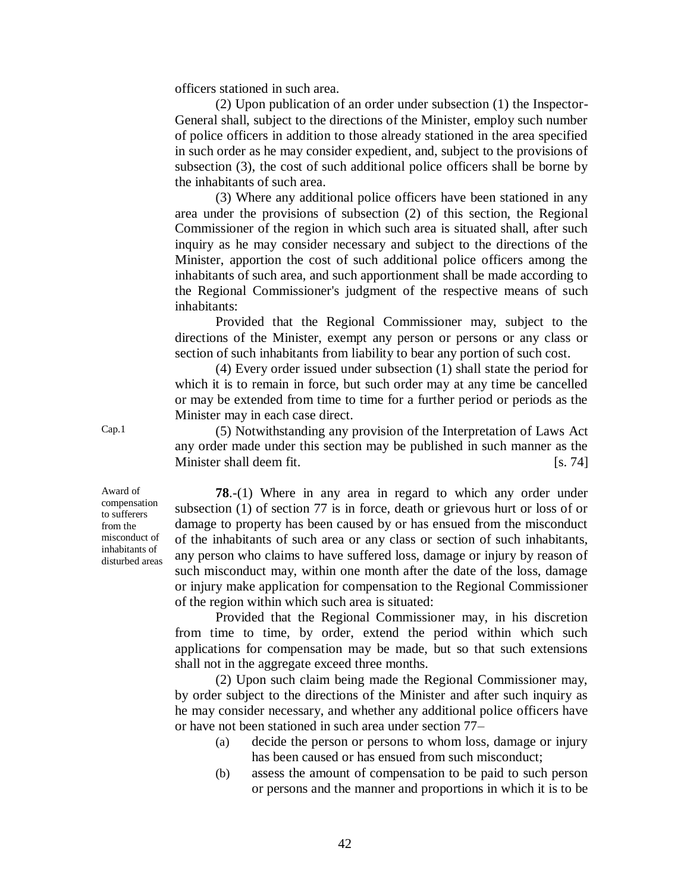officers stationed in such area.

(2) Upon publication of an order under subsection (1) the Inspector-General shall, subject to the directions of the Minister, employ such number of police officers in addition to those already stationed in the area specified in such order as he may consider expedient, and, subject to the provisions of subsection (3), the cost of such additional police officers shall be borne by the inhabitants of such area.

(3) Where any additional police officers have been stationed in any area under the provisions of subsection (2) of this section, the Regional Commissioner of the region in which such area is situated shall, after such inquiry as he may consider necessary and subject to the directions of the Minister, apportion the cost of such additional police officers among the inhabitants of such area, and such apportionment shall be made according to the Regional Commissioner's judgment of the respective means of such inhabitants:

Provided that the Regional Commissioner may, subject to the directions of the Minister, exempt any person or persons or any class or section of such inhabitants from liability to bear any portion of such cost.

(4) Every order issued under subsection (1) shall state the period for which it is to remain in force, but such order may at any time be cancelled or may be extended from time to time for a further period or periods as the Minister may in each case direct.

Cap.1

(5) Notwithstanding any provision of the Interpretation of Laws Act any order made under this section may be published in such manner as the Minister shall deem fit. [s. 74]

Award of compensation to sufferers from the misconduct of inhabitants of disturbed areas

**78**.-(1) Where in any area in regard to which any order under subsection (1) of section 77 is in force, death or grievous hurt or loss of or damage to property has been caused by or has ensued from the misconduct of the inhabitants of such area or any class or section of such inhabitants, any person who claims to have suffered loss, damage or injury by reason of such misconduct may, within one month after the date of the loss, damage or injury make application for compensation to the Regional Commissioner of the region within which such area is situated:

Provided that the Regional Commissioner may, in his discretion from time to time, by order, extend the period within which such applications for compensation may be made, but so that such extensions shall not in the aggregate exceed three months.

(2) Upon such claim being made the Regional Commissioner may, by order subject to the directions of the Minister and after such inquiry as he may consider necessary, and whether any additional police officers have or have not been stationed in such area under section 77–

(a) decide the person or persons to whom loss, damage or injury has been caused or has ensued from such misconduct;

(b) assess the amount of compensation to be paid to such person or persons and the manner and proportions in which it is to be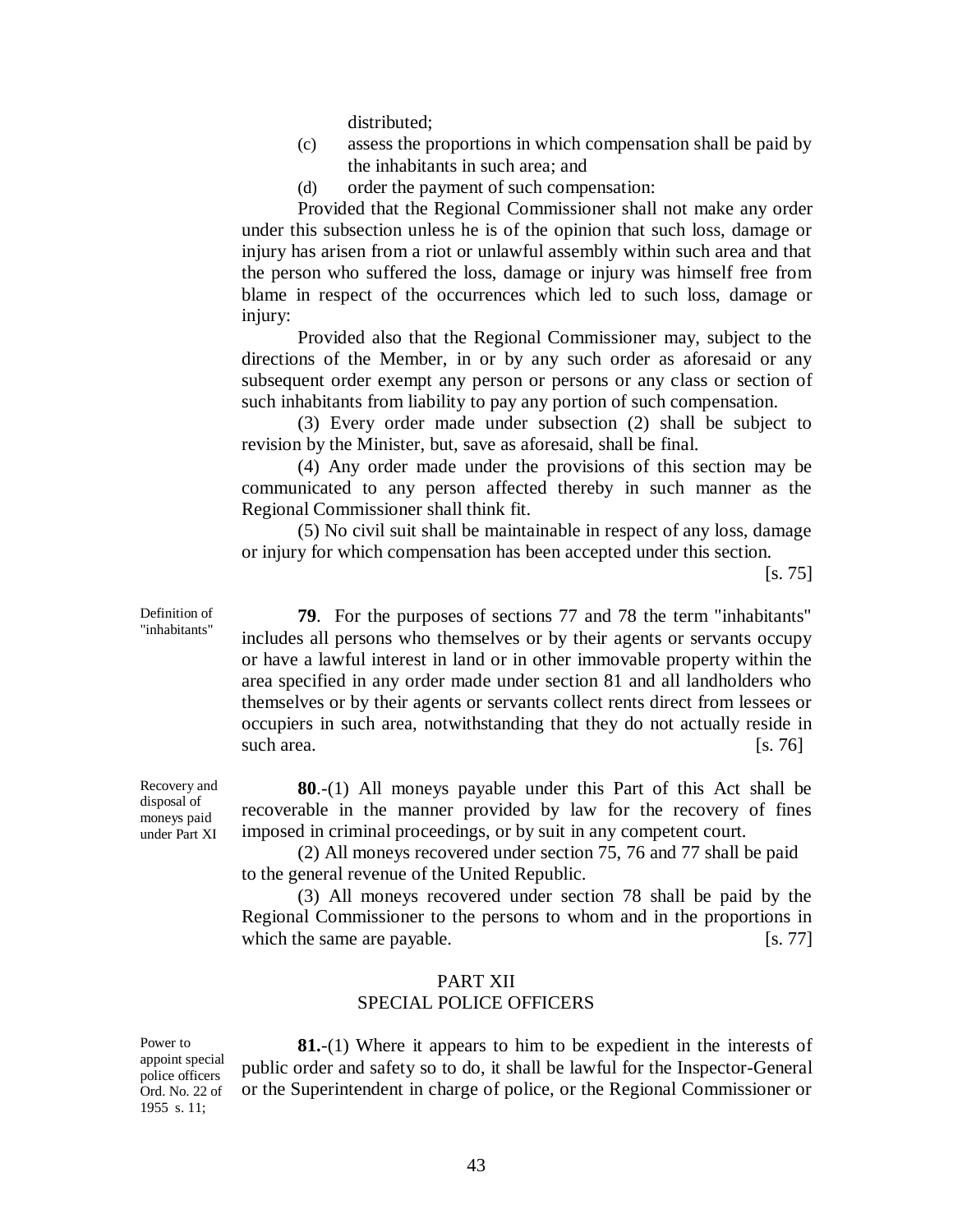distributed;

(c) assess the proportions in which compensation shall be paid by the inhabitants in such area; and

(d) order the payment of such compensation:

Provided that the Regional Commissioner shall not make any order under this subsection unless he is of the opinion that such loss, damage or injury has arisen from a riot or unlawful assembly within such area and that the person who suffered the loss, damage or injury was himself free from blame in respect of the occurrences which led to such loss, damage or injury:

Provided also that the Regional Commissioner may, subject to the directions of the Member, in or by any such order as aforesaid or any subsequent order exempt any person or persons or any class or section of such inhabitants from liability to pay any portion of such compensation.

(3) Every order made under subsection (2) shall be subject to revision by the Minister, but, save as aforesaid, shall be final.

(4) Any order made under the provisions of this section may be communicated to any person affected thereby in such manner as the Regional Commissioner shall think fit.

(5) No civil suit shall be maintainable in respect of any loss, damage or injury for which compensation has been accepted under this section.

[s. 75]

*Definition of "inhabitants"*

**79**. For the purposes of sections 77 and 78 the term "inhabitants" includes all persons who themselves or by their agents or servants occupy or have a lawful interest in land or in other immovable property within the area specified in any order made under section 81 and all landholders who themselves or by their agents or servants collect rents direct from lessees or occupiers in such area, notwithstanding that they do not actually reside in such area. [s. 76]

*Recovery and disposal of moneys paid under Part XI*

**80**.-(1) All moneys payable under this Part of this Act shall be recoverable in the manner provided by law for the recovery of fines imposed in criminal proceedings, or by suit in any competent court.

(2) All moneys recovered under section 75, 76 and 77 shall be paid to the general revenue of the United Republic.

(3) All moneys recovered under section 78 shall be paid by the Regional Commissioner to the persons to whom and in the proportions in which the same are payable. [s. 77]

## PART XII
## SPECIAL POLICE OFFICERS

*Power to appoint special police officers Ord. No. 22 of 1955 s. 11;*

**81.**-(1) Where it appears to him to be expedient in the interests of public order and safety so to do, it shall be lawful for the Inspector-General or the Superintendent in charge of police, or the Regional Commissioner or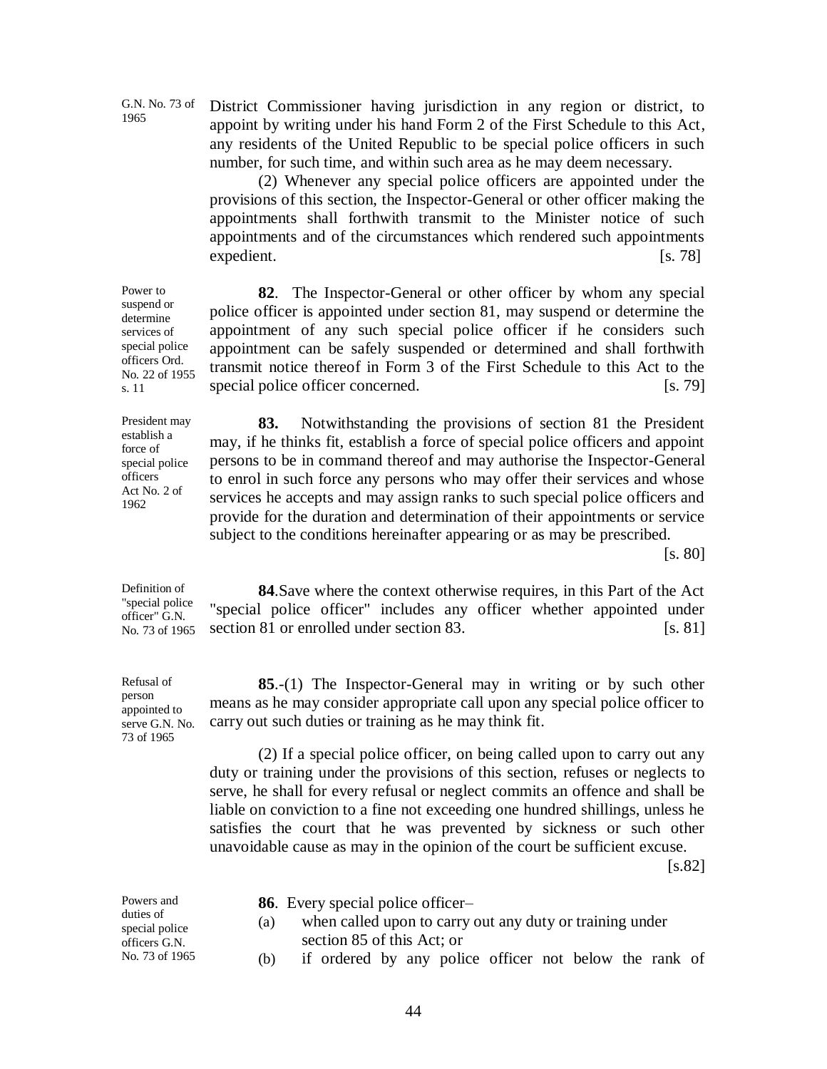G.N. No. 73 of 1965

District Commissioner having jurisdiction in any region or district, to appoint by writing under his hand Form 2 of the First Schedule to this Act, any residents of the United Republic to be special police officers in such number, for such time, and within such area as he may deem necessary.

(2) Whenever any special police officers are appointed under the provisions of this section, the Inspector-General or other officer making the appointments shall forthwith transmit to the Minister notice of such appointments and of the circumstances which rendered such appointments expedient. [s. 78]

Power to suspend or determine services of special police officers Ord. No. 22 of 1955 s. 11

**82**. The Inspector-General or other officer by whom any special police officer is appointed under section 81, may suspend or determine the appointment of any such special police officer if he considers such appointment can be safely suspended or determined and shall forthwith transmit notice thereof in Form 3 of the First Schedule to this Act to the special police officer concerned. [s. 79]

President may establish a force of special police officers Act No. 2 of 1962

**83.** Notwithstanding the provisions of section 81 the President may, if he thinks fit, establish a force of special police officers and appoint persons to be in command thereof and may authorise the Inspector-General to enrol in such force any persons who may offer their services and whose services he accepts and may assign ranks to such special police officers and provide for the duration and determination of their appointments or service subject to the conditions hereinafter appearing or as may be prescribed. [s. 80]

Definition of "special police officer" G.N. No. 73 of 1965

**84**.Save where the context otherwise requires, in this Part of the Act "special police officer" includes any officer whether appointed under section 81 or enrolled under section 83. [s. 81]

Refusal of person appointed to serve G.N. No. 73 of 1965

**85**.-(1) The Inspector-General may in writing or by such other means as he may consider appropriate call upon any special police officer to carry out such duties or training as he may think fit.

(2) If a special police officer, on being called upon to carry out any duty or training under the provisions of this section, refuses or neglects to serve, he shall for every refusal or neglect commits an offence and shall be liable on conviction to a fine not exceeding one hundred shillings, unless he satisfies the court that he was prevented by sickness or such other unavoidable cause as may in the opinion of the court be sufficient excuse. [s.82]

Powers and duties of special police officers G.N. No. 73 of 1965

**86**. Every special police officer–

(a) when called upon to carry out any duty or training under section 85 of this Act; or

(b) if ordered by any police officer not below the rank of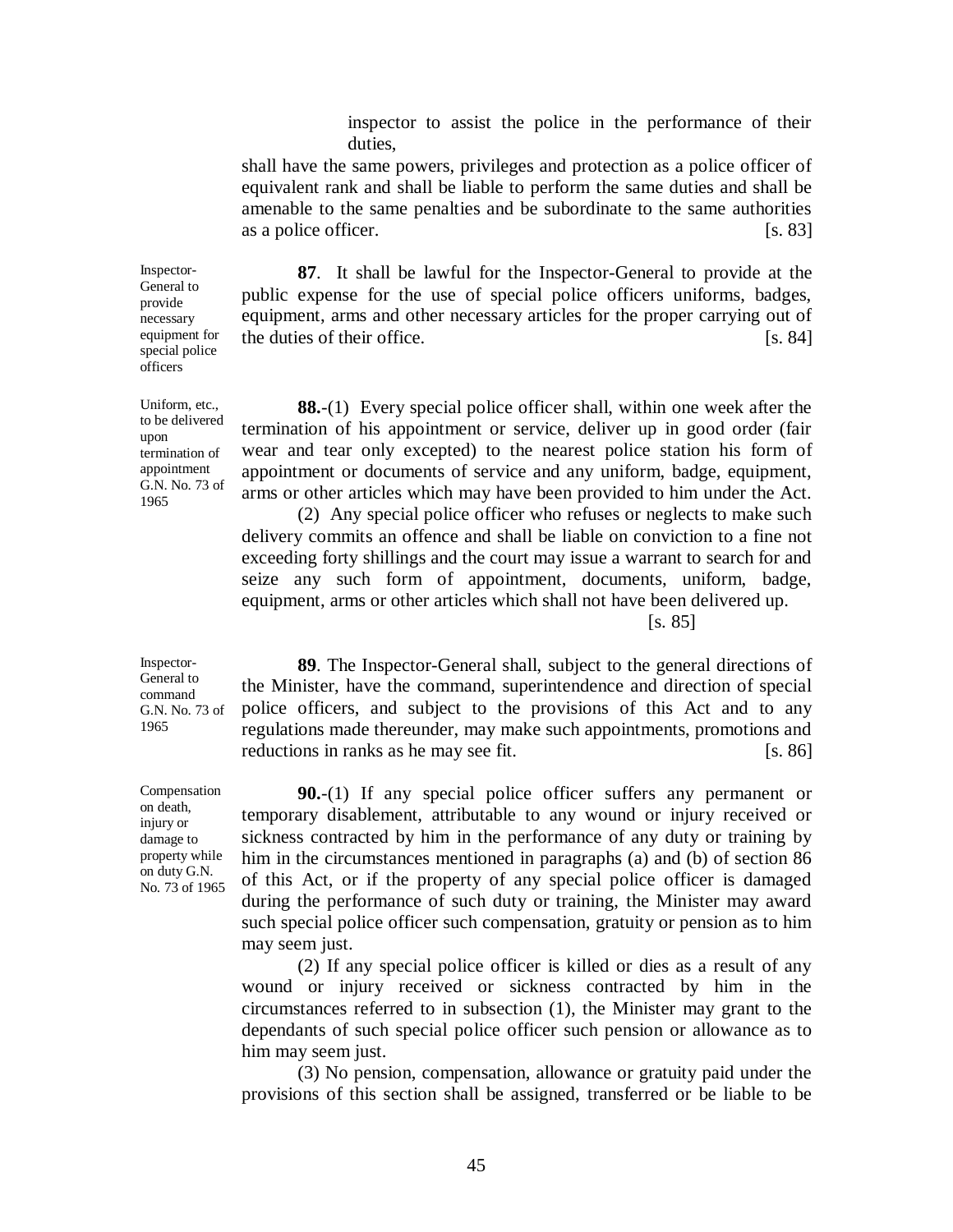inspector to assist the police in the performance of their duties,

shall have the same powers, privileges and protection as a police officer of equivalent rank and shall be liable to perform the same duties and shall be amenable to the same penalties and be subordinate to the same authorities as a police officer. [s. 83]

*Inspector-General to provide necessary equipment for special police officers*

**87**. It shall be lawful for the Inspector-General to provide at the public expense for the use of special police officers uniforms, badges, equipment, arms and other necessary articles for the proper carrying out of the duties of their office. [s. 84]

*Uniform, etc., to be delivered upon termination of appointment G.N. No. 73 of 1965*

**88.**-(1) Every special police officer shall, within one week after the termination of his appointment or service, deliver up in good order (fair wear and tear only excepted) to the nearest police station his form of appointment or documents of service and any uniform, badge, equipment, arms or other articles which may have been provided to him under the Act.

(2) Any special police officer who refuses or neglects to make such delivery commits an offence and shall be liable on conviction to a fine not exceeding forty shillings and the court may issue a warrant to search for and seize any such form of appointment, documents, uniform, badge, equipment, arms or other articles which shall not have been delivered up. [s. 85]

*Inspector-General to command G.N. No. 73 of 1965*

**89**. The Inspector-General shall, subject to the general directions of the Minister, have the command, superintendence and direction of special police officers, and subject to the provisions of this Act and to any regulations made thereunder, may make such appointments, promotions and reductions in ranks as he may see fit. [s. 86]

*Compensation on death, injury or damage to property while on duty G.N. No. 73 of 1965*

**90.**-(1) If any special police officer suffers any permanent or temporary disablement, attributable to any wound or injury received or sickness contracted by him in the performance of any duty or training by him in the circumstances mentioned in paragraphs (a) and (b) of section 86 of this Act, or if the property of any special police officer is damaged during the performance of such duty or training, the Minister may award such special police officer such compensation, gratuity or pension as to him may seem just.

(2) If any special police officer is killed or dies as a result of any wound or injury received or sickness contracted by him in the circumstances referred to in subsection (1), the Minister may grant to the dependants of such special police officer such pension or allowance as to him may seem just.

(3) No pension, compensation, allowance or gratuity paid under the provisions of this section shall be assigned, transferred or be liable to be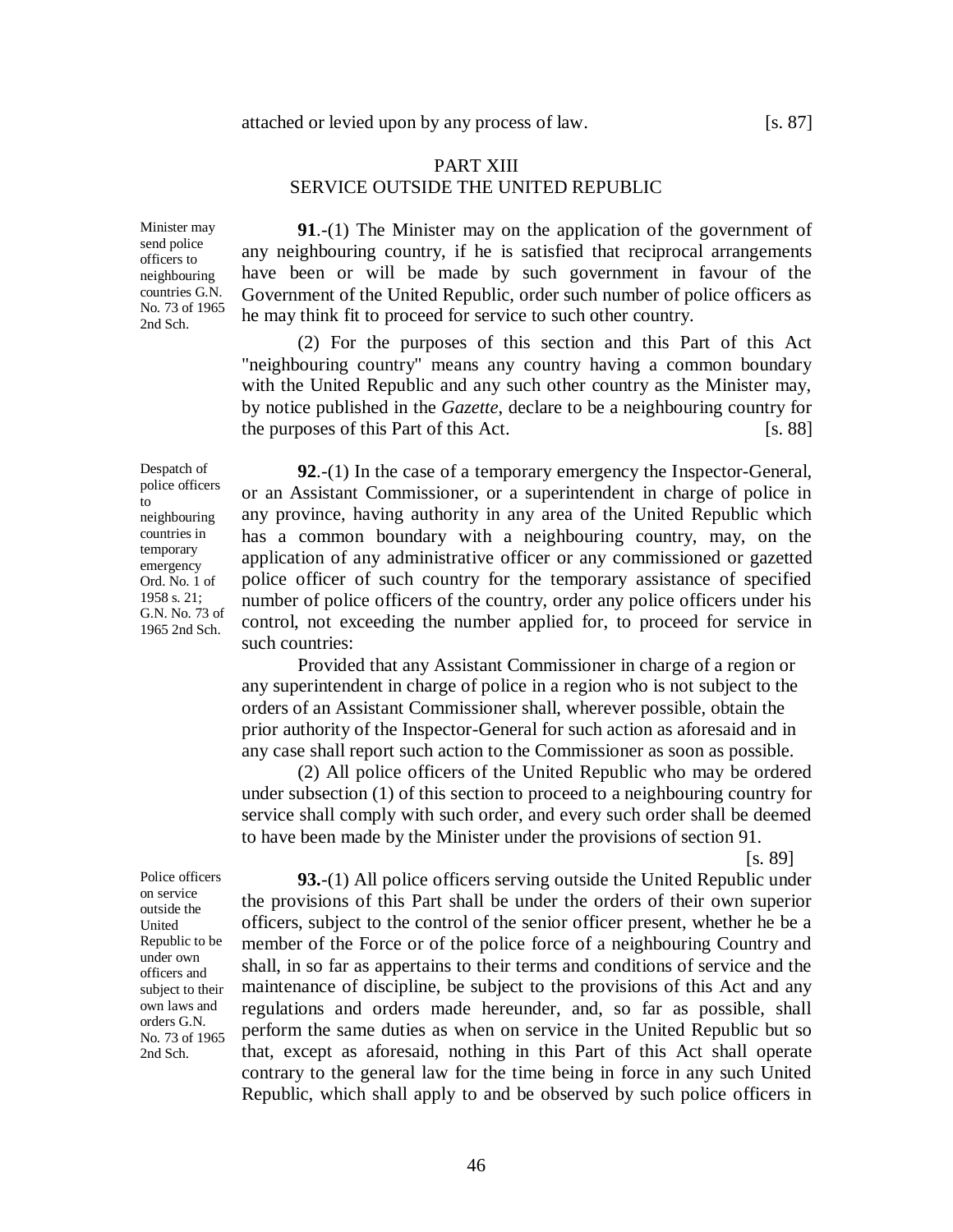attached or levied upon by any process of law. [s. 87]

## PART XIII
## SERVICE OUTSIDE THE UNITED REPUBLIC

Minister may send police officers to neighbouring countries G.N. No. 73 of 1965 2nd Sch.

**91**.-(1) The Minister may on the application of the government of any neighbouring country, if he is satisfied that reciprocal arrangements have been or will be made by such government in favour of the Government of the United Republic, order such number of police officers as he may think fit to proceed for service to such other country.

(2) For the purposes of this section and this Part of this Act "neighbouring country" means any country having a common boundary with the United Republic and any such other country as the Minister may, by notice published in the *Gazette*, declare to be a neighbouring country for the purposes of this Part of this Act. [s. 88]

Despatch of police officers to neighbouring countries in temporary emergency Ord. No. 1 of 1958 s. 21; G.N. No. 73 of 1965 2nd Sch.

**92**.-(1) In the case of a temporary emergency the Inspector-General, or an Assistant Commissioner, or a superintendent in charge of police in any province, having authority in any area of the United Republic which has a common boundary with a neighbouring country, may, on the application of any administrative officer or any commissioned or gazetted police officer of such country for the temporary assistance of specified number of police officers of the country, order any police officers under his control, not exceeding the number applied for, to proceed for service in such countries:

Provided that any Assistant Commissioner in charge of a region or any superintendent in charge of police in a region who is not subject to the orders of an Assistant Commissioner shall, wherever possible, obtain the prior authority of the Inspector-General for such action as aforesaid and in any case shall report such action to the Commissioner as soon as possible.

(2) All police officers of the United Republic who may be ordered under subsection (1) of this section to proceed to a neighbouring country for service shall comply with such order, and every such order shall be deemed to have been made by the Minister under the provisions of section 91. [s. 89]

Police officers on service outside the United Republic to be under own officers and subject to their own laws and orders G.N. No. 73 of 1965 2nd Sch.

**93.**-(1) All police officers serving outside the United Republic under the provisions of this Part shall be under the orders of their own superior officers, subject to the control of the senior officer present, whether he be a member of the Force or of the police force of a neighbouring Country and shall, in so far as appertains to their terms and conditions of service and the maintenance of discipline, be subject to the provisions of this Act and any regulations and orders made hereunder, and, so far as possible, shall perform the same duties as when on service in the United Republic but so that, except as aforesaid, nothing in this Part of this Act shall operate contrary to the general law for the time being in force in any such United Republic, which shall apply to and be observed by such police officers in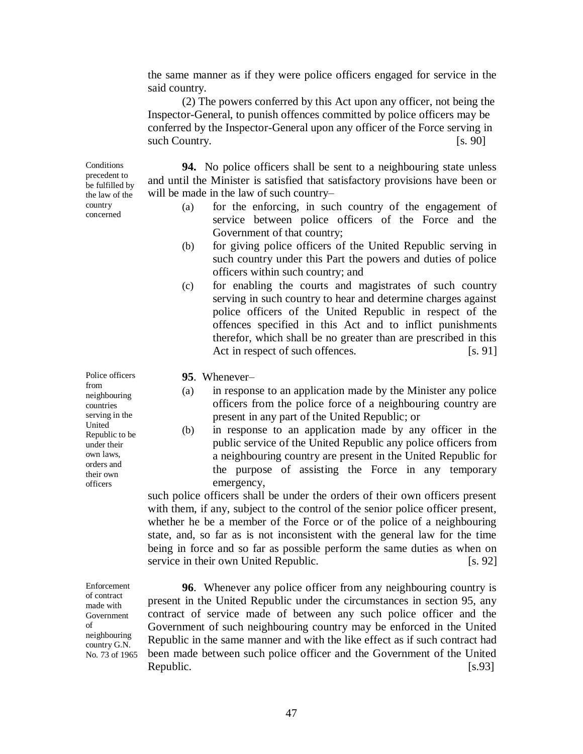the same manner as if they were police officers engaged for service in the said country.

(2) The powers conferred by this Act upon any officer, not being the Inspector-General, to punish offences committed by police officers may be conferred by the Inspector-General upon any officer of the Force serving in such Country. [s. 90]

*Conditions precedent to be fulfilled by the law of the country concerned*

**94.** No police officers shall be sent to a neighbouring state unless and until the Minister is satisfied that satisfactory provisions have been or will be made in the law of such country–

(a) for the enforcing, in such country of the engagement of service between police officers of the Force and the Government of that country;

(b) for giving police officers of the United Republic serving in such country under this Part the powers and duties of police officers within such country; and

(c) for enabling the courts and magistrates of such country serving in such country to hear and determine charges against police officers of the United Republic in respect of the offences specified in this Act and to inflict punishments therefor, which shall be no greater than are prescribed in this Act in respect of such offences. [s. 91]

*Police officers from neighbouring countries serving in the United Republic to be under their own laws, orders and their own officers*

**95**. Whenever–

(a) in response to an application made by the Minister any police officers from the police force of a neighbouring country are present in any part of the United Republic; or

(b) in response to an application made by any officer in the public service of the United Republic any police officers from a neighbouring country are present in the United Republic for the purpose of assisting the Force in any temporary emergency,

such police officers shall be under the orders of their own officers present with them, if any, subject to the control of the senior police officer present, whether he be a member of the Force or of the police of a neighbouring state, and, so far as is not inconsistent with the general law for the time being in force and so far as possible perform the same duties as when on service in their own United Republic. [s. 92]

*Enforcement of contract made with Government of neighbouring country G.N. No. 73 of 1965*

**96**. Whenever any police officer from any neighbouring country is present in the United Republic under the circumstances in section 95, any contract of service made of between any such police officer and the Government of such neighbouring country may be enforced in the United Republic in the same manner and with the like effect as if such contract had been made between such police officer and the Government of the United Republic. [s.93]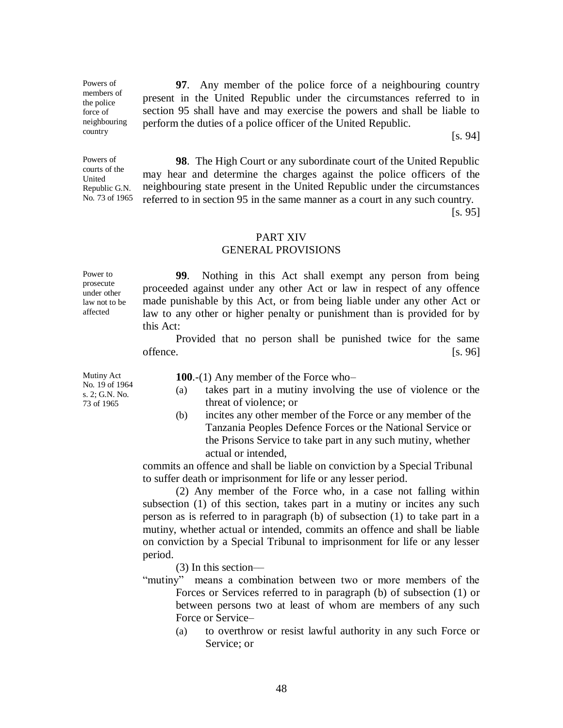Powers of members of the police force of neighbouring country

**97**. Any member of the police force of a neighbouring country present in the United Republic under the circumstances referred to in section 95 shall have and may exercise the powers and shall be liable to perform the duties of a police officer of the United Republic.

[s. 94]

Powers of courts of the United Republic G.N. No. 73 of 1965

**98**. The High Court or any subordinate court of the United Republic may hear and determine the charges against the police officers of the neighbouring state present in the United Republic under the circumstances referred to in section 95 in the same manner as a court in any such country.

[s. 95]

## PART XIV
## GENERAL PROVISIONS

Power to prosecute under other law not to be affected

**99**. Nothing in this Act shall exempt any person from being proceeded against under any other Act or law in respect of any offence made punishable by this Act, or from being liable under any other Act or law to any other or higher penalty or punishment than is provided for by this Act:

Provided that no person shall be punished twice for the same offence. [s. 96]

Mutiny Act No. 19 of 1964 s. 2; G.N. No. 73 of 1965

**100**.-(1) Any member of the Force who–

(a) takes part in a mutiny involving the use of violence or the threat of violence; or

(b) incites any other member of the Force or any member of the Tanzania Peoples Defence Forces or the National Service or the Prisons Service to take part in any such mutiny, whether actual or intended,

commits an offence and shall be liable on conviction by a Special Tribunal to suffer death or imprisonment for life or any lesser period.

(2) Any member of the Force who, in a case not falling within subsection (1) of this section, takes part in a mutiny or incites any such person as is referred to in paragraph (b) of subsection (1) to take part in a mutiny, whether actual or intended, commits an offence and shall be liable on conviction by a Special Tribunal to imprisonment for life or any lesser period.

(3) In this section—

"mutiny" means a combination between two or more members of the Forces or Services referred to in paragraph (b) of subsection (1) or between persons two at least of whom are members of any such Force or Service–

(a) to overthrow or resist lawful authority in any such Force or Service; or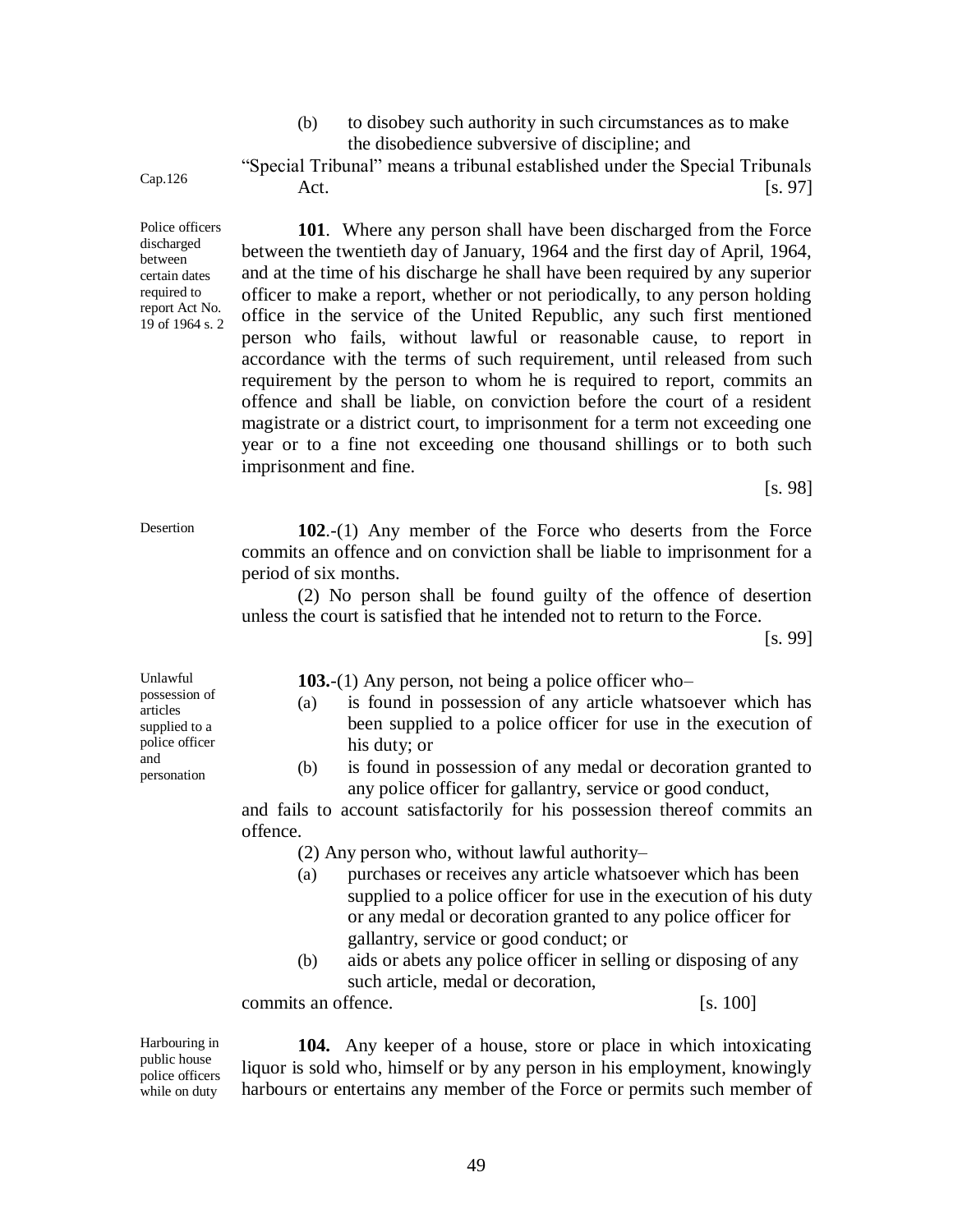(b) to disobey such authority in such circumstances as to make the disobedience subversive of discipline; and

"Special Tribunal" means a tribunal established under the Special Tribunals Act. [s. 97]

Cap.126

*Police officers discharged between certain dates required to report Act No. 19 of 1964 s. 2*

**101**. Where any person shall have been discharged from the Force between the twentieth day of January, 1964 and the first day of April, 1964, and at the time of his discharge he shall have been required by any superior officer to make a report, whether or not periodically, to any person holding office in the service of the United Republic, any such first mentioned person who fails, without lawful or reasonable cause, to report in accordance with the terms of such requirement, until released from such requirement by the person to whom he is required to report, commits an offence and shall be liable, on conviction before the court of a resident magistrate or a district court, to imprisonment for a term not exceeding one year or to a fine not exceeding one thousand shillings or to both such imprisonment and fine.

[s. 98]

*Desertion*

**102**.-(1) Any member of the Force who deserts from the Force commits an offence and on conviction shall be liable to imprisonment for a period of six months.

(2) No person shall be found guilty of the offence of desertion unless the court is satisfied that he intended not to return to the Force.

[s. 99]

*Unlawful possession of articles supplied to a police officer and personation*

**103.**-(1) Any person, not being a police officer who–

(a) is found in possession of any article whatsoever which has been supplied to a police officer for use in the execution of his duty; or

(b) is found in possession of any medal or decoration granted to any police officer for gallantry, service or good conduct,

and fails to account satisfactorily for his possession thereof commits an offence.

(2) Any person who, without lawful authority–

(a) purchases or receives any article whatsoever which has been supplied to a police officer for use in the execution of his duty or any medal or decoration granted to any police officer for gallantry, service or good conduct; or

(b) aids or abets any police officer in selling or disposing of any such article, medal or decoration,

commits an offence. [s. 100]

*Harbouring in public house police officers while on duty*

**104.** Any keeper of a house, store or place in which intoxicating liquor is sold who, himself or by any person in his employment, knowingly harbours or entertains any member of the Force or permits such member of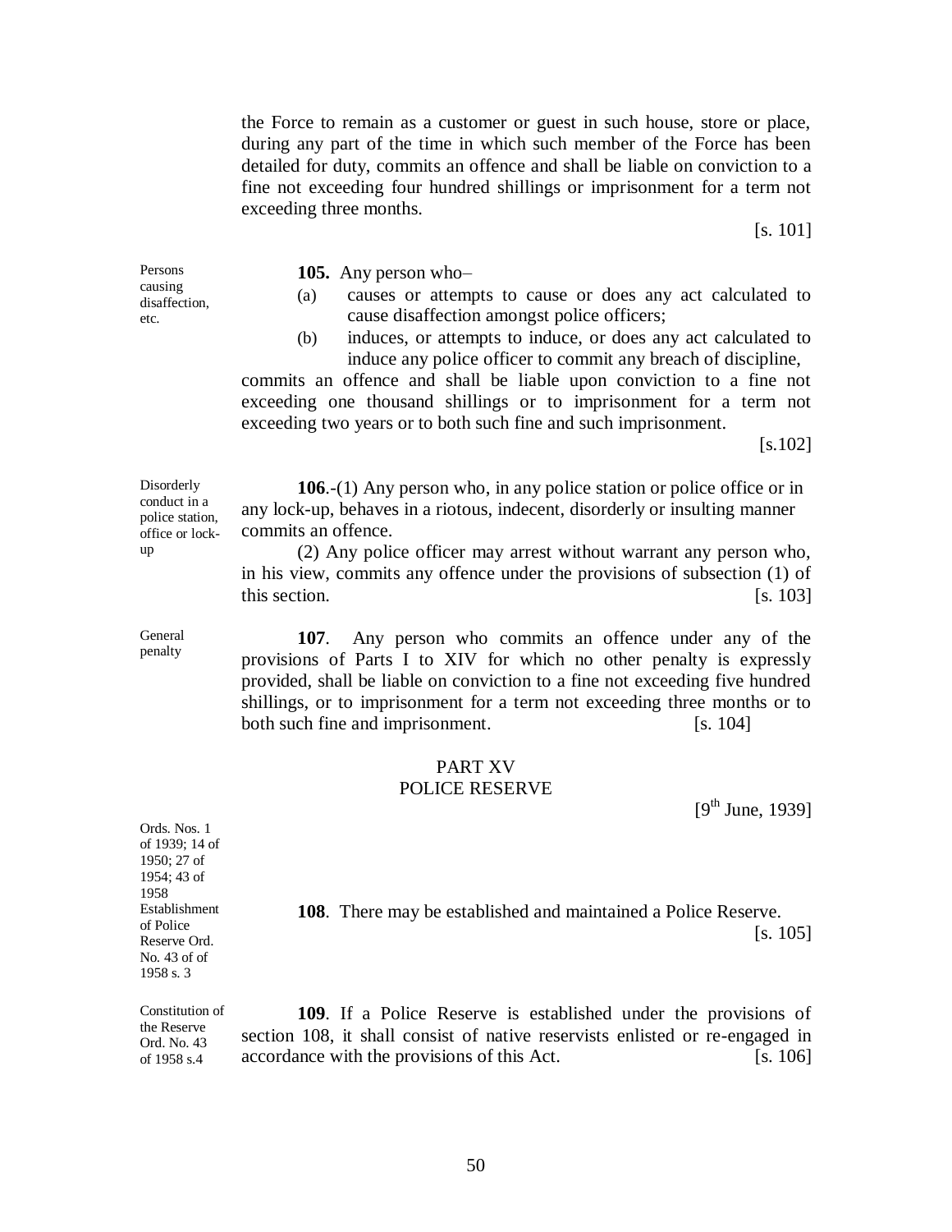the Force to remain as a customer or guest in such house, store or place, during any part of the time in which such member of the Force has been detailed for duty, commits an offence and shall be liable on conviction to a fine not exceeding four hundred shillings or imprisonment for a term not exceeding three months.

[s. 101]

Persons causing disaffection, etc.

**105.** Any person who–

(a) causes or attempts to cause or does any act calculated to cause disaffection amongst police officers;

(b) induces, or attempts to induce, or does any act calculated to induce any police officer to commit any breach of discipline,

commits an offence and shall be liable upon conviction to a fine not exceeding one thousand shillings or to imprisonment for a term not exceeding two years or to both such fine and such imprisonment.

[s.102]

Disorderly conduct in a police station, office or lock-up

**106**.-(1) Any person who, in any police station or police office or in any lock-up, behaves in a riotous, indecent, disorderly or insulting manner commits an offence.

(2) Any police officer may arrest without warrant any person who, in his view, commits any offence under the provisions of subsection (1) of this section. [s. 103]

General penalty

**107**. Any person who commits an offence under any of the provisions of Parts I to XIV for which no other penalty is expressly provided, shall be liable on conviction to a fine not exceeding five hundred shillings, or to imprisonment for a term not exceeding three months or to both such fine and imprisonment. [s. 104]

## PART XV
## POLICE RESERVE

[9th June, 1939]

Ords. Nos. 1 of 1939; 14 of 1950; 27 of 1954; 43 of 1958

Establishment of Police Reserve Ord. No. 43 of of 1958 s. 3

**108**. There may be established and maintained a Police Reserve.

[s. 105]

Constitution of the Reserve Ord. No. 43 of 1958 s.4

**109**. If a Police Reserve is established under the provisions of section 108, it shall consist of native reservists enlisted or re-engaged in accordance with the provisions of this Act. [s. 106]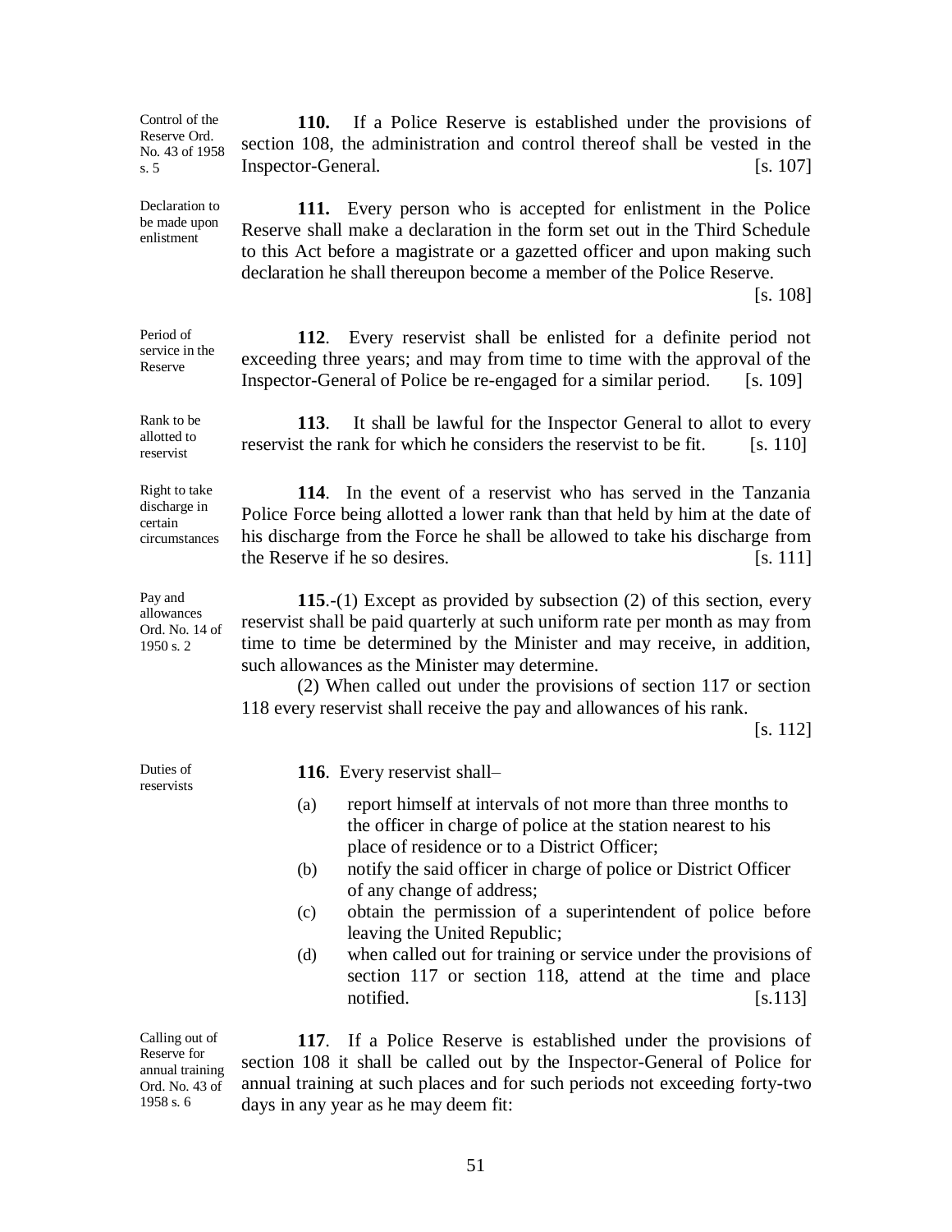Control of the Reserve Ord. No. 43 of 1958 s. 5

**110.** If a Police Reserve is established under the provisions of section 108, the administration and control thereof shall be vested in the Inspector-General. [s. 107]

Declaration to be made upon enlistment

**111.** Every person who is accepted for enlistment in the Police Reserve shall make a declaration in the form set out in the Third Schedule to this Act before a magistrate or a gazetted officer and upon making such declaration he shall thereupon become a member of the Police Reserve. [s. 108]

Period of service in the Reserve

**112**. Every reservist shall be enlisted for a definite period not exceeding three years; and may from time to time with the approval of the Inspector-General of Police be re-engaged for a similar period. [s. 109]

Rank to be allotted to reservist

**113**. It shall be lawful for the Inspector General to allot to every reservist the rank for which he considers the reservist to be fit. [s. 110]

Right to take discharge in certain circumstances

**114**. In the event of a reservist who has served in the Tanzania Police Force being allotted a lower rank than that held by him at the date of his discharge from the Force he shall be allowed to take his discharge from the Reserve if he so desires. [s. 111]

Pay and allowances Ord. No. 14 of 1950 s. 2

**115**.-(1) Except as provided by subsection (2) of this section, every reservist shall be paid quarterly at such uniform rate per month as may from time to time be determined by the Minister and may receive, in addition, such allowances as the Minister may determine.

(2) When called out under the provisions of section 117 or section 118 every reservist shall receive the pay and allowances of his rank. [s. 112]

Duties of reservists

**116**. Every reservist shall–

(a) report himself at intervals of not more than three months to the officer in charge of police at the station nearest to his place of residence or to a District Officer;

(b) notify the said officer in charge of police or District Officer of any change of address;

(c) obtain the permission of a superintendent of police before leaving the United Republic;

(d) when called out for training or service under the provisions of section 117 or section 118, attend at the time and place notified. [s.113]

Calling out of Reserve for annual training Ord. No. 43 of 1958 s. 6

**117**. If a Police Reserve is established under the provisions of section 108 it shall be called out by the Inspector-General of Police for annual training at such places and for such periods not exceeding forty-two days in any year as he may deem fit: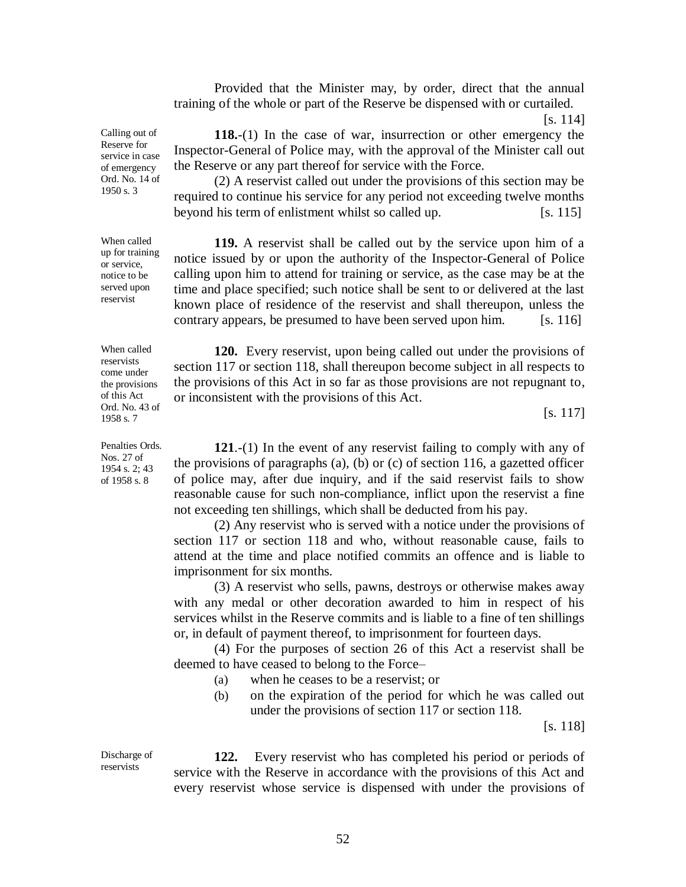Provided that the Minister may, by order, direct that the annual training of the whole or part of the Reserve be dispensed with or curtailed.

[s. 114]

Calling out of Reserve for service in case of emergency Ord. No. 14 of 1950 s. 3

**118.**-(1) In the case of war, insurrection or other emergency the Inspector-General of Police may, with the approval of the Minister call out the Reserve or any part thereof for service with the Force.

(2) A reservist called out under the provisions of this section may be required to continue his service for any period not exceeding twelve months beyond his term of enlistment whilst so called up. [s. 115]

When called up for training or service, notice to be served upon reservist

**119.** A reservist shall be called out by the service upon him of a notice issued by or upon the authority of the Inspector-General of Police calling upon him to attend for training or service, as the case may be at the time and place specified; such notice shall be sent to or delivered at the last known place of residence of the reservist and shall thereupon, unless the contrary appears, be presumed to have been served upon him. [s. 116]

When called reservists come under the provisions of this Act Ord. No. 43 of 1958 s. 7

**120.** Every reservist, upon being called out under the provisions of section 117 or section 118, shall thereupon become subject in all respects to the provisions of this Act in so far as those provisions are not repugnant to, or inconsistent with the provisions of this Act.

[s. 117]

Penalties Ords. Nos. 27 of 1954 s. 2; 43 of 1958 s. 8

**121**.-(1) In the event of any reservist failing to comply with any of the provisions of paragraphs (a), (b) or (c) of section 116, a gazetted officer of police may, after due inquiry, and if the said reservist fails to show reasonable cause for such non-compliance, inflict upon the reservist a fine not exceeding ten shillings, which shall be deducted from his pay.

(2) Any reservist who is served with a notice under the provisions of section 117 or section 118 and who, without reasonable cause, fails to attend at the time and place notified commits an offence and is liable to imprisonment for six months.

(3) A reservist who sells, pawns, destroys or otherwise makes away with any medal or other decoration awarded to him in respect of his services whilst in the Reserve commits and is liable to a fine of ten shillings or, in default of payment thereof, to imprisonment for fourteen days.

(4) For the purposes of section 26 of this Act a reservist shall be deemed to have ceased to belong to the Force–

(a) when he ceases to be a reservist; or

(b) on the expiration of the period for which he was called out under the provisions of section 117 or section 118.

[s. 118]

Discharge of reservists

**122.** Every reservist who has completed his period or periods of service with the Reserve in accordance with the provisions of this Act and every reservist whose service is dispensed with under the provisions of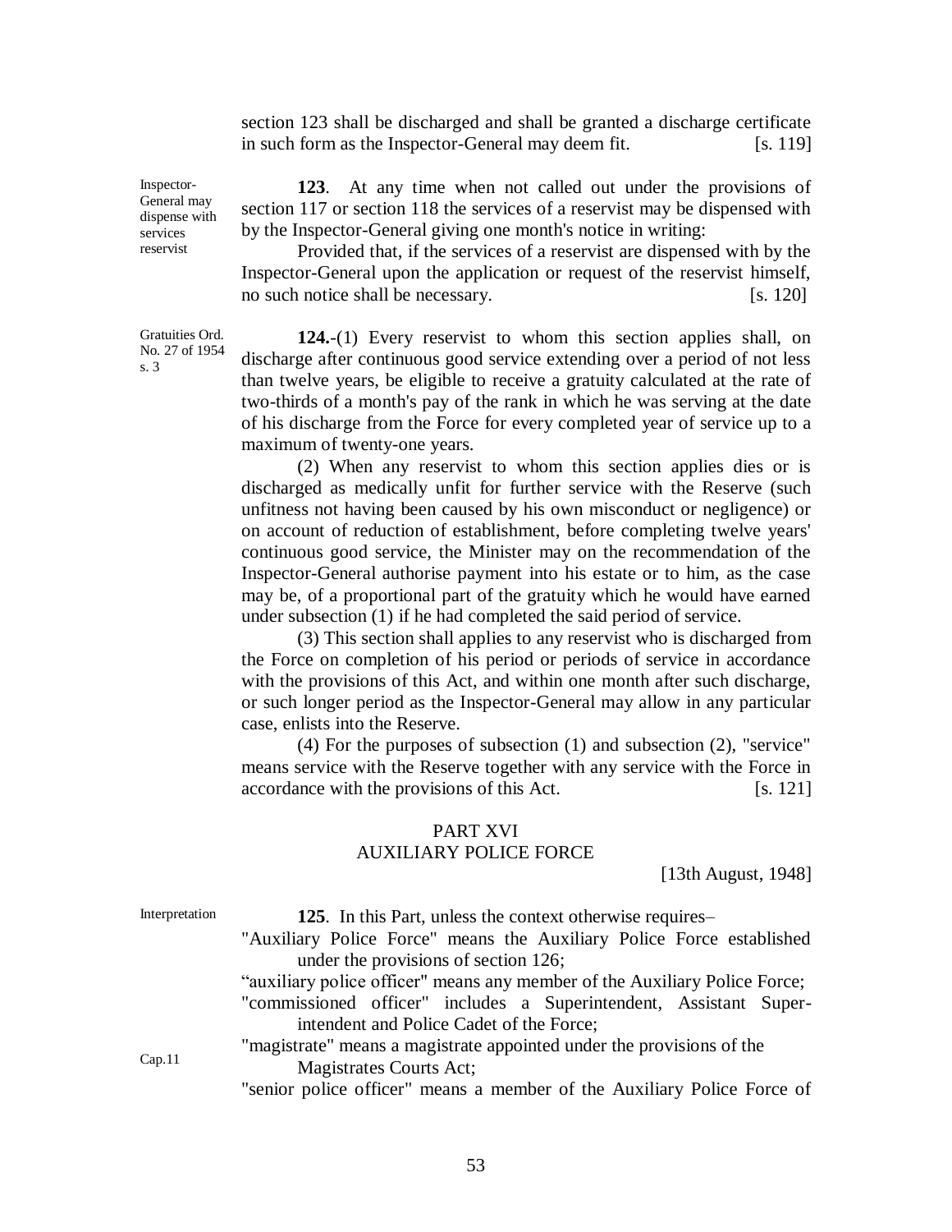section 123 shall be discharged and shall be granted a discharge certificate in such form as the Inspector-General may deem fit. [s. 119]

Inspector-General may dispense with services reservist

**123**. At any time when not called out under the provisions of section 117 or section 118 the services of a reservist may be dispensed with by the Inspector-General giving one month's notice in writing:

Provided that, if the services of a reservist are dispensed with by the Inspector-General upon the application or request of the reservist himself, no such notice shall be necessary. [s. 120]

Gratuities Ord. No. 27 of 1954 s. 3

**124.**-(1) Every reservist to whom this section applies shall, on discharge after continuous good service extending over a period of not less than twelve years, be eligible to receive a gratuity calculated at the rate of two-thirds of a month's pay of the rank in which he was serving at the date of his discharge from the Force for every completed year of service up to a maximum of twenty-one years.

(2) When any reservist to whom this section applies dies or is discharged as medically unfit for further service with the Reserve (such unfitness not having been caused by his own misconduct or negligence) or on account of reduction of establishment, before completing twelve years' continuous good service, the Minister may on the recommendation of the Inspector-General authorise payment into his estate or to him, as the case may be, of a proportional part of the gratuity which he would have earned under subsection (1) if he had completed the said period of service.

(3) This section shall applies to any reservist who is discharged from the Force on completion of his period or periods of service in accordance with the provisions of this Act, and within one month after such discharge, or such longer period as the Inspector-General may allow in any particular case, enlists into the Reserve.

(4) For the purposes of subsection (1) and subsection (2), "service" means service with the Reserve together with any service with the Force in accordance with the provisions of this Act. [s. 121]

## PART XVI
## AUXILIARY POLICE FORCE

[13th August, 1948]

Interpretation

**125**. In this Part, unless the context otherwise requires–

"Auxiliary Police Force" means the Auxiliary Police Force established under the provisions of section 126;

"auxiliary police officer" means any member of the Auxiliary Police Force;

"commissioned officer" includes a Superintendent, Assistant Superintendent and Police Cadet of the Force;

Cap.11

"magistrate" means a magistrate appointed under the provisions of the Magistrates Courts Act;

"senior police officer" means a member of the Auxiliary Police Force of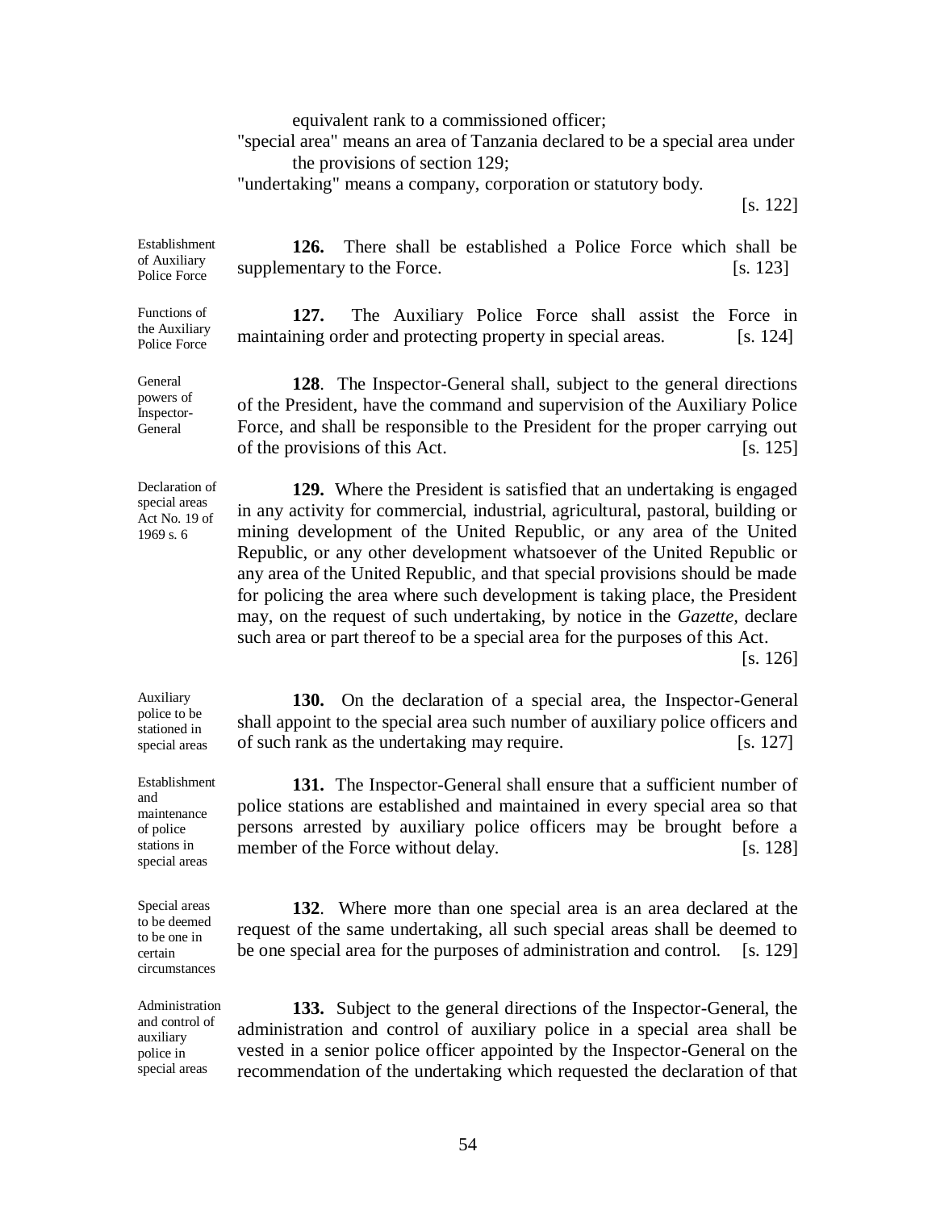equivalent rank to a commissioned officer;

"special area" means an area of Tanzania declared to be a special area under the provisions of section 129;

"undertaking" means a company, corporation or statutory body.

[s. 122]

*Establishment of Auxiliary Police Force*

**126.** There shall be established a Police Force which shall be supplementary to the Force. [s. 123]

*Functions of the Auxiliary Police Force*

**127.** The Auxiliary Police Force shall assist the Force in maintaining order and protecting property in special areas. [s. 124]

*General powers of Inspector-General*

**128**. The Inspector-General shall, subject to the general directions of the President, have the command and supervision of the Auxiliary Police Force, and shall be responsible to the President for the proper carrying out of the provisions of this Act. [s. 125]

*Declaration of special areas Act No. 19 of 1969 s. 6*

**129.** Where the President is satisfied that an undertaking is engaged in any activity for commercial, industrial, agricultural, pastoral, building or mining development of the United Republic, or any area of the United Republic, or any other development whatsoever of the United Republic or any area of the United Republic, and that special provisions should be made for policing the area where such development is taking place, the President may, on the request of such undertaking, by notice in the *Gazette*, declare such area or part thereof to be a special area for the purposes of this Act.

[s. 126]

*Auxiliary police to be stationed in special areas*

**130.** On the declaration of a special area, the Inspector-General shall appoint to the special area such number of auxiliary police officers and of such rank as the undertaking may require. [s. 127]

*Establishment and maintenance of police stations in special areas*

**131.** The Inspector-General shall ensure that a sufficient number of police stations are established and maintained in every special area so that persons arrested by auxiliary police officers may be brought before a member of the Force without delay. [s. 128]

*Special areas to be deemed to be one in certain circumstances*

**132**. Where more than one special area is an area declared at the request of the same undertaking, all such special areas shall be deemed to be one special area for the purposes of administration and control. [s. 129]

*Administration and control of auxiliary police in special areas*

**133.** Subject to the general directions of the Inspector-General, the administration and control of auxiliary police in a special area shall be vested in a senior police officer appointed by the Inspector-General on the recommendation of the undertaking which requested the declaration of that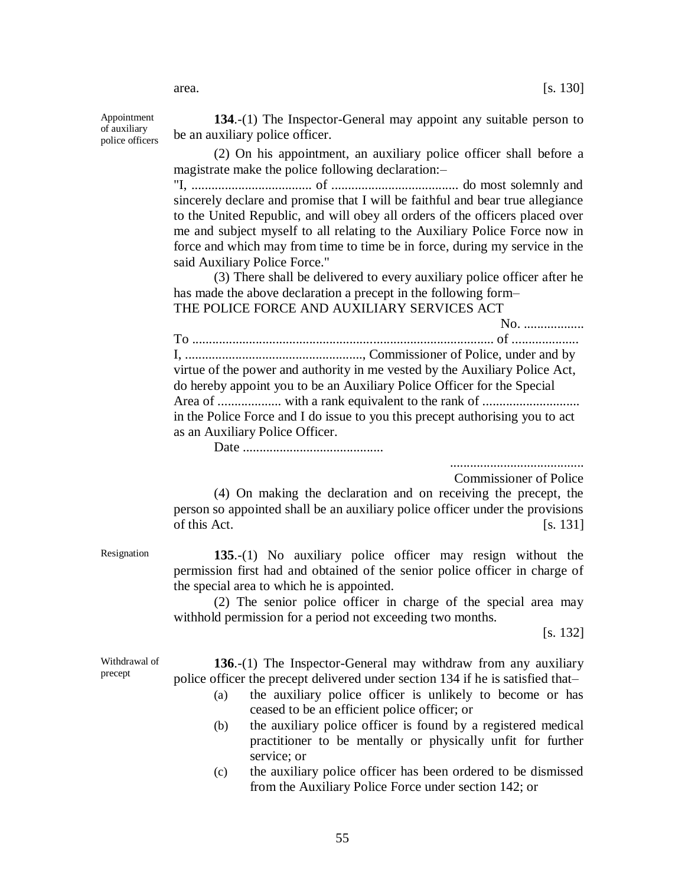area. [s. 130]

Appointment of auxiliary police officers

**134**.-(1) The Inspector-General may appoint any suitable person to be an auxiliary police officer.

(2) On his appointment, an auxiliary police officer shall before a magistrate make the police following declaration:–

"I, .................................... of ...................................... do most solemnly and sincerely declare and promise that I will be faithful and bear true allegiance to the United Republic, and will obey all orders of the officers placed over me and subject myself to all relating to the Auxiliary Police Force now in force and which may from time to time be in force, during my service in the said Auxiliary Police Force."

(3) There shall be delivered to every auxiliary police officer after he has made the above declaration a precept in the following form–

THE POLICE FORCE AND AUXILIARY SERVICES ACT

No. ..................

To ........................................................................................ of ....................

I, ....................................................., Commissioner of Police, under and by virtue of the power and authority in me vested by the Auxiliary Police Act, do hereby appoint you to be an Auxiliary Police Officer for the Special Area of ................... with a rank equivalent to the rank of ............................. in the Police Force and I do issue to you this precept authorising you to act as an Auxiliary Police Officer.

Date ..........................................

........................................
Commissioner of Police

(4) On making the declaration and on receiving the precept, the person so appointed shall be an auxiliary police officer under the provisions of this Act. [s. 131]

Resignation

**135**.-(1) No auxiliary police officer may resign without the permission first had and obtained of the senior police officer in charge of the special area to which he is appointed.

(2) The senior police officer in charge of the special area may withhold permission for a period not exceeding two months.

[s. 132]

Withdrawal of precept

**136**.-(1) The Inspector-General may withdraw from any auxiliary police officer the precept delivered under section 134 if he is satisfied that–

(a) the auxiliary police officer is unlikely to become or has ceased to be an efficient police officer; or

(b) the auxiliary police officer is found by a registered medical practitioner to be mentally or physically unfit for further service; or

(c) the auxiliary police officer has been ordered to be dismissed from the Auxiliary Police Force under section 142; or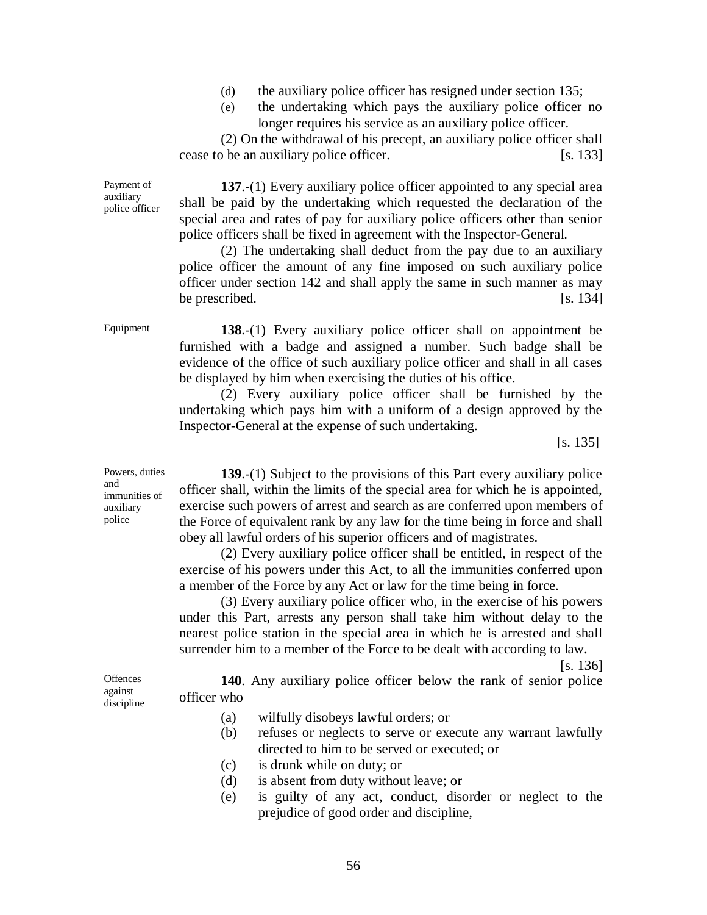(d) the auxiliary police officer has resigned under section 135;

(e) the undertaking which pays the auxiliary police officer no longer requires his service as an auxiliary police officer.

(2) On the withdrawal of his precept, an auxiliary police officer shall cease to be an auxiliary police officer. [s. 133]

Payment of auxiliary police officer

**137**.-(1) Every auxiliary police officer appointed to any special area shall be paid by the undertaking which requested the declaration of the special area and rates of pay for auxiliary police officers other than senior police officers shall be fixed in agreement with the Inspector-General.

(2) The undertaking shall deduct from the pay due to an auxiliary police officer the amount of any fine imposed on such auxiliary police officer under section 142 and shall apply the same in such manner as may be prescribed. [s. 134]

Equipment

**138**.-(1) Every auxiliary police officer shall on appointment be furnished with a badge and assigned a number. Such badge shall be evidence of the office of such auxiliary police officer and shall in all cases be displayed by him when exercising the duties of his office.

(2) Every auxiliary police officer shall be furnished by the undertaking which pays him with a uniform of a design approved by the Inspector-General at the expense of such undertaking.

[s. 135]

Powers, duties and immunities of auxiliary police

**139**.-(1) Subject to the provisions of this Part every auxiliary police officer shall, within the limits of the special area for which he is appointed, exercise such powers of arrest and search as are conferred upon members of the Force of equivalent rank by any law for the time being in force and shall obey all lawful orders of his superior officers and of magistrates.

(2) Every auxiliary police officer shall be entitled, in respect of the exercise of his powers under this Act, to all the immunities conferred upon a member of the Force by any Act or law for the time being in force.

(3) Every auxiliary police officer who, in the exercise of his powers under this Part, arrests any person shall take him without delay to the nearest police station in the special area in which he is arrested and shall surrender him to a member of the Force to be dealt with according to law.

[s. 136]

Offences against discipline

**140**. Any auxiliary police officer below the rank of senior police officer who–

(a) wilfully disobeys lawful orders; or

(b) refuses or neglects to serve or execute any warrant lawfully directed to him to be served or executed; or

(c) is drunk while on duty; or

(d) is absent from duty without leave; or

(e) is guilty of any act, conduct, disorder or neglect to the prejudice of good order and discipline,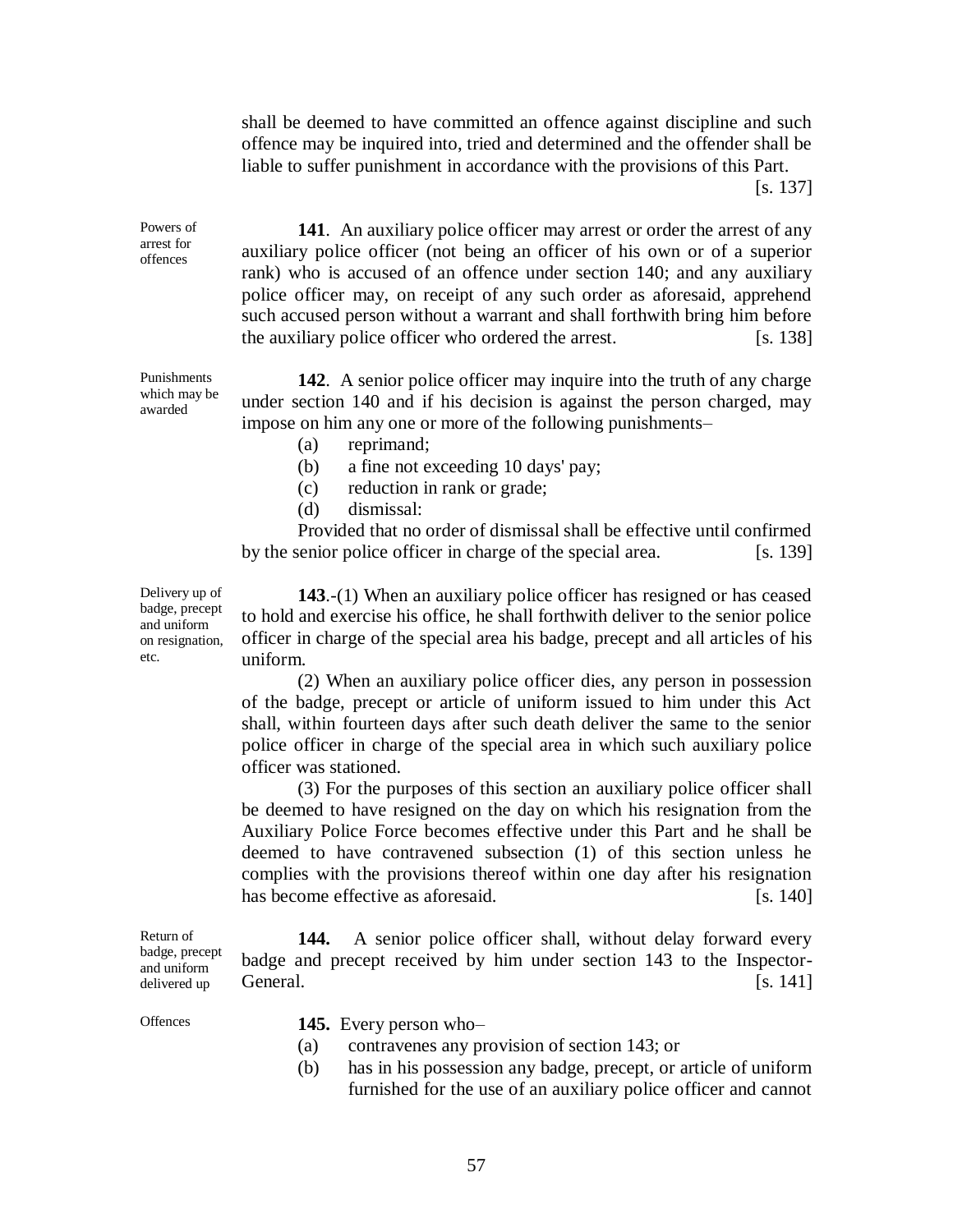shall be deemed to have committed an offence against discipline and such offence may be inquired into, tried and determined and the offender shall be liable to suffer punishment in accordance with the provisions of this Part. [s. 137]

Powers of arrest for offences

**141**. An auxiliary police officer may arrest or order the arrest of any auxiliary police officer (not being an officer of his own or of a superior rank) who is accused of an offence under section 140; and any auxiliary police officer may, on receipt of any such order as aforesaid, apprehend such accused person without a warrant and shall forthwith bring him before the auxiliary police officer who ordered the arrest. [s. 138]

Punishments which may be awarded

**142**. A senior police officer may inquire into the truth of any charge under section 140 and if his decision is against the person charged, may impose on him any one or more of the following punishments–

(a) reprimand;
(b) a fine not exceeding 10 days' pay;
(c) reduction in rank or grade;
(d) dismissal:

Provided that no order of dismissal shall be effective until confirmed by the senior police officer in charge of the special area. [s. 139]

Delivery up of badge, precept and uniform on resignation, etc.

**143**.-(1) When an auxiliary police officer has resigned or has ceased to hold and exercise his office, he shall forthwith deliver to the senior police officer in charge of the special area his badge, precept and all articles of his uniform.

(2) When an auxiliary police officer dies, any person in possession of the badge, precept or article of uniform issued to him under this Act shall, within fourteen days after such death deliver the same to the senior police officer in charge of the special area in which such auxiliary police officer was stationed.

(3) For the purposes of this section an auxiliary police officer shall be deemed to have resigned on the day on which his resignation from the Auxiliary Police Force becomes effective under this Part and he shall be deemed to have contravened subsection (1) of this section unless he complies with the provisions thereof within one day after his resignation has become effective as aforesaid. [s. 140]

Return of badge, precept and uniform delivered up

**144.** A senior police officer shall, without delay forward every badge and precept received by him under section 143 to the Inspector-General. [s. 141]

Offences

**145.** Every person who–

(a) contravenes any provision of section 143; or
(b) has in his possession any badge, precept, or article of uniform furnished for the use of an auxiliary police officer and cannot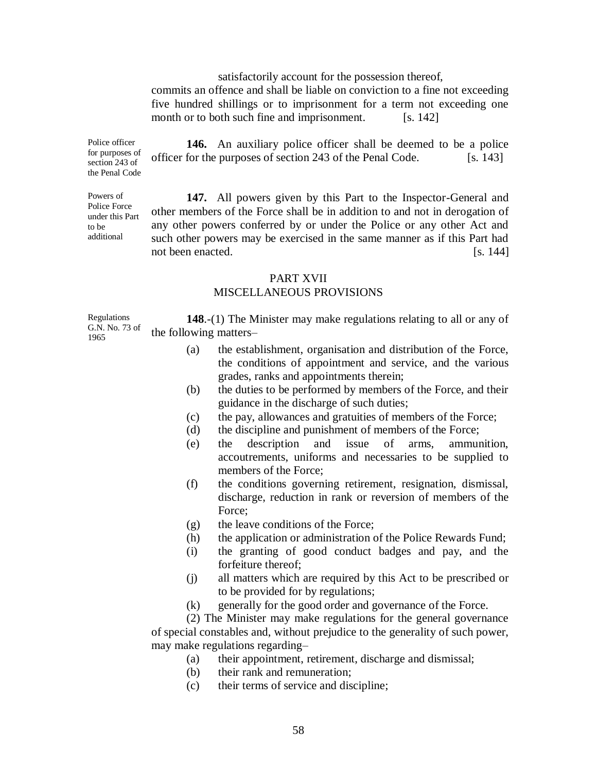satisfactorily account for the possession thereof,

commits an offence and shall be liable on conviction to a fine not exceeding five hundred shillings or to imprisonment for a term not exceeding one month or to both such fine and imprisonment. [s. 142]

Police officer for purposes of section 243 of the Penal Code

**146.** An auxiliary police officer shall be deemed to be a police officer for the purposes of section 243 of the Penal Code. [s. 143]

Powers of Police Force under this Part to be additional

**147.** All powers given by this Part to the Inspector-General and other members of the Force shall be in addition to and not in derogation of any other powers conferred by or under the Police or any other Act and such other powers may be exercised in the same manner as if this Part had not been enacted. [s. 144]

## PART XVII
## MISCELLANEOUS PROVISIONS

Regulations G.N. No. 73 of 1965

**148**.-(1) The Minister may make regulations relating to all or any of the following matters–

(a) the establishment, organisation and distribution of the Force, the conditions of appointment and service, and the various grades, ranks and appointments therein;

(b) the duties to be performed by members of the Force, and their guidance in the discharge of such duties;

(c) the pay, allowances and gratuities of members of the Force;

(d) the discipline and punishment of members of the Force;

(e) the description and issue of arms, ammunition, accoutrements, uniforms and necessaries to be supplied to members of the Force;

(f) the conditions governing retirement, resignation, dismissal, discharge, reduction in rank or reversion of members of the Force;

(g) the leave conditions of the Force;

(h) the application or administration of the Police Rewards Fund;

(i) the granting of good conduct badges and pay, and the forfeiture thereof;

(j) all matters which are required by this Act to be prescribed or to be provided for by regulations;

(k) generally for the good order and governance of the Force.

(2) The Minister may make regulations for the general governance of special constables and, without prejudice to the generality of such power, may make regulations regarding–

(a) their appointment, retirement, discharge and dismissal;

(b) their rank and remuneration;

(c) their terms of service and discipline;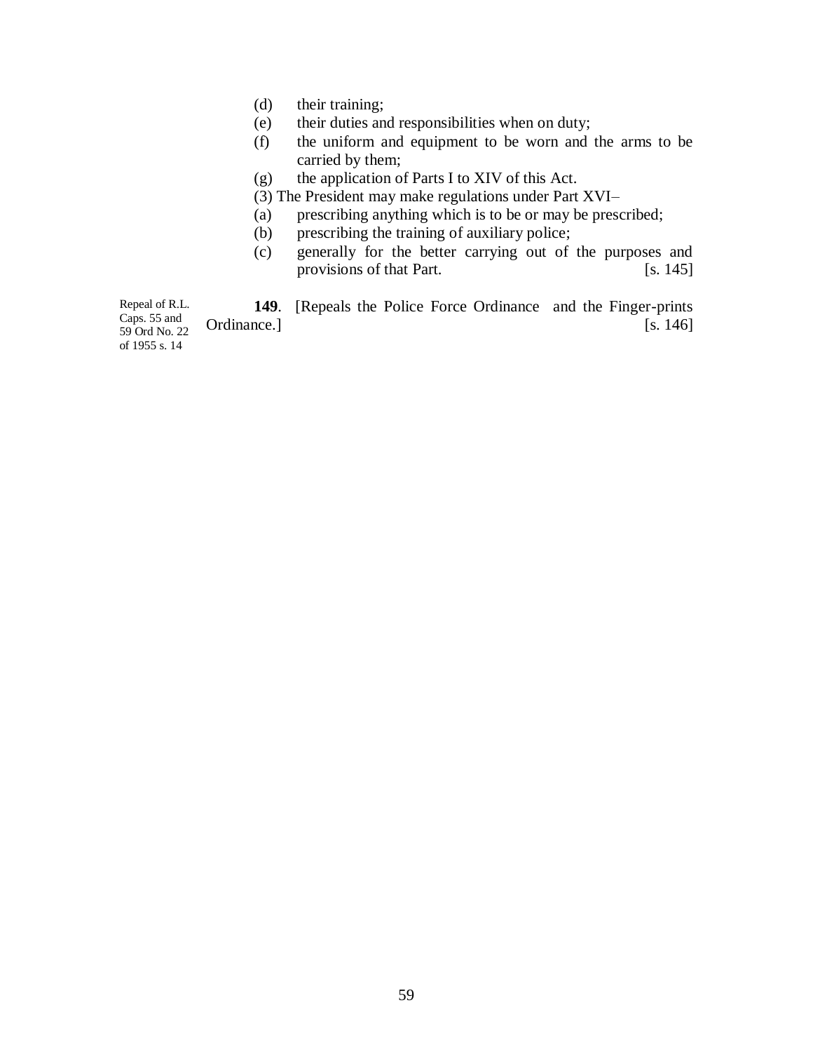(d) their training;

(e) their duties and responsibilities when on duty;

(f) the uniform and equipment to be worn and the arms to be carried by them;

(g) the application of Parts I to XIV of this Act.

(3) The President may make regulations under Part XVI–

(a) prescribing anything which is to be or may be prescribed;

(b) prescribing the training of auxiliary police;

(c) generally for the better carrying out of the purposes and provisions of that Part. [s. 145]

Repeal of R.L. Caps. 55 and 59 Ord No. 22 of 1955 s. 14

**149**. [Repeals the Police Force Ordinance and the Finger-prints Ordinance.] [s. 146]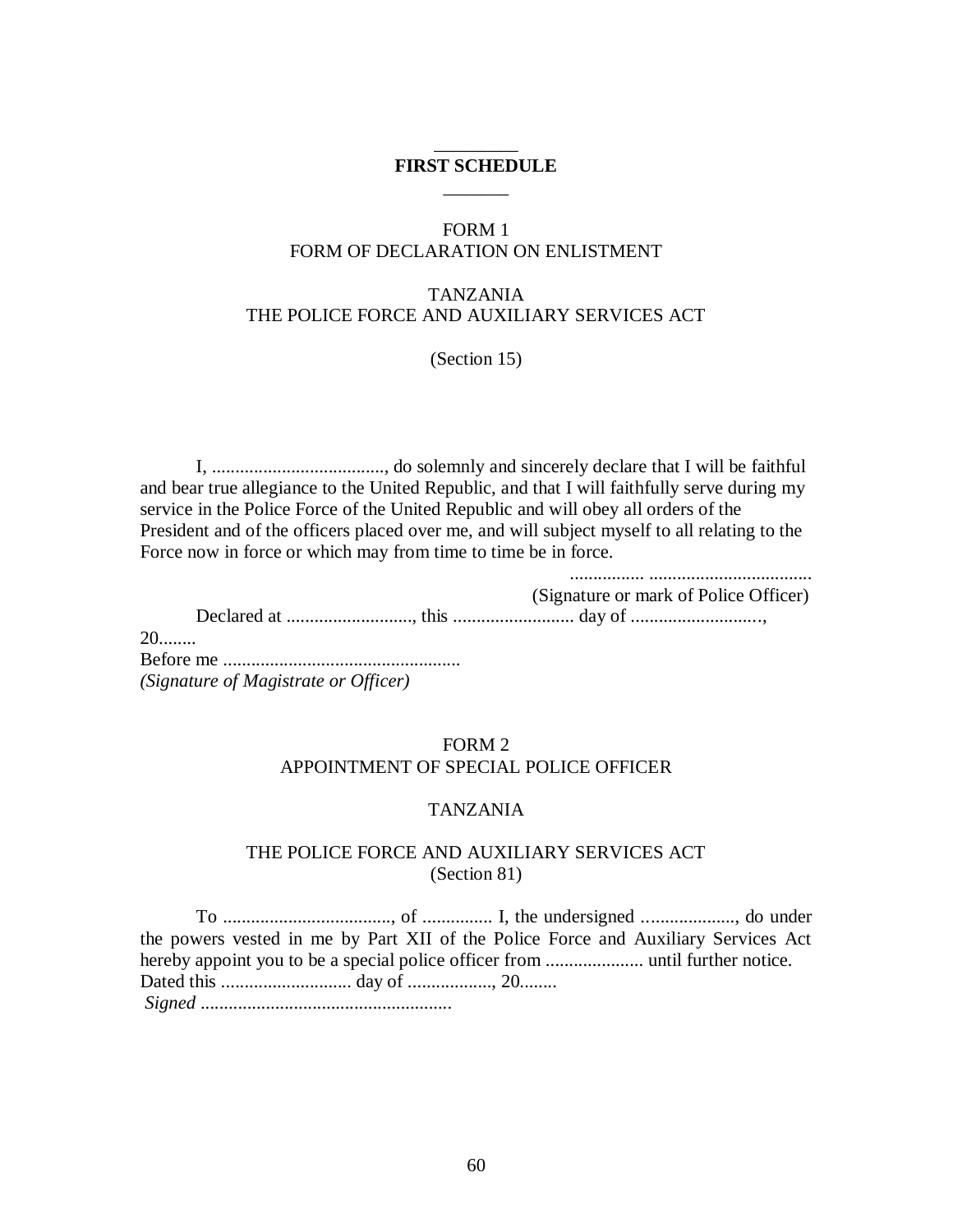## FIRST SCHEDULE

### FORM 1
### FORM OF DECLARATION ON ENLISTMENT

TANZANIA
THE POLICE FORCE AND AUXILIARY SERVICES ACT

(Section 15)

I, ....................................., do solemnly and sincerely declare that I will be faithful and bear true allegiance to the United Republic, and that I will faithfully serve during my service in the Police Force of the United Republic and will obey all orders of the President and of the officers placed over me, and will subject myself to all relating to the Force now in force or which may from time to time be in force.

................ ..................................
(Signature or mark of Police Officer)

Declared at ..........................., this .......................... day of ..........................., 20........

Before me ...................................................
*(Signature of Magistrate or Officer)*

### FORM 2
### APPOINTMENT OF SPECIAL POLICE OFFICER

TANZANIA

THE POLICE FORCE AND AUXILIARY SERVICES ACT
(Section 81)

To ...................................., of ............... I, the undersigned ...................., do under the powers vested in me by Part XII of the Police Force and Auxiliary Services Act hereby appoint you to be a special police officer from ..................... until further notice.
Dated this ............................ day of .................., 20........
*Signed* ......................................................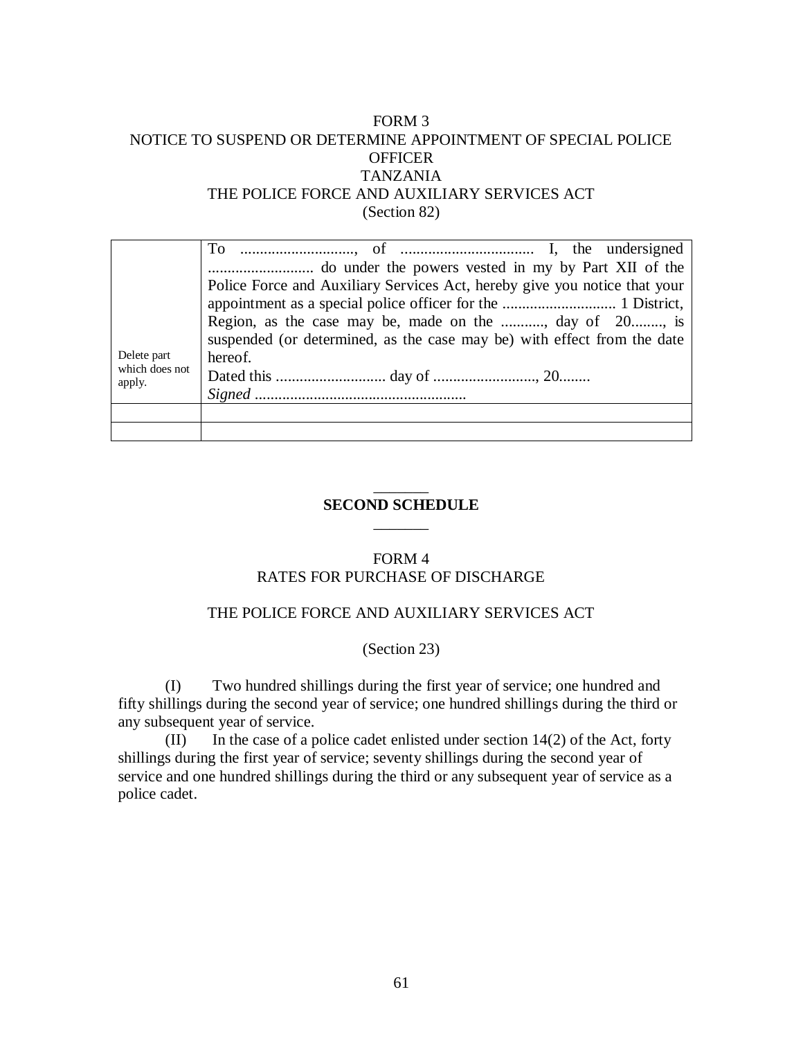FORM 3
NOTICE TO SUSPEND OR DETERMINE APPOINTMENT OF SPECIAL POLICE OFFICER
TANZANIA
THE POLICE FORCE AND AUXILIARY SERVICES ACT
(Section 82)

| | |
|---|---|
| Delete part which does not apply. | To ............................., of .................................. I, the undersigned ........................... do under the powers vested in my by Part XII of the Police Force and Auxiliary Services Act, hereby give you notice that your appointment as a special police officer for the ............................. 1 District, Region, as the case may be, made on the ..........., day of 20........, is suspended (or determined, as the case may be) with effect from the date hereof.<br>Dated this ............................ day of .........................., 20........<br>*Signed* ...................................................... |
| | |
| | |

## SECOND SCHEDULE

FORM 4
RATES FOR PURCHASE OF DISCHARGE

THE POLICE FORCE AND AUXILIARY SERVICES ACT

(Section 23)

(I) Two hundred shillings during the first year of service; one hundred and fifty shillings during the second year of service; one hundred shillings during the third or any subsequent year of service.

(II) In the case of a police cadet enlisted under section 14(2) of the Act, forty shillings during the first year of service; seventy shillings during the second year of service and one hundred shillings during the third or any subsequent year of service as a police cadet.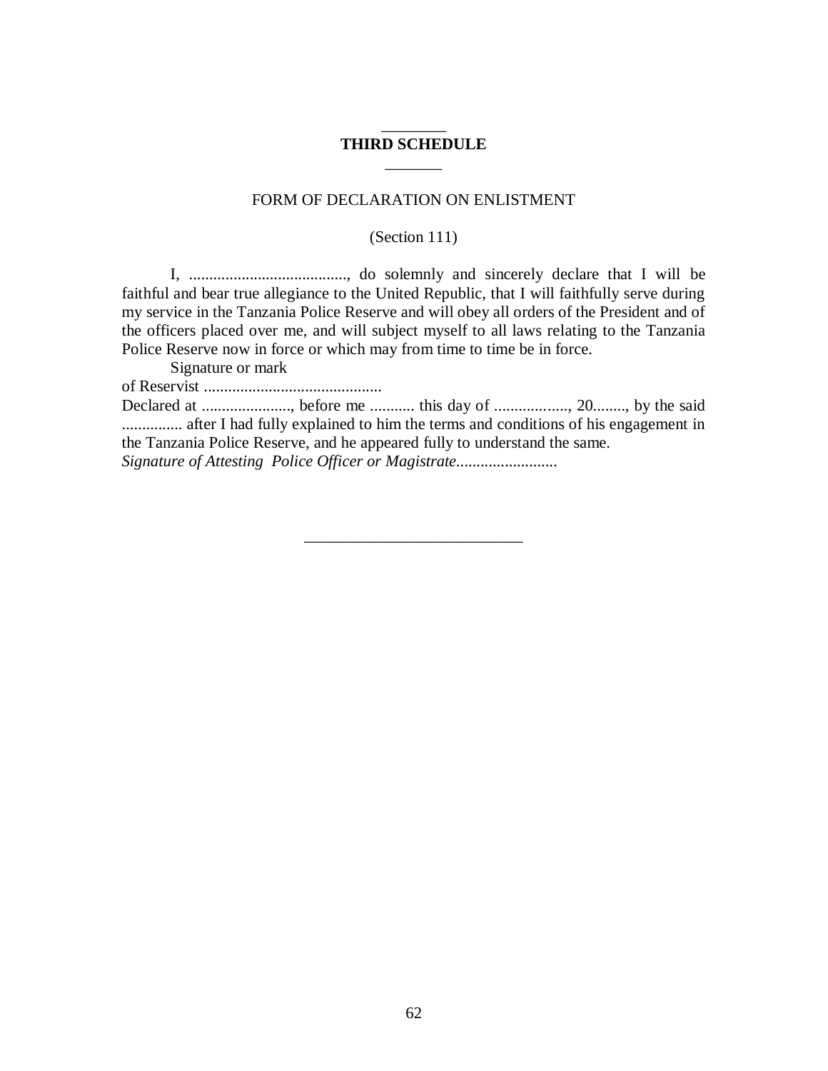## THIRD SCHEDULE

FORM OF DECLARATION ON ENLISTMENT

(Section 111)

I, ......................................, do solemnly and sincerely declare that I will be faithful and bear true allegiance to the United Republic, that I will faithfully serve during my service in the Tanzania Police Reserve and will obey all orders of the President and of the officers placed over me, and will subject myself to all laws relating to the Tanzania Police Reserve now in force or which may from time to time be in force.

Signature or mark
of Reservist ............................................

Declared at ......................, before me ........... this day of .................., 20........, by the said ............... after I had fully explained to him the terms and conditions of his engagement in the Tanzania Police Reserve, and he appeared fully to understand the same.

*Signature of Attesting Police Officer or Magistrate*.........................